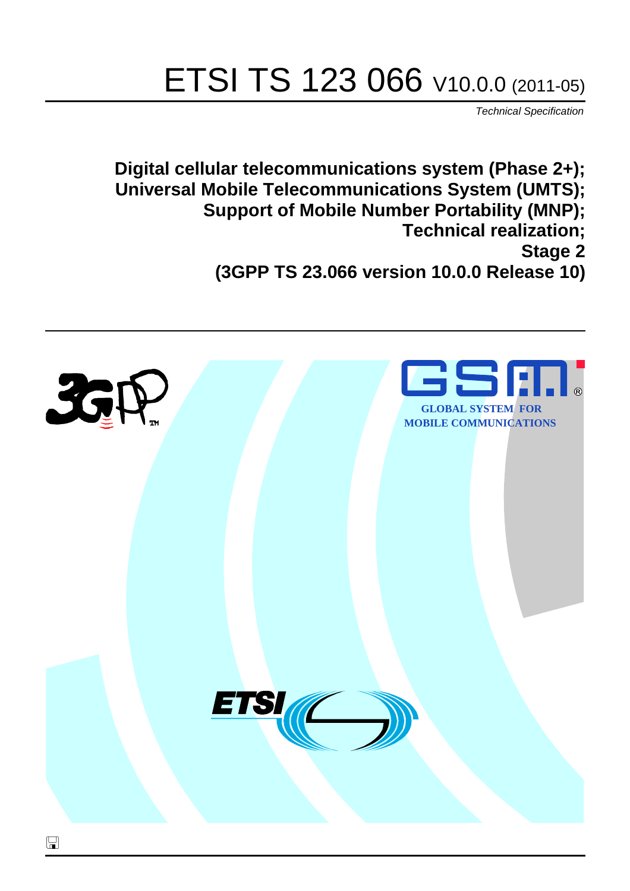# ETSI TS 123 066 V10.0.0 (2011-05)

*Technical Specification*

**Digital cellular telecommunications system (Phase 2+);
Universal Mobile Telecommunications System (UMTS);
Support of Mobile Number Portability (MNP);
Technical realization;
Stage 2
(3GPP TS 23.066 version 10.0.0 Release 10)**

GLOBAL SYSTEM FOR
MOBILE COMMUNICATIONS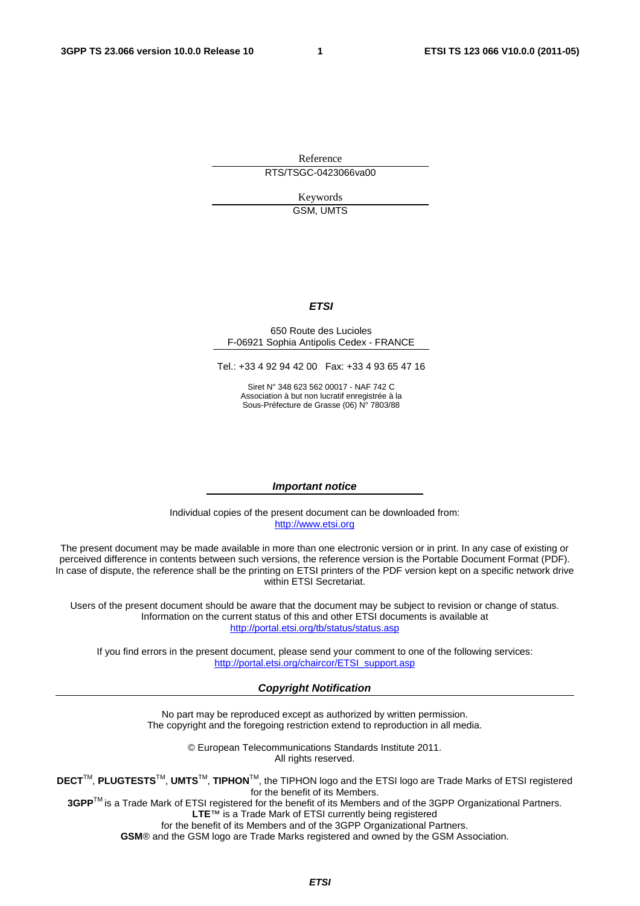Reference

RTS/TSGC-0423066va00

Keywords

GSM, UMTS

***ETSI***

650 Route des Lucioles
F-06921 Sophia Antipolis Cedex - FRANCE

Tel.: +33 4 92 94 42 00 Fax: +33 4 93 65 47 16

Siret N° 348 623 562 00017 - NAF 742 C
Association à but non lucratif enregistrée à la
Sous-Préfecture de Grasse (06) N° 7803/88

***Important notice***

Individual copies of the present document can be downloaded from:
http://www.etsi.org

The present document may be made available in more than one electronic version or in print. In any case of existing or perceived difference in contents between such versions, the reference version is the Portable Document Format (PDF). In case of dispute, the reference shall be the printing on ETSI printers of the PDF version kept on a specific network drive within ETSI Secretariat.

Users of the present document should be aware that the document may be subject to revision or change of status. Information on the current status of this and other ETSI documents is available at
http://portal.etsi.org/tb/status/status.asp

If you find errors in the present document, please send your comment to one of the following services:
http://portal.etsi.org/chaircor/ETSI_support.asp

***Copyright Notification***

No part may be reproduced except as authorized by written permission.
The copyright and the foregoing restriction extend to reproduction in all media.

© European Telecommunications Standards Institute 2011.
All rights reserved.

**DECT**™, **PLUGTESTS**™, **UMTS**™, **TIPHON**™, the TIPHON logo and the ETSI logo are Trade Marks of ETSI registered for the benefit of its Members.
**3GPP**™ is a Trade Mark of ETSI registered for the benefit of its Members and of the 3GPP Organizational Partners.
**LTE**™ is a Trade Mark of ETSI currently being registered
for the benefit of its Members and of the 3GPP Organizational Partners.
**GSM**® and the GSM logo are Trade Marks registered and owned by the GSM Association.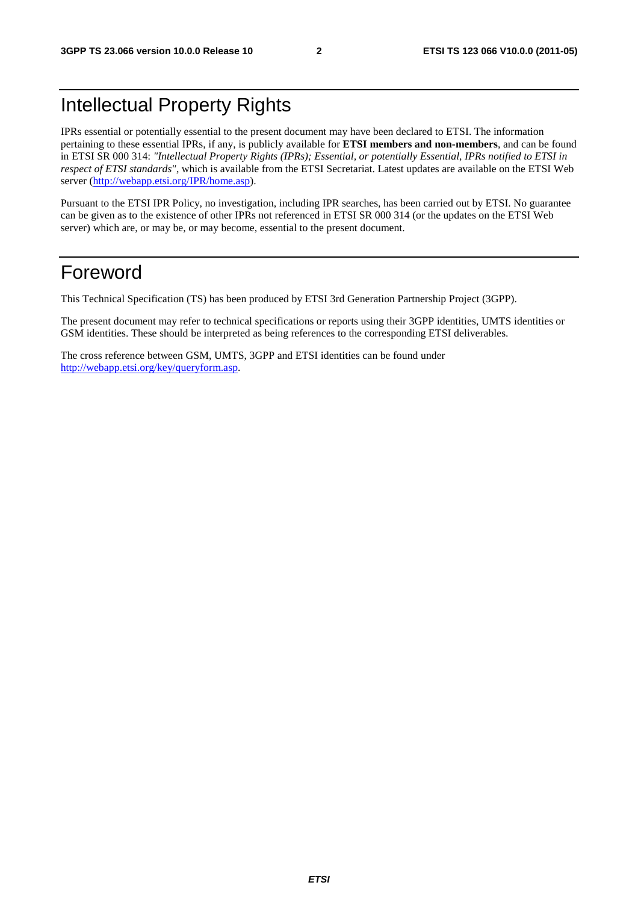# Intellectual Property Rights

IPRs essential or potentially essential to the present document may have been declared to ETSI. The information pertaining to these essential IPRs, if any, is publicly available for **ETSI members and non-members**, and can be found in ETSI SR 000 314: *"Intellectual Property Rights (IPRs); Essential, or potentially Essential, IPRs notified to ETSI in respect of ETSI standards"*, which is available from the ETSI Secretariat. Latest updates are available on the ETSI Web server (http://webapp.etsi.org/IPR/home.asp).

Pursuant to the ETSI IPR Policy, no investigation, including IPR searches, has been carried out by ETSI. No guarantee can be given as to the existence of other IPRs not referenced in ETSI SR 000 314 (or the updates on the ETSI Web server) which are, or may be, or may become, essential to the present document.

# Foreword

This Technical Specification (TS) has been produced by ETSI 3rd Generation Partnership Project (3GPP).

The present document may refer to technical specifications or reports using their 3GPP identities, UMTS identities or GSM identities. These should be interpreted as being references to the corresponding ETSI deliverables.

The cross reference between GSM, UMTS, 3GPP and ETSI identities can be found under http://webapp.etsi.org/key/queryform.asp.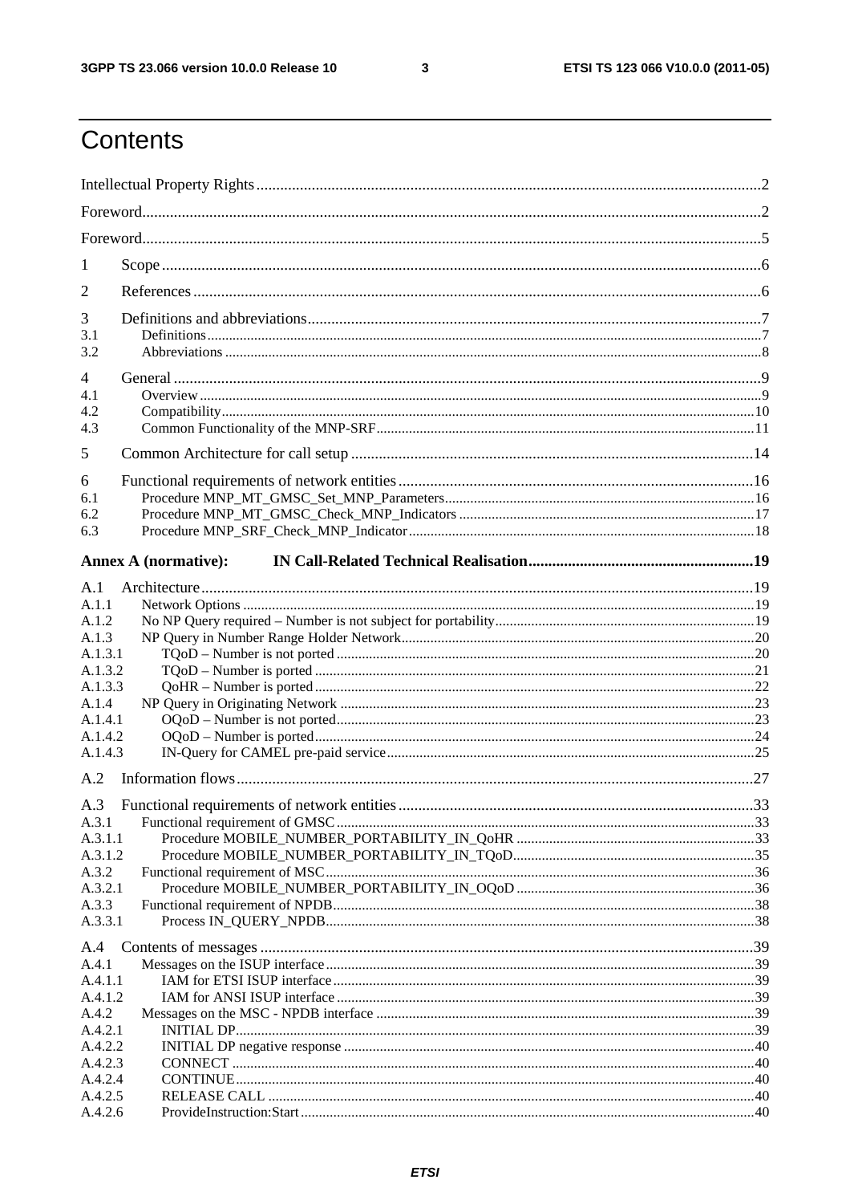# Contents

Intellectual Property Rights ... 2
Foreword ... 2
Foreword ... 5
1 Scope ... 6
2 References ... 6
3 Definitions and abbreviations ... 7
3.1 Definitions ... 7
3.2 Abbreviations ... 8
4 General ... 9
4.1 Overview ... 9
4.2 Compatibility ... 10
4.3 Common Functionality of the MNP-SRF ... 11
5 Common Architecture for call setup ... 14
6 Functional requirements of network entities ... 16
6.1 Procedure MNP_MT_GMSC_Set_MNP_Parameters ... 16
6.2 Procedure MNP_MT_GMSC_Check_MNP_Indicators ... 17
6.3 Procedure MNP_SRF_Check_MNP_Indicator ... 18

**Annex A (normative): IN Call-Related Technical Realisation ... 19**

A.1 Architecture ... 19
A.1.1 Network Options ... 19
A.1.2 No NP Query required – Number is not subject for portability ... 19
A.1.3 NP Query in Number Range Holder Network ... 20
A.1.3.1 TQoD – Number is not ported ... 20
A.1.3.2 TQoD – Number is ported ... 21
A.1.3.3 QoHR – Number is ported ... 22
A.1.4 NP Query in Originating Network ... 23
A.1.4.1 OQoD – Number is not ported ... 23
A.1.4.2 OQoD – Number is ported ... 24
A.1.4.3 IN-Query for CAMEL pre-paid service ... 25
A.2 Information flows ... 27
A.3 Functional requirements of network entities ... 33
A.3.1 Functional requirement of GMSC ... 33
A.3.1.1 Procedure MOBILE_NUMBER_PORTABILITY_IN_QoHR ... 33
A.3.1.2 Procedure MOBILE_NUMBER_PORTABILITY_IN_TQoD ... 35
A.3.2 Functional requirement of MSC ... 36
A.3.2.1 Procedure MOBILE_NUMBER_PORTABILITY_IN_OQoD ... 36
A.3.3 Functional requirement of NPDB ... 38
A.3.3.1 Process IN_QUERY_NPDB ... 38
A.4 Contents of messages ... 39
A.4.1 Messages on the ISUP interface ... 39
A.4.1.1 IAM for ETSI ISUP interface ... 39
A.4.1.2 IAM for ANSI ISUP interface ... 39
A.4.2 Messages on the MSC - NPDB interface ... 39
A.4.2.1 INITIAL DP ... 39
A.4.2.2 INITIAL DP negative response ... 40
A.4.2.3 CONNECT ... 40
A.4.2.4 CONTINUE ... 40
A.4.2.5 RELEASE CALL ... 40
A.4.2.6 ProvideInstruction:Start ... 40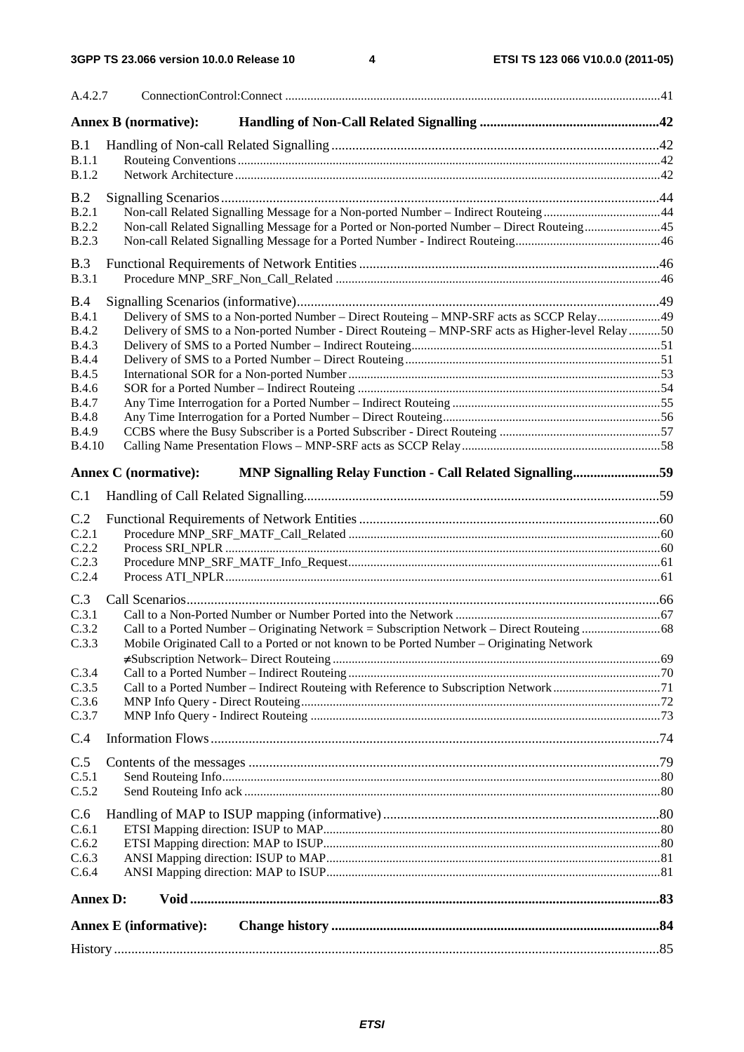A.4.2.7 ConnectionControl:Connect ..... 41

**Annex B (normative): Handling of Non-Call Related Signalling ..... 42**

B.1 Handling of Non-call Related Signalling ..... 42
B.1.1 Routeing Conventions ..... 42
B.1.2 Network Architecture ..... 42

B.2 Signalling Scenarios ..... 44
B.2.1 Non-call Related Signalling Message for a Non-ported Number – Indirect Routeing ..... 44
B.2.2 Non-call Related Signalling Message for a Ported or Non-ported Number – Direct Routeing ..... 45
B.2.3 Non-call Related Signalling Message for a Ported Number - Indirect Routeing ..... 46

B.3 Functional Requirements of Network Entities ..... 46
B.3.1 Procedure MNP_SRF_Non_Call_Related ..... 46

B.4 Signalling Scenarios (informative) ..... 49
B.4.1 Delivery of SMS to a Non-ported Number – Direct Routeing – MNP-SRF acts as SCCP Relay ..... 49
B.4.2 Delivery of SMS to a Non-ported Number - Direct Routeing – MNP-SRF acts as Higher-level Relay ..... 50
B.4.3 Delivery of SMS to a Ported Number – Indirect Routeing ..... 51
B.4.4 Delivery of SMS to a Ported Number – Direct Routeing ..... 51
B.4.5 International SOR for a Non-ported Number ..... 53
B.4.6 SOR for a Ported Number – Indirect Routeing ..... 54
B.4.7 Any Time Interrogation for a Ported Number – Indirect Routeing ..... 55
B.4.8 Any Time Interrogation for a Ported Number – Direct Routeing ..... 56
B.4.9 CCBS where the Busy Subscriber is a Ported Subscriber - Direct Routeing ..... 57
B.4.10 Calling Name Presentation Flows – MNP-SRF acts as SCCP Relay ..... 58

**Annex C (normative): MNP Signalling Relay Function - Call Related Signalling ..... 59**

C.1 Handling of Call Related Signalling ..... 59

C.2 Functional Requirements of Network Entities ..... 60
C.2.1 Procedure MNP_SRF_MATF_Call_Related ..... 60
C.2.2 Process SRI_NPLR ..... 60
C.2.3 Procedure MNP_SRF_MATF_Info_Request ..... 61
C.2.4 Process ATI_NPLR ..... 61

C.3 Call Scenarios ..... 66
C.3.1 Call to a Non-Ported Number or Number Ported into the Network ..... 67
C.3.2 Call to a Ported Number – Originating Network = Subscription Network – Direct Routeing ..... 68
C.3.3 Mobile Originated Call to a Ported or not known to be Ported Number – Originating Network ≠Subscription Network– Direct Routeing ..... 69
C.3.4 Call to a Ported Number – Indirect Routeing ..... 70
C.3.5 Call to a Ported Number – Indirect Routeing with Reference to Subscription Network ..... 71
C.3.6 MNP Info Query - Direct Routeing ..... 72
C.3.7 MNP Info Query - Indirect Routeing ..... 73

C.4 Information Flows ..... 74

C.5 Contents of the messages ..... 79
C.5.1 Send Routeing Info ..... 80
C.5.2 Send Routeing Info ack ..... 80

C.6 Handling of MAP to ISUP mapping (informative) ..... 80
C.6.1 ETSI Mapping direction: ISUP to MAP ..... 80
C.6.2 ETSI Mapping direction: MAP to ISUP ..... 80
C.6.3 ANSI Mapping direction: ISUP to MAP ..... 81
C.6.4 ANSI Mapping direction: MAP to ISUP ..... 81

**Annex D: Void ..... 83**

**Annex E (informative): Change history ..... 84**

History ..... 85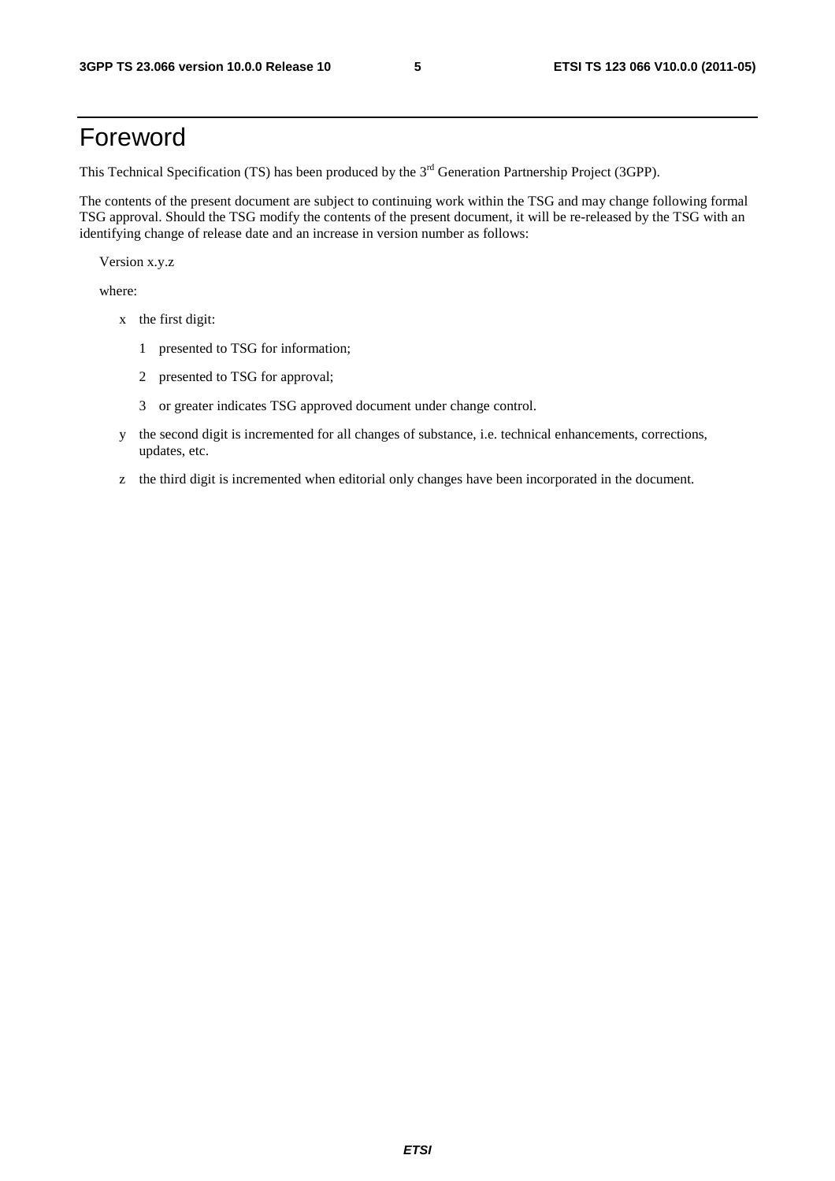# Foreword

This Technical Specification (TS) has been produced by the 3rd Generation Partnership Project (3GPP).

The contents of the present document are subject to continuing work within the TSG and may change following formal TSG approval. Should the TSG modify the contents of the present document, it will be re-released by the TSG with an identifying change of release date and an increase in version number as follows:

Version x.y.z

where:

- x the first digit:
  - 1 presented to TSG for information;
  - 2 presented to TSG for approval;
  - 3 or greater indicates TSG approved document under change control.
- y the second digit is incremented for all changes of substance, i.e. technical enhancements, corrections, updates, etc.
- z the third digit is incremented when editorial only changes have been incorporated in the document.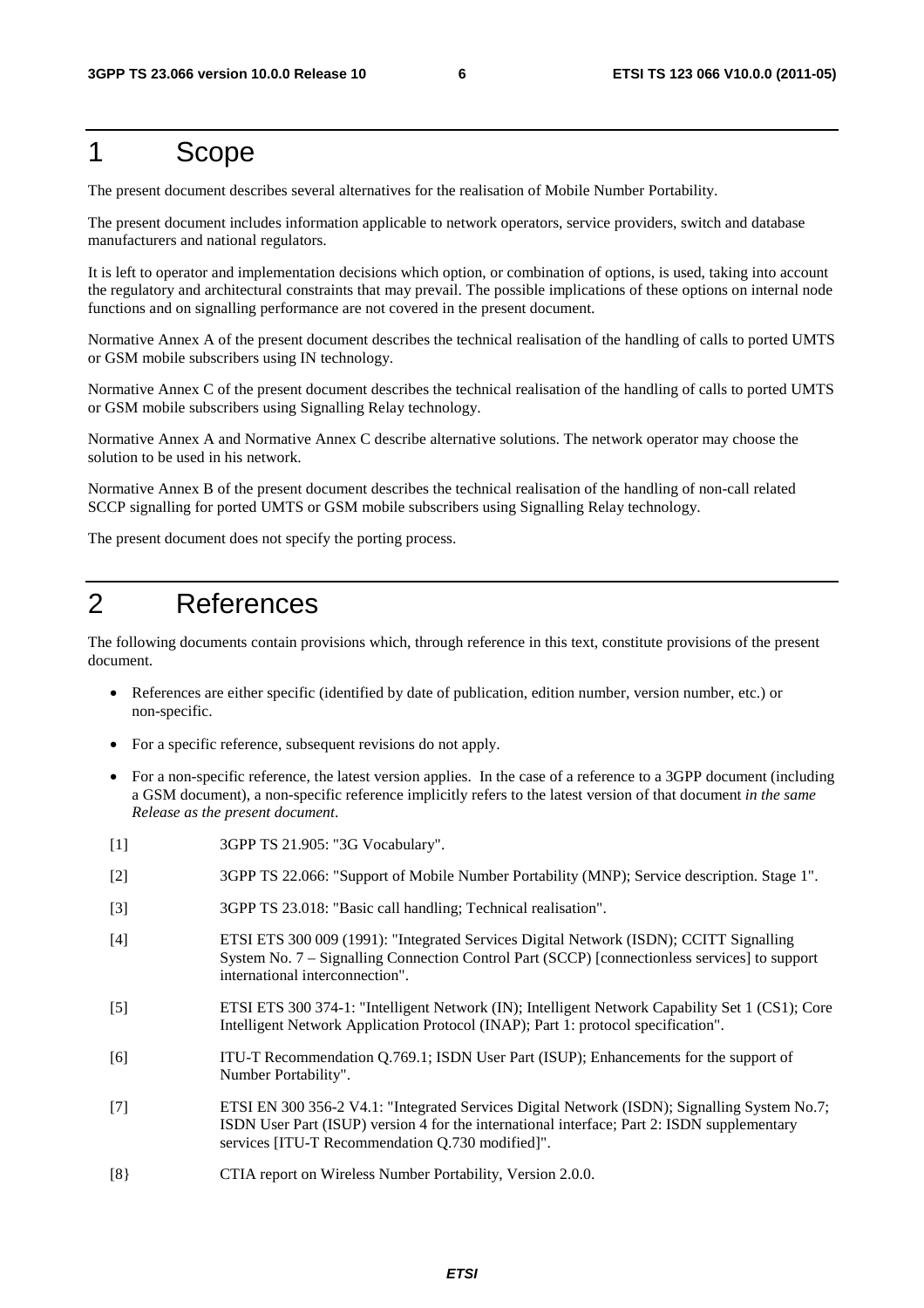# 1 Scope

The present document describes several alternatives for the realisation of Mobile Number Portability.

The present document includes information applicable to network operators, service providers, switch and database manufacturers and national regulators.

It is left to operator and implementation decisions which option, or combination of options, is used, taking into account the regulatory and architectural constraints that may prevail. The possible implications of these options on internal node functions and on signalling performance are not covered in the present document.

Normative Annex A of the present document describes the technical realisation of the handling of calls to ported UMTS or GSM mobile subscribers using IN technology.

Normative Annex C of the present document describes the technical realisation of the handling of calls to ported UMTS or GSM mobile subscribers using Signalling Relay technology.

Normative Annex A and Normative Annex C describe alternative solutions. The network operator may choose the solution to be used in his network.

Normative Annex B of the present document describes the technical realisation of the handling of non-call related SCCP signalling for ported UMTS or GSM mobile subscribers using Signalling Relay technology.

The present document does not specify the porting process.

# 2 References

The following documents contain provisions which, through reference in this text, constitute provisions of the present document.

- References are either specific (identified by date of publication, edition number, version number, etc.) or non-specific.
- For a specific reference, subsequent revisions do not apply.
- For a non-specific reference, the latest version applies. In the case of a reference to a 3GPP document (including a GSM document), a non-specific reference implicitly refers to the latest version of that document *in the same Release as the present document*.

[1] 3GPP TS 21.905: "3G Vocabulary".

[2] 3GPP TS 22.066: "Support of Mobile Number Portability (MNP); Service description. Stage 1".

[3] 3GPP TS 23.018: "Basic call handling; Technical realisation".

[4] ETSI ETS 300 009 (1991): "Integrated Services Digital Network (ISDN); CCITT Signalling System No. 7 – Signalling Connection Control Part (SCCP) [connectionless services] to support international interconnection".

[5] ETSI ETS 300 374-1: "Intelligent Network (IN); Intelligent Network Capability Set 1 (CS1); Core Intelligent Network Application Protocol (INAP); Part 1: protocol specification".

[6] ITU-T Recommendation Q.769.1; ISDN User Part (ISUP); Enhancements for the support of Number Portability".

[7] ETSI EN 300 356-2 V4.1: "Integrated Services Digital Network (ISDN); Signalling System No.7; ISDN User Part (ISUP) version 4 for the international interface; Part 2: ISDN supplementary services [ITU-T Recommendation Q.730 modified]".

[8} CTIA report on Wireless Number Portability, Version 2.0.0.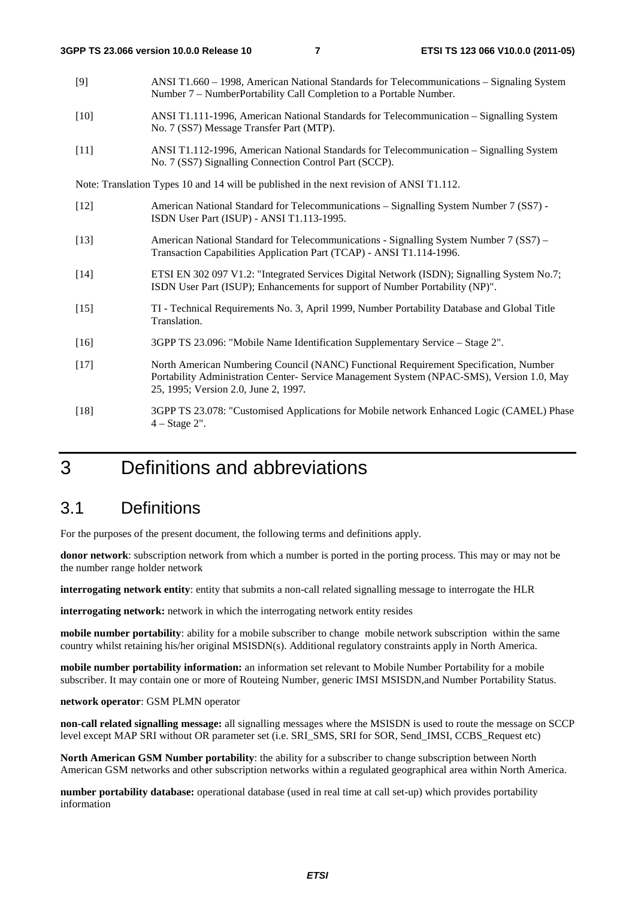[9] ANSI T1.660 – 1998, American National Standards for Telecommunications – Signaling System Number 7 – NumberPortability Call Completion to a Portable Number.

[10] ANSI T1.111-1996, American National Standards for Telecommunication – Signalling System No. 7 (SS7) Message Transfer Part (MTP).

[11] ANSI T1.112-1996, American National Standards for Telecommunication – Signalling System No. 7 (SS7) Signalling Connection Control Part (SCCP).

Note: Translation Types 10 and 14 will be published in the next revision of ANSI T1.112.

[12] American National Standard for Telecommunications – Signalling System Number 7 (SS7) - ISDN User Part (ISUP) - ANSI T1.113-1995.

[13] American National Standard for Telecommunications - Signalling System Number 7 (SS7) – Transaction Capabilities Application Part (TCAP) - ANSI T1.114-1996.

[14] ETSI EN 302 097 V1.2: "Integrated Services Digital Network (ISDN); Signalling System No.7; ISDN User Part (ISUP); Enhancements for support of Number Portability (NP)".

[15] TI - Technical Requirements No. 3, April 1999, Number Portability Database and Global Title Translation.

[16] 3GPP TS 23.096: "Mobile Name Identification Supplementary Service – Stage 2".

[17] North American Numbering Council (NANC) Functional Requirement Specification, Number Portability Administration Center- Service Management System (NPAC-SMS), Version 1.0, May 25, 1995; Version 2.0, June 2, 1997.

[18] 3GPP TS 23.078: "Customised Applications for Mobile network Enhanced Logic (CAMEL) Phase 4 – Stage 2".

# 3 Definitions and abbreviations

## 3.1 Definitions

For the purposes of the present document, the following terms and definitions apply.

**donor network**: subscription network from which a number is ported in the porting process. This may or may not be the number range holder network

**interrogating network entity**: entity that submits a non-call related signalling message to interrogate the HLR

**interrogating network:** network in which the interrogating network entity resides

**mobile number portability**: ability for a mobile subscriber to change mobile network subscription within the same country whilst retaining his/her original MSISDN(s). Additional regulatory constraints apply in North America.

**mobile number portability information:** an information set relevant to Mobile Number Portability for a mobile subscriber. It may contain one or more of Routeing Number, generic IMSI MSISDN,and Number Portability Status.

**network operator**: GSM PLMN operator

**non-call related signalling message:** all signalling messages where the MSISDN is used to route the message on SCCP level except MAP SRI without OR parameter set (i.e. SRI_SMS, SRI for SOR, Send_IMSI, CCBS_Request etc)

**North American GSM Number portability**: the ability for a subscriber to change subscription between North American GSM networks and other subscription networks within a regulated geographical area within North America.

**number portability database:** operational database (used in real time at call set-up) which provides portability information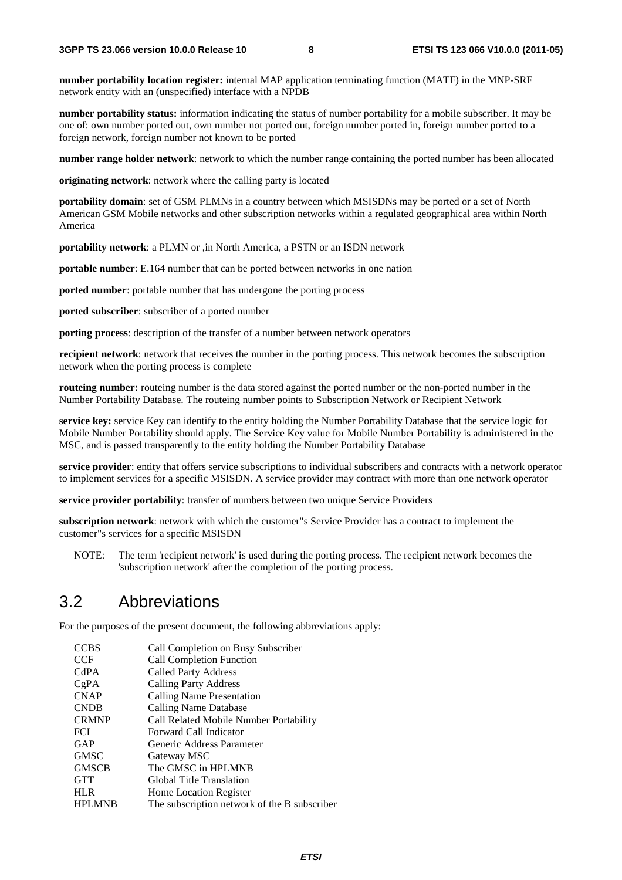**number portability location register:** internal MAP application terminating function (MATF) in the MNP-SRF network entity with an (unspecified) interface with a NPDB

**number portability status:** information indicating the status of number portability for a mobile subscriber. It may be one of: own number ported out, own number not ported out, foreign number ported in, foreign number ported to a foreign network, foreign number not known to be ported

**number range holder network**: network to which the number range containing the ported number has been allocated

**originating network**: network where the calling party is located

**portability domain**: set of GSM PLMNs in a country between which MSISDNs may be ported or a set of North American GSM Mobile networks and other subscription networks within a regulated geographical area within North America

**portability network**: a PLMN or ,in North America, a PSTN or an ISDN network

**portable number**: E.164 number that can be ported between networks in one nation

**ported number**: portable number that has undergone the porting process

**ported subscriber**: subscriber of a ported number

**porting process**: description of the transfer of a number between network operators

**recipient network**: network that receives the number in the porting process. This network becomes the subscription network when the porting process is complete

**routeing number:** routeing number is the data stored against the ported number or the non-ported number in the Number Portability Database. The routeing number points to Subscription Network or Recipient Network

**service key:** service Key can identify to the entity holding the Number Portability Database that the service logic for Mobile Number Portability should apply. The Service Key value for Mobile Number Portability is administered in the MSC, and is passed transparently to the entity holding the Number Portability Database

**service provider**: entity that offers service subscriptions to individual subscribers and contracts with a network operator to implement services for a specific MSISDN. A service provider may contract with more than one network operator

**service provider portability**: transfer of numbers between two unique Service Providers

**subscription network**: network with which the customer"s Service Provider has a contract to implement the customer"s services for a specific MSISDN

NOTE: The term 'recipient network' is used during the porting process. The recipient network becomes the 'subscription network' after the completion of the porting process.

## 3.2 Abbreviations

For the purposes of the present document, the following abbreviations apply:

| | |
|---|---|
| CCBS | Call Completion on Busy Subscriber |
| CCF | Call Completion Function |
| CdPA | Called Party Address |
| CgPA | Calling Party Address |
| CNAP | Calling Name Presentation |
| CNDB | Calling Name Database |
| CRMNP | Call Related Mobile Number Portability |
| FCI | Forward Call Indicator |
| GAP | Generic Address Parameter |
| GMSC | Gateway MSC |
| GMSCB | The GMSC in HPLMNB |
| GTT | Global Title Translation |
| HLR | Home Location Register |
| HPLMNB | The subscription network of the B subscriber |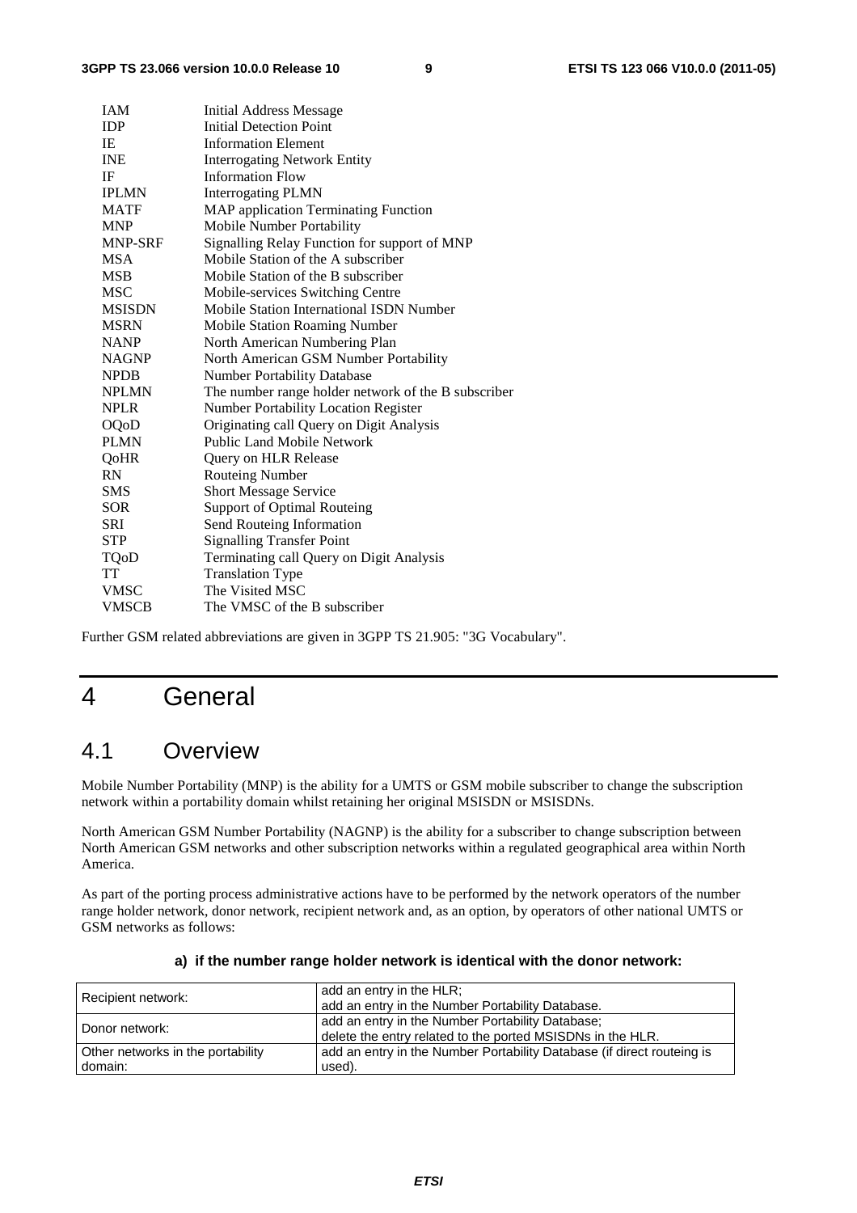| | |
|---|---|
| IAM | Initial Address Message |
| IDP | Initial Detection Point |
| IE | Information Element |
| INE | Interrogating Network Entity |
| IF | Information Flow |
| IPLMN | Interrogating PLMN |
| MATF | MAP application Terminating Function |
| MNP | Mobile Number Portability |
| MNP-SRF | Signalling Relay Function for support of MNP |
| MSA | Mobile Station of the A subscriber |
| MSB | Mobile Station of the B subscriber |
| MSC | Mobile-services Switching Centre |
| MSISDN | Mobile Station International ISDN Number |
| MSRN | Mobile Station Roaming Number |
| NANP | North American Numbering Plan |
| NAGNP | North American GSM Number Portability |
| NPDB | Number Portability Database |
| NPLMN | The number range holder network of the B subscriber |
| NPLR | Number Portability Location Register |
| OQoD | Originating call Query on Digit Analysis |
| PLMN | Public Land Mobile Network |
| QoHR | Query on HLR Release |
| RN | Routeing Number |
| SMS | Short Message Service |
| SOR | Support of Optimal Routeing |
| SRI | Send Routeing Information |
| STP | Signalling Transfer Point |
| TQoD | Terminating call Query on Digit Analysis |
| TT | Translation Type |
| VMSC | The Visited MSC |
| VMSCB | The VMSC of the B subscriber |

Further GSM related abbreviations are given in 3GPP TS 21.905: "3G Vocabulary".

# 4 General

## 4.1 Overview

Mobile Number Portability (MNP) is the ability for a UMTS or GSM mobile subscriber to change the subscription network within a portability domain whilst retaining her original MSISDN or MSISDNs.

North American GSM Number Portability (NAGNP) is the ability for a subscriber to change subscription between North American GSM networks and other subscription networks within a regulated geographical area within North America.

As part of the porting process administrative actions have to be performed by the network operators of the number range holder network, donor network, recipient network and, as an option, by operators of other national UMTS or GSM networks as follows:

**a) if the number range holder network is identical with the donor network:**

| | |
|---|---|
| Recipient network: | add an entry in the HLR;<br>add an entry in the Number Portability Database. |
| Donor network: | add an entry in the Number Portability Database;<br>delete the entry related to the ported MSISDNs in the HLR. |
| Other networks in the portability domain: | add an entry in the Number Portability Database (if direct routeing is used). |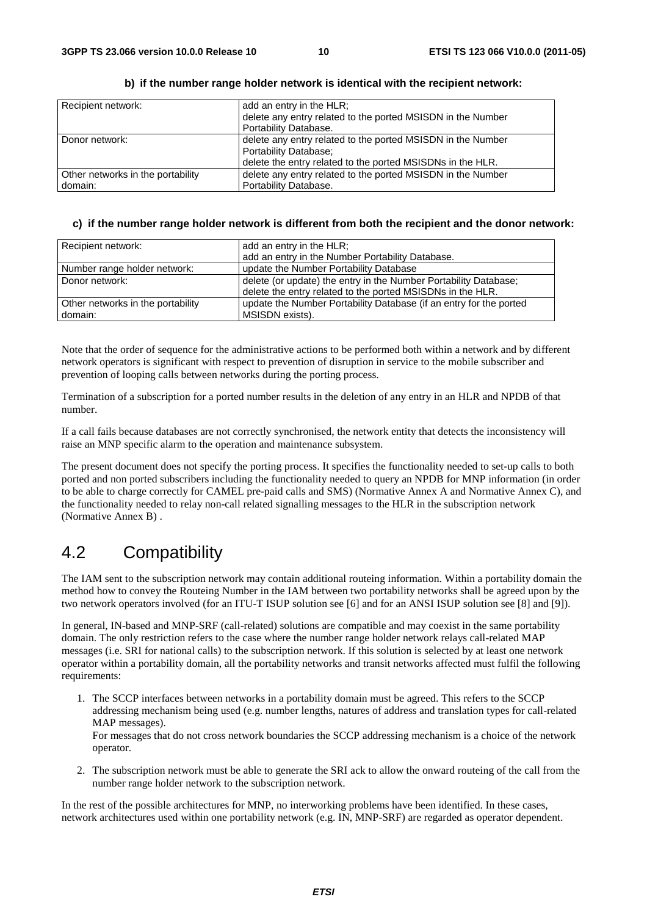**b) if the number range holder network is identical with the recipient network:**

| Recipient network: | add an entry in the HLR;<br>delete any entry related to the ported MSISDN in the Number Portability Database. |
|---|---|
| Donor network: | delete any entry related to the ported MSISDN in the Number Portability Database;<br>delete the entry related to the ported MSISDNs in the HLR. |
| Other networks in the portability domain: | delete any entry related to the ported MSISDN in the Number Portability Database. |

**c) if the number range holder network is different from both the recipient and the donor network:**

| Recipient network: | add an entry in the HLR;<br>add an entry in the Number Portability Database. |
|---|---|
| Number range holder network: | update the Number Portability Database |
| Donor network: | delete (or update) the entry in the Number Portability Database;<br>delete the entry related to the ported MSISDNs in the HLR. |
| Other networks in the portability domain: | update the Number Portability Database (if an entry for the ported MSISDN exists). |

Note that the order of sequence for the administrative actions to be performed both within a network and by different network operators is significant with respect to prevention of disruption in service to the mobile subscriber and prevention of looping calls between networks during the porting process.

Termination of a subscription for a ported number results in the deletion of any entry in an HLR and NPDB of that number.

If a call fails because databases are not correctly synchronised, the network entity that detects the inconsistency will raise an MNP specific alarm to the operation and maintenance subsystem.

The present document does not specify the porting process. It specifies the functionality needed to set-up calls to both ported and non ported subscribers including the functionality needed to query an NPDB for MNP information (in order to be able to charge correctly for CAMEL pre-paid calls and SMS) (Normative Annex A and Normative Annex C), and the functionality needed to relay non-call related signalling messages to the HLR in the subscription network (Normative Annex B) .

## 4.2 Compatibility

The IAM sent to the subscription network may contain additional routeing information. Within a portability domain the method how to convey the Routeing Number in the IAM between two portability networks shall be agreed upon by the two network operators involved (for an ITU-T ISUP solution see [6] and for an ANSI ISUP solution see [8] and [9]).

In general, IN-based and MNP-SRF (call-related) solutions are compatible and may coexist in the same portability domain. The only restriction refers to the case where the number range holder network relays call-related MAP messages (i.e. SRI for national calls) to the subscription network. If this solution is selected by at least one network operator within a portability domain, all the portability networks and transit networks affected must fulfil the following requirements:

1. The SCCP interfaces between networks in a portability domain must be agreed. This refers to the SCCP addressing mechanism being used (e.g. number lengths, natures of address and translation types for call-related MAP messages).
   For messages that do not cross network boundaries the SCCP addressing mechanism is a choice of the network operator.

2. The subscription network must be able to generate the SRI ack to allow the onward routeing of the call from the number range holder network to the subscription network.

In the rest of the possible architectures for MNP, no interworking problems have been identified. In these cases, network architectures used within one portability network (e.g. IN, MNP-SRF) are regarded as operator dependent.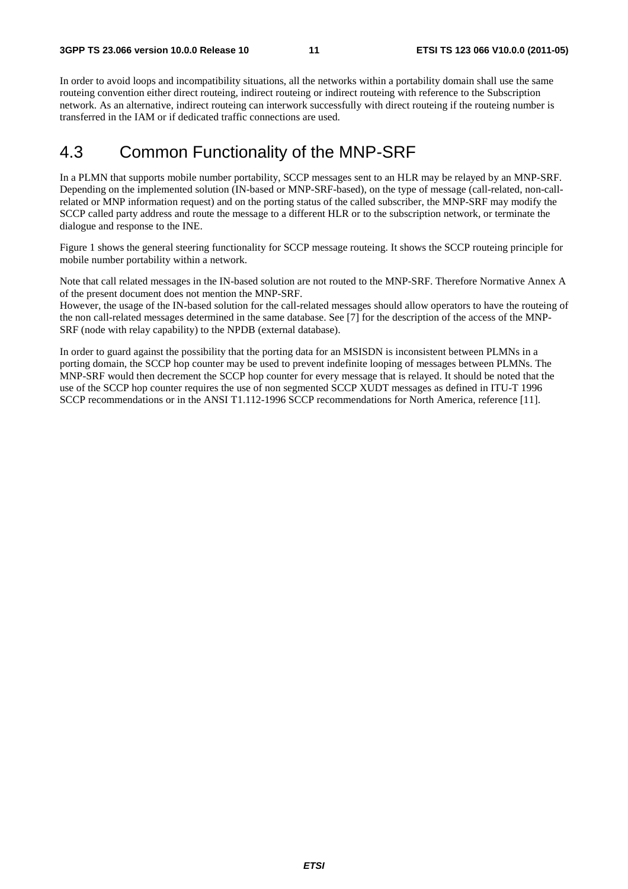In order to avoid loops and incompatibility situations, all the networks within a portability domain shall use the same routeing convention either direct routeing, indirect routeing or indirect routeing with reference to the Subscription network. As an alternative, indirect routeing can interwork successfully with direct routeing if the routeing number is transferred in the IAM or if dedicated traffic connections are used.

## 4.3 Common Functionality of the MNP-SRF

In a PLMN that supports mobile number portability, SCCP messages sent to an HLR may be relayed by an MNP-SRF. Depending on the implemented solution (IN-based or MNP-SRF-based), on the type of message (call-related, non-call-related or MNP information request) and on the porting status of the called subscriber, the MNP-SRF may modify the SCCP called party address and route the message to a different HLR or to the subscription network, or terminate the dialogue and response to the INE.

Figure 1 shows the general steering functionality for SCCP message routeing. It shows the SCCP routeing principle for mobile number portability within a network.

Note that call related messages in the IN-based solution are not routed to the MNP-SRF. Therefore Normative Annex A of the present document does not mention the MNP-SRF.
However, the usage of the IN-based solution for the call-related messages should allow operators to have the routeing of the non call-related messages determined in the same database. See [7] for the description of the access of the MNP-SRF (node with relay capability) to the NPDB (external database).

In order to guard against the possibility that the porting data for an MSISDN is inconsistent between PLMNs in a porting domain, the SCCP hop counter may be used to prevent indefinite looping of messages between PLMNs. The MNP-SRF would then decrement the SCCP hop counter for every message that is relayed. It should be noted that the use of the SCCP hop counter requires the use of non segmented SCCP XUDT messages as defined in ITU-T 1996 SCCP recommendations or in the ANSI T1.112-1996 SCCP recommendations for North America, reference [11].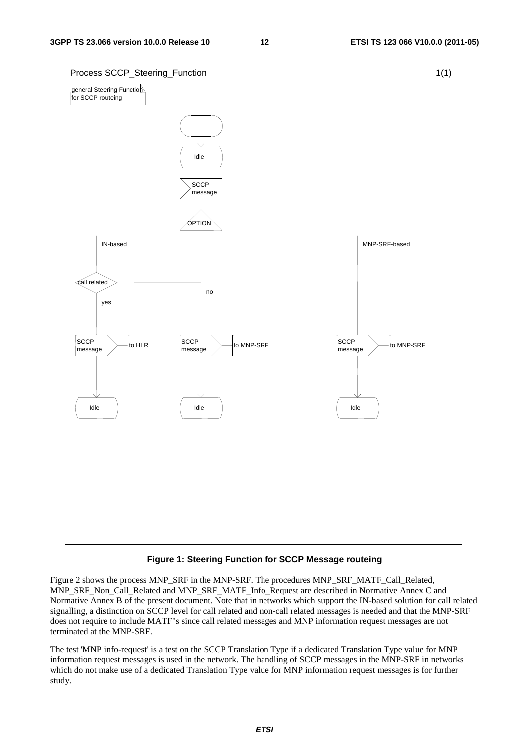**Figure 1: Steering Function for SCCP Message routeing**

Figure 2 shows the process MNP_SRF in the MNP-SRF. The procedures MNP_SRF_MATF_Call_Related, MNP_SRF_Non_Call_Related and MNP_SRF_MATF_Info_Request are described in Normative Annex C and Normative Annex B of the present document. Note that in networks which support the IN-based solution for call related signalling, a distinction on SCCP level for call related and non-call related messages is needed and that the MNP-SRF does not require to include MATF"s since call related messages and MNP information request messages are not terminated at the MNP-SRF.

The test 'MNP info-request' is a test on the SCCP Translation Type if a dedicated Translation Type value for MNP information request messages is used in the network. The handling of SCCP messages in the MNP-SRF in networks which do not make use of a dedicated Translation Type value for MNP information request messages is for further study.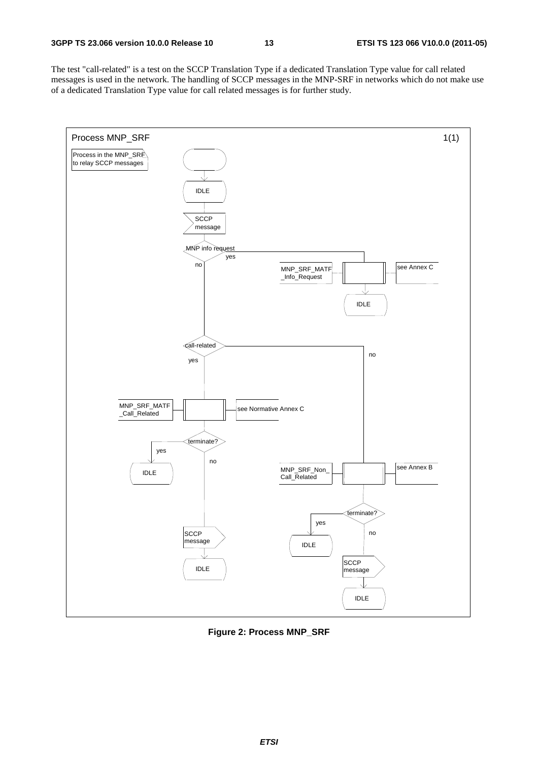The test "call-related" is a test on the SCCP Translation Type if a dedicated Translation Type value for call related messages is used in the network. The handling of SCCP messages in the MNP-SRF in networks which do not make use of a dedicated Translation Type value for call related messages is for further study.

Process MNP_SRF 1(1)

Process in the MNP_SRF to relay SCCP messages

IDLE

SCCP message

MNP info request

yes

no

MNP_SRF_MATF_Info_Request

see Annex C

IDLE

call-related

no

yes

MNP_SRF_MATF_Call_Related

see Normative Annex C

terminate?

yes

IDLE

no

MNP_SRF_Non_Call_Related

see Annex B

terminate?

yes

IDLE

no

SCCP message

IDLE

SCCP message

IDLE

**Figure 2: Process MNP_SRF**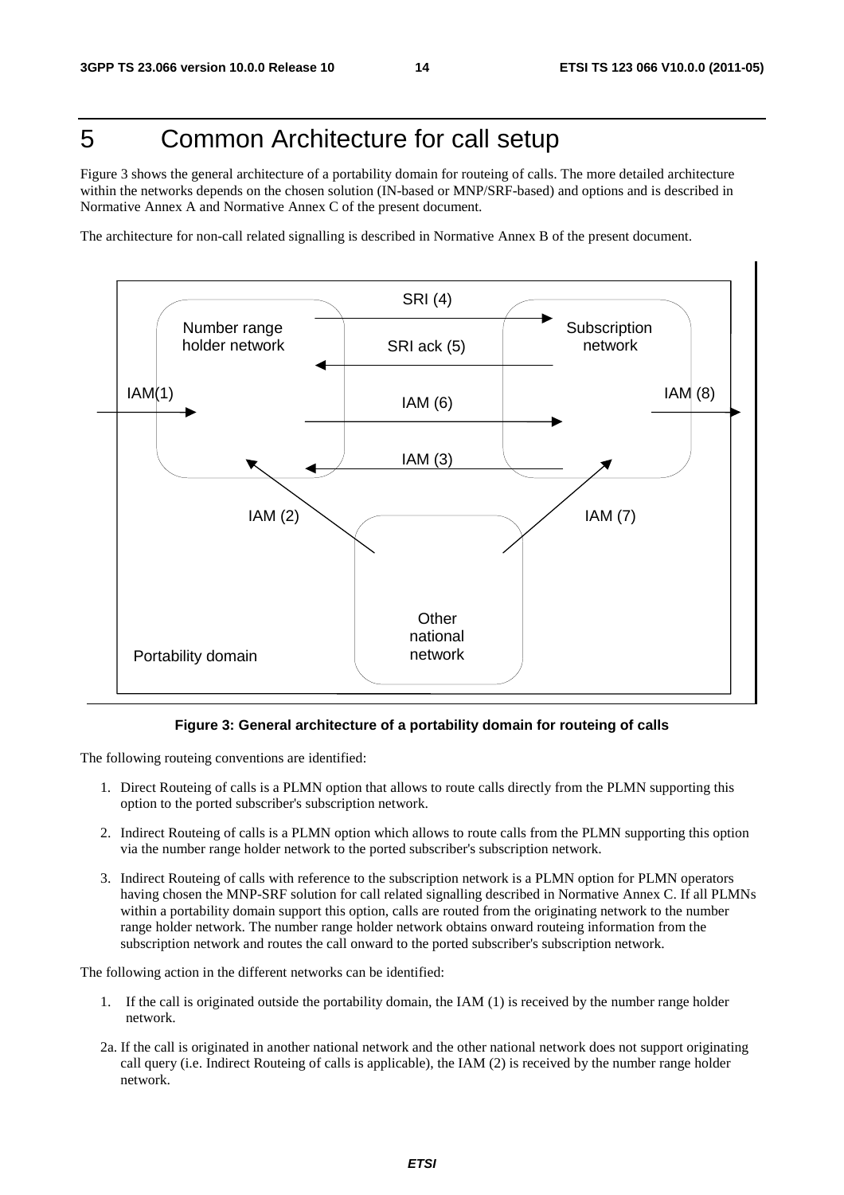# 5 Common Architecture for call setup

Figure 3 shows the general architecture of a portability domain for routeing of calls. The more detailed architecture within the networks depends on the chosen solution (IN-based or MNP/SRF-based) and options and is described in Normative Annex A and Normative Annex C of the present document.

The architecture for non-call related signalling is described in Normative Annex B of the present document.

**Figure 3: General architecture of a portability domain for routeing of calls**

The following routeing conventions are identified:

1. Direct Routeing of calls is a PLMN option that allows to route calls directly from the PLMN supporting this option to the ported subscriber's subscription network.
2. Indirect Routeing of calls is a PLMN option which allows to route calls from the PLMN supporting this option via the number range holder network to the ported subscriber's subscription network.
3. Indirect Routeing of calls with reference to the subscription network is a PLMN option for PLMN operators having chosen the MNP-SRF solution for call related signalling described in Normative Annex C. If all PLMNs within a portability domain support this option, calls are routed from the originating network to the number range holder network. The number range holder network obtains onward routeing information from the subscription network and routes the call onward to the ported subscriber's subscription network.

The following action in the different networks can be identified:

1. If the call is originated outside the portability domain, the IAM (1) is received by the number range holder network.

2a. If the call is originated in another national network and the other national network does not support originating call query (i.e. Indirect Routeing of calls is applicable), the IAM (2) is received by the number range holder network.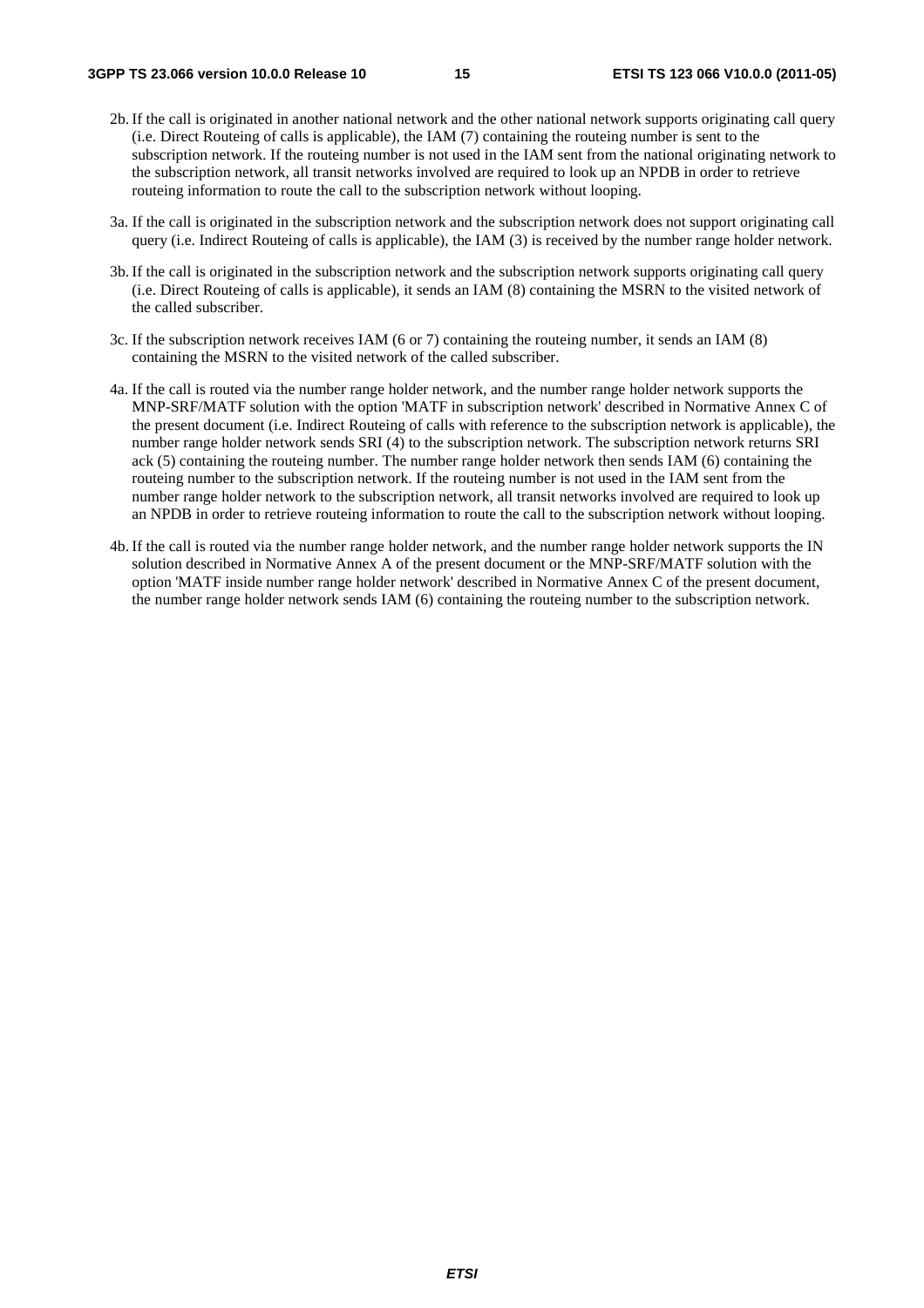2b. If the call is originated in another national network and the other national network supports originating call query (i.e. Direct Routeing of calls is applicable), the IAM (7) containing the routeing number is sent to the subscription network. If the routeing number is not used in the IAM sent from the national originating network to the subscription network, all transit networks involved are required to look up an NPDB in order to retrieve routeing information to route the call to the subscription network without looping.

3a. If the call is originated in the subscription network and the subscription network does not support originating call query (i.e. Indirect Routeing of calls is applicable), the IAM (3) is received by the number range holder network.

3b. If the call is originated in the subscription network and the subscription network supports originating call query (i.e. Direct Routeing of calls is applicable), it sends an IAM (8) containing the MSRN to the visited network of the called subscriber.

3c. If the subscription network receives IAM (6 or 7) containing the routeing number, it sends an IAM (8) containing the MSRN to the visited network of the called subscriber.

4a. If the call is routed via the number range holder network, and the number range holder network supports the MNP-SRF/MATF solution with the option 'MATF in subscription network' described in Normative Annex C of the present document (i.e. Indirect Routeing of calls with reference to the subscription network is applicable), the number range holder network sends SRI (4) to the subscription network. The subscription network returns SRI ack (5) containing the routeing number. The number range holder network then sends IAM (6) containing the routeing number to the subscription network. If the routeing number is not used in the IAM sent from the number range holder network to the subscription network, all transit networks involved are required to look up an NPDB in order to retrieve routeing information to route the call to the subscription network without looping.

4b. If the call is routed via the number range holder network, and the number range holder network supports the IN solution described in Normative Annex A of the present document or the MNP-SRF/MATF solution with the option 'MATF inside number range holder network' described in Normative Annex C of the present document, the number range holder network sends IAM (6) containing the routeing number to the subscription network.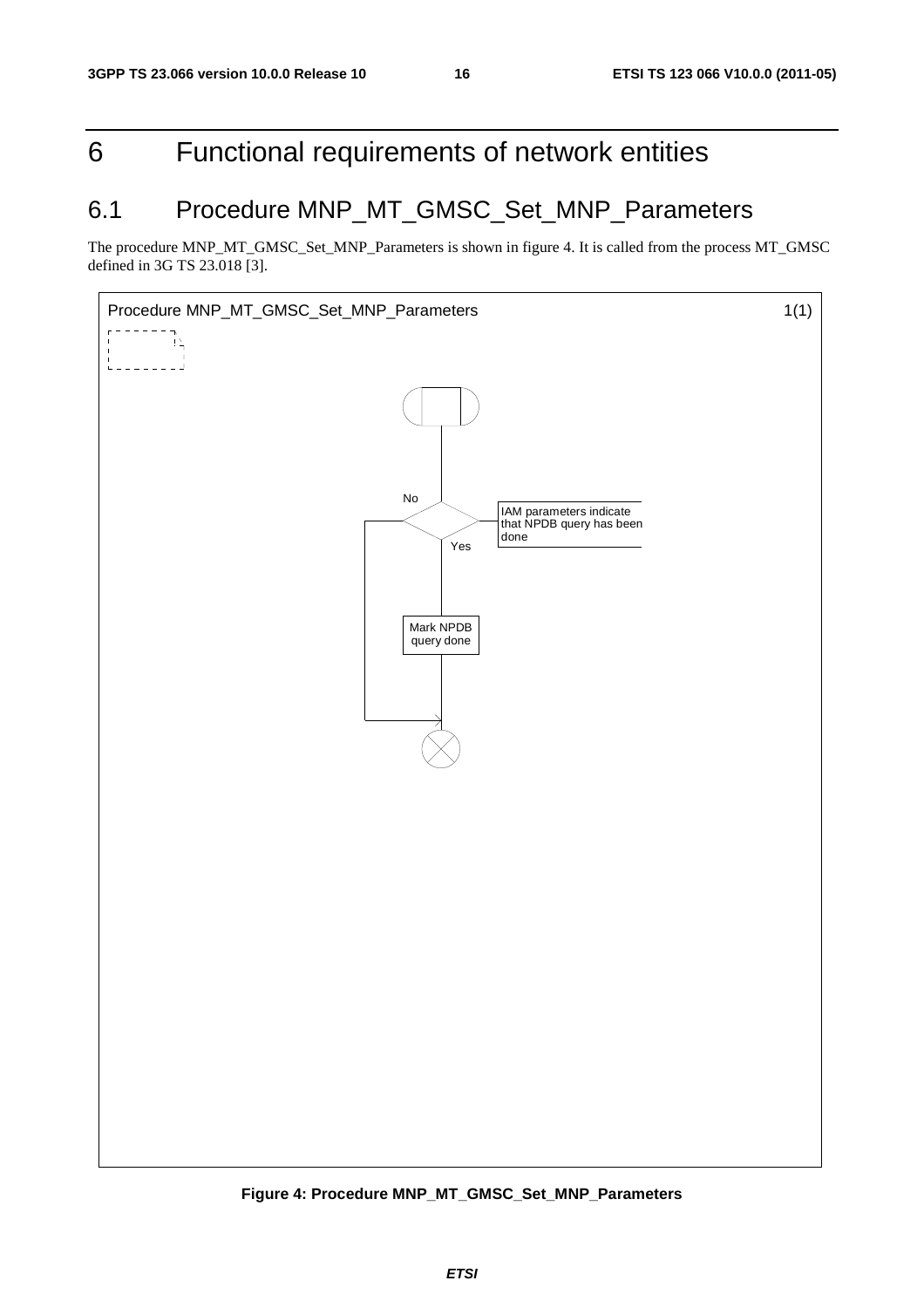# 6 Functional requirements of network entities

## 6.1 Procedure MNP_MT_GMSC_Set_MNP_Parameters

The procedure MNP_MT_GMSC_Set_MNP_Parameters is shown in figure 4. It is called from the process MT_GMSC defined in 3G TS 23.018 [3].

Procedure MNP_MT_GMSC_Set_MNP_Parameters 1(1)

IAM parameters indicate that NPDB query has been done

No

Yes

Mark NPDB query done

**Figure 4: Procedure MNP_MT_GMSC_Set_MNP_Parameters**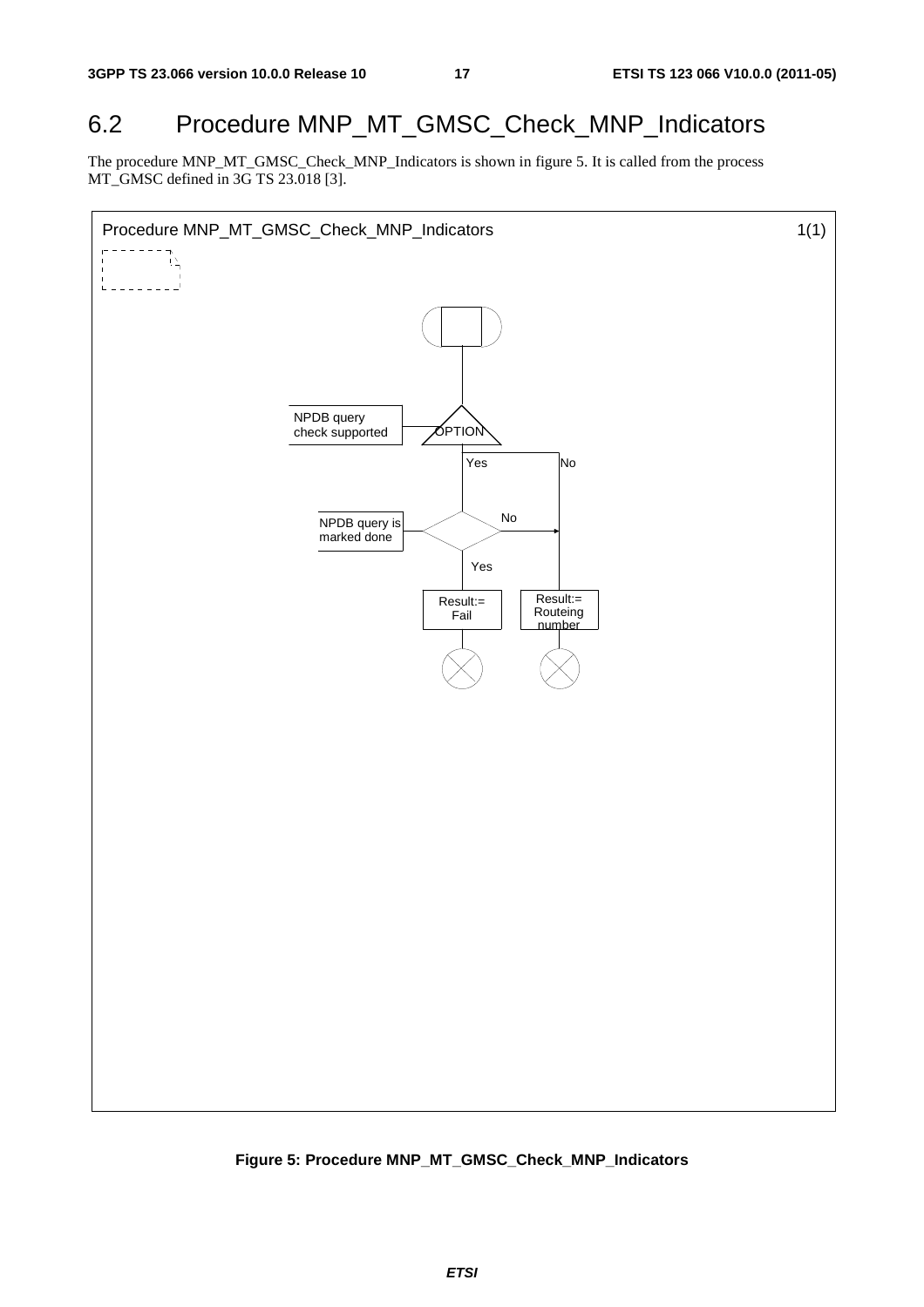## 6.2 Procedure MNP_MT_GMSC_Check_MNP_Indicators

The procedure MNP_MT_GMSC_Check_MNP_Indicators is shown in figure 5. It is called from the process MT_GMSC defined in 3G TS 23.018 [3].

Procedure MNP_MT_GMSC_Check_MNP_Indicators 1(1)

NPDB query check supported

OPTION

Yes No

NPDB query is marked done

No

Yes

Result:= Fail

Result:= Routeing number

**Figure 5: Procedure MNP_MT_GMSC_Check_MNP_Indicators**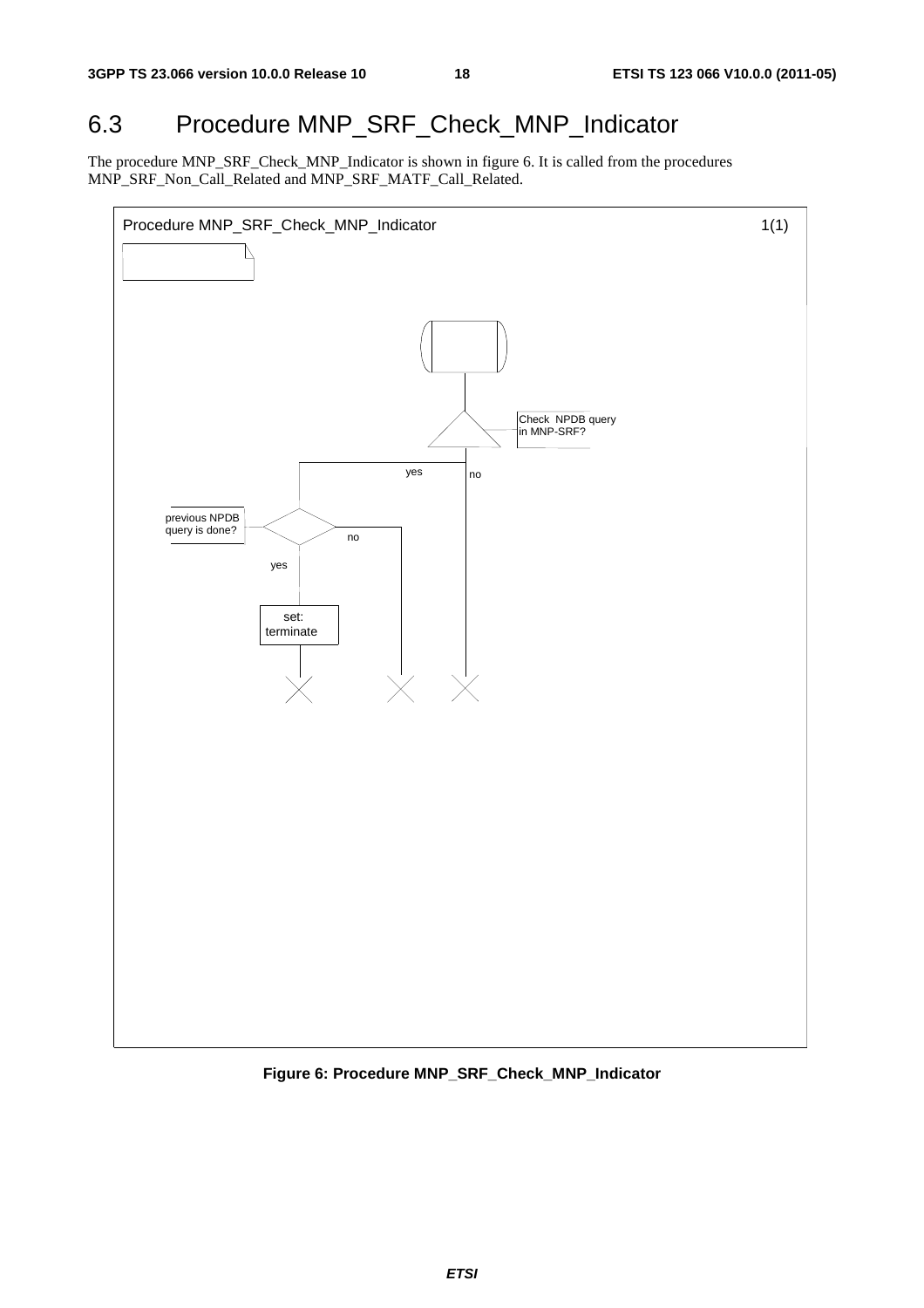## 6.3 Procedure MNP_SRF_Check_MNP_Indicator

The procedure MNP_SRF_Check_MNP_Indicator is shown in figure 6. It is called from the procedures MNP_SRF_Non_Call_Related and MNP_SRF_MATF_Call_Related.

Procedure MNP_SRF_Check_MNP_Indicator 1(1)

Check NPDB query in MNP-SRF?

yes

no

previous NPDB query is done?

no

yes

set: terminate

**Figure 6: Procedure MNP_SRF_Check_MNP_Indicator**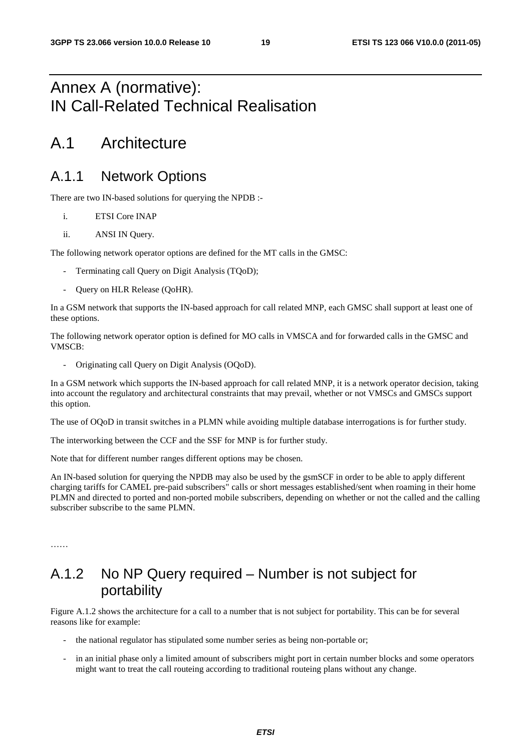# Annex A (normative): IN Call-Related Technical Realisation

## A.1 Architecture

### A.1.1 Network Options

There are two IN-based solutions for querying the NPDB :-

i. ETSI Core INAP

ii. ANSI IN Query.

The following network operator options are defined for the MT calls in the GMSC:

- Terminating call Query on Digit Analysis (TQoD);
- Query on HLR Release (QoHR).

In a GSM network that supports the IN-based approach for call related MNP, each GMSC shall support at least one of these options.

The following network operator option is defined for MO calls in VMSCA and for forwarded calls in the GMSC and VMSCB:

- Originating call Query on Digit Analysis (OQoD).

In a GSM network which supports the IN-based approach for call related MNP, it is a network operator decision, taking into account the regulatory and architectural constraints that may prevail, whether or not VMSCs and GMSCs support this option.

The use of OQoD in transit switches in a PLMN while avoiding multiple database interrogations is for further study.

The interworking between the CCF and the SSF for MNP is for further study.

Note that for different number ranges different options may be chosen.

An IN-based solution for querying the NPDB may also be used by the gsmSCF in order to be able to apply different charging tariffs for CAMEL pre-paid subscribers" calls or short messages established/sent when roaming in their home PLMN and directed to ported and non-ported mobile subscribers, depending on whether or not the called and the calling subscriber subscribe to the same PLMN.

……

### A.1.2 No NP Query required – Number is not subject for portability

Figure A.1.2 shows the architecture for a call to a number that is not subject for portability. This can be for several reasons like for example:

- the national regulator has stipulated some number series as being non-portable or;
- in an initial phase only a limited amount of subscribers might port in certain number blocks and some operators might want to treat the call routeing according to traditional routeing plans without any change.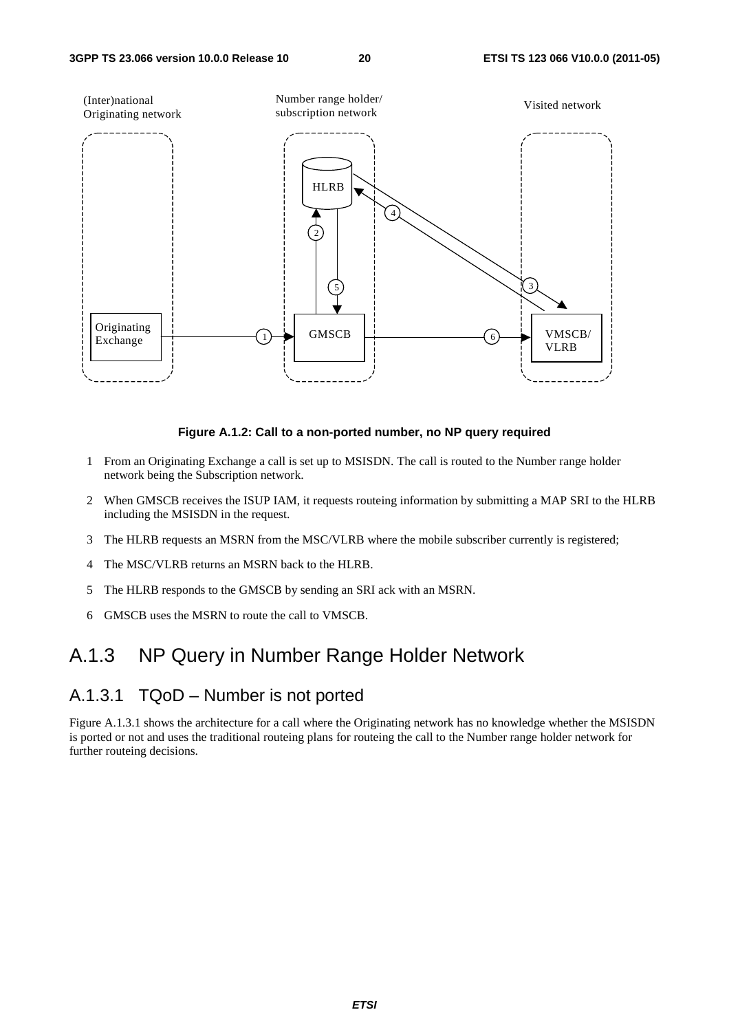Figure A.1.2: Call to a non-ported number, no NP query required

1. From an Originating Exchange a call is set up to MSISDN. The call is routed to the Number range holder network being the Subscription network.

2. When GMSCB receives the ISUP IAM, it requests routeing information by submitting a MAP SRI to the HLRB including the MSISDN in the request.

3. The HLRB requests an MSRN from the MSC/VLRB where the mobile subscriber currently is registered;

4. The MSC/VLRB returns an MSRN back to the HLRB.

5. The HLRB responds to the GMSCB by sending an SRI ack with an MSRN.

6. GMSCB uses the MSRN to route the call to VMSCB.

## A.1.3 NP Query in Number Range Holder Network

### A.1.3.1 TQoD – Number is not ported

Figure A.1.3.1 shows the architecture for a call where the Originating network has no knowledge whether the MSISDN is ported or not and uses the traditional routeing plans for routeing the call to the Number range holder network for further routeing decisions.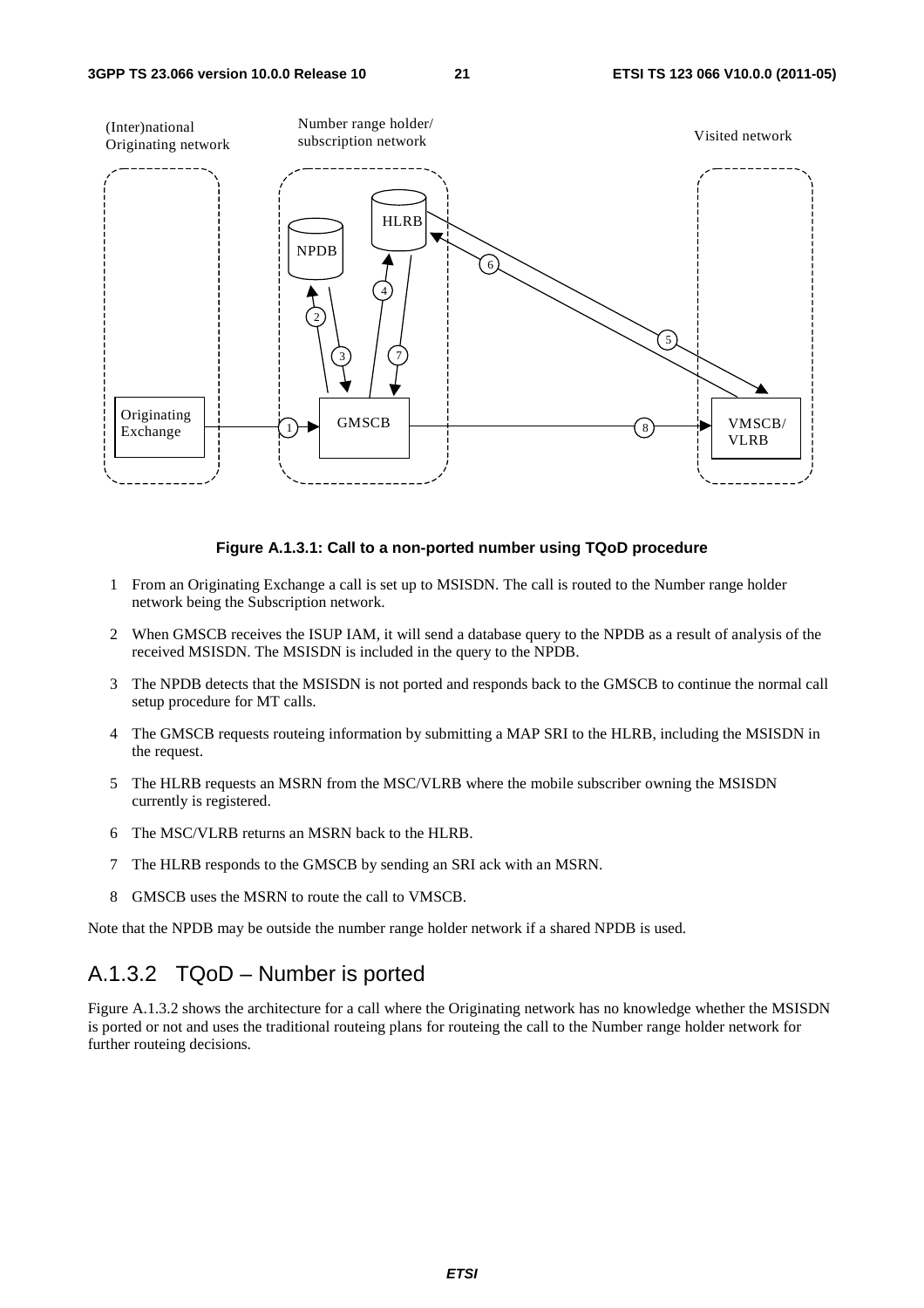**Figure A.1.3.1: Call to a non-ported number using TQoD procedure**

1. From an Originating Exchange a call is set up to MSISDN. The call is routed to the Number range holder network being the Subscription network.
2. When GMSCB receives the ISUP IAM, it will send a database query to the NPDB as a result of analysis of the received MSISDN. The MSISDN is included in the query to the NPDB.
3. The NPDB detects that the MSISDN is not ported and responds back to the GMSCB to continue the normal call setup procedure for MT calls.
4. The GMSCB requests routeing information by submitting a MAP SRI to the HLRB, including the MSISDN in the request.
5. The HLRB requests an MSRN from the MSC/VLRB where the mobile subscriber owning the MSISDN currently is registered.
6. The MSC/VLRB returns an MSRN back to the HLRB.
7. The HLRB responds to the GMSCB by sending an SRI ack with an MSRN.
8. GMSCB uses the MSRN to route the call to VMSCB.

Note that the NPDB may be outside the number range holder network if a shared NPDB is used.

### A.1.3.2 TQoD – Number is ported

Figure A.1.3.2 shows the architecture for a call where the Originating network has no knowledge whether the MSISDN is ported or not and uses the traditional routeing plans for routeing the call to the Number range holder network for further routeing decisions.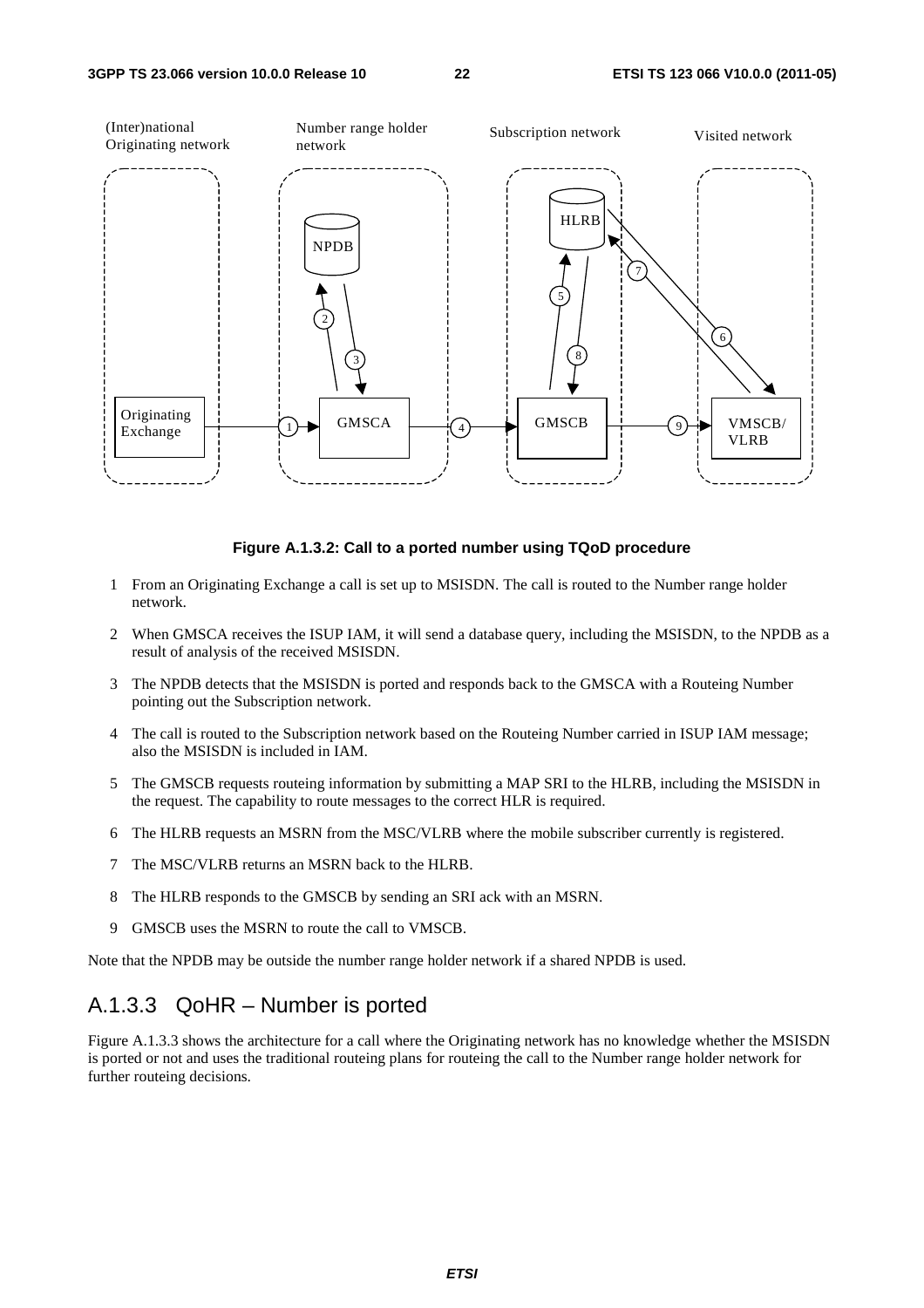**Figure A.1.3.2: Call to a ported number using TQoD procedure**

1 From an Originating Exchange a call is set up to MSISDN. The call is routed to the Number range holder network.

2 When GMSCA receives the ISUP IAM, it will send a database query, including the MSISDN, to the NPDB as a result of analysis of the received MSISDN.

3 The NPDB detects that the MSISDN is ported and responds back to the GMSCA with a Routeing Number pointing out the Subscription network.

4 The call is routed to the Subscription network based on the Routeing Number carried in ISUP IAM message; also the MSISDN is included in IAM.

5 The GMSCB requests routeing information by submitting a MAP SRI to the HLRB, including the MSISDN in the request. The capability to route messages to the correct HLR is required.

6 The HLRB requests an MSRN from the MSC/VLRB where the mobile subscriber currently is registered.

7 The MSC/VLRB returns an MSRN back to the HLRB.

8 The HLRB responds to the GMSCB by sending an SRI ack with an MSRN.

9 GMSCB uses the MSRN to route the call to VMSCB.

Note that the NPDB may be outside the number range holder network if a shared NPDB is used.

## A.1.3.3 QoHR – Number is ported

Figure A.1.3.3 shows the architecture for a call where the Originating network has no knowledge whether the MSISDN is ported or not and uses the traditional routeing plans for routeing the call to the Number range holder network for further routeing decisions.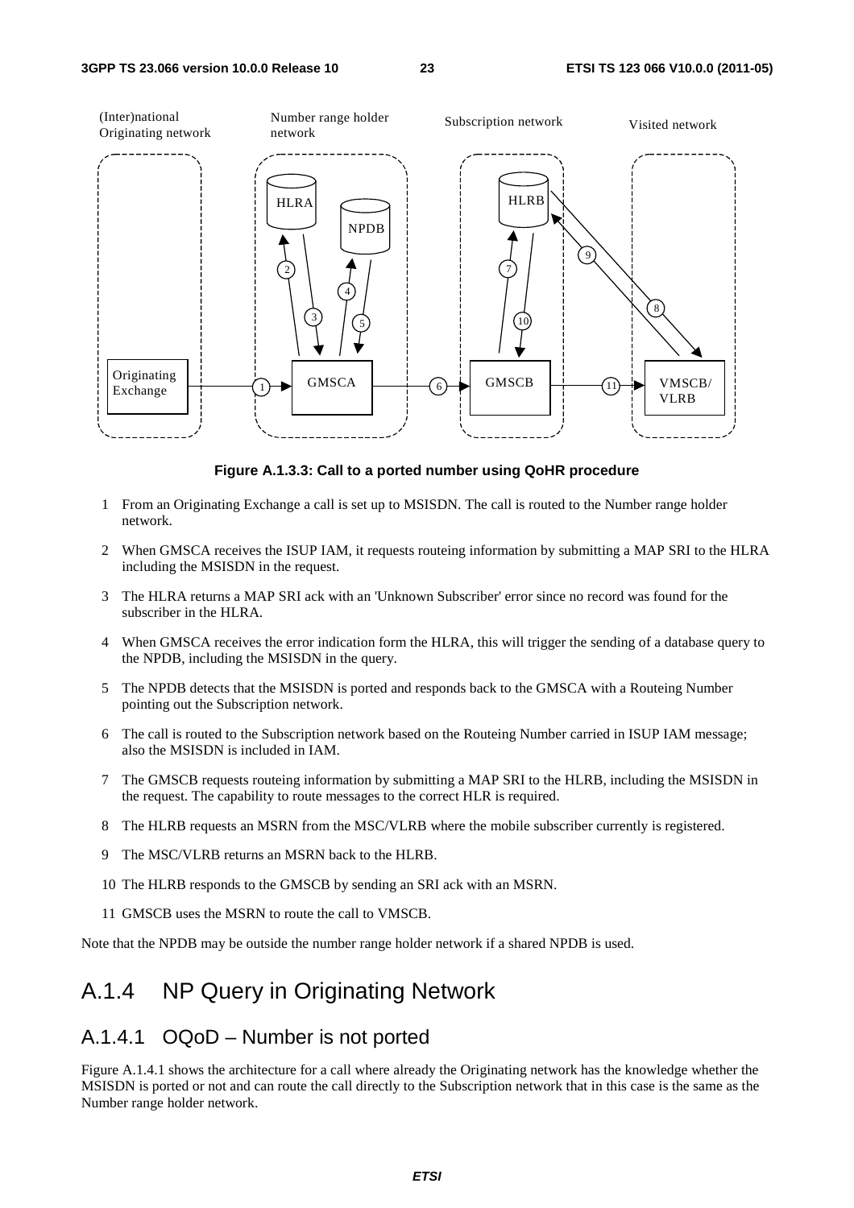**Figure A.1.3.3: Call to a ported number using QoHR procedure**

1. From an Originating Exchange a call is set up to MSISDN. The call is routed to the Number range holder network.
2. When GMSCA receives the ISUP IAM, it requests routeing information by submitting a MAP SRI to the HLRA including the MSISDN in the request.
3. The HLRA returns a MAP SRI ack with an 'Unknown Subscriber' error since no record was found for the subscriber in the HLRA.
4. When GMSCA receives the error indication form the HLRA, this will trigger the sending of a database query to the NPDB, including the MSISDN in the query.
5. The NPDB detects that the MSISDN is ported and responds back to the GMSCA with a Routeing Number pointing out the Subscription network.
6. The call is routed to the Subscription network based on the Routeing Number carried in ISUP IAM message; also the MSISDN is included in IAM.
7. The GMSCB requests routeing information by submitting a MAP SRI to the HLRB, including the MSISDN in the request. The capability to route messages to the correct HLR is required.
8. The HLRB requests an MSRN from the MSC/VLRB where the mobile subscriber currently is registered.
9. The MSC/VLRB returns an MSRN back to the HLRB.
10. The HLRB responds to the GMSCB by sending an SRI ack with an MSRN.
11. GMSCB uses the MSRN to route the call to VMSCB.

Note that the NPDB may be outside the number range holder network if a shared NPDB is used.

## A.1.4 NP Query in Originating Network

### A.1.4.1 OQoD – Number is not ported

Figure A.1.4.1 shows the architecture for a call where already the Originating network has the knowledge whether the MSISDN is ported or not and can route the call directly to the Subscription network that in this case is the same as the Number range holder network.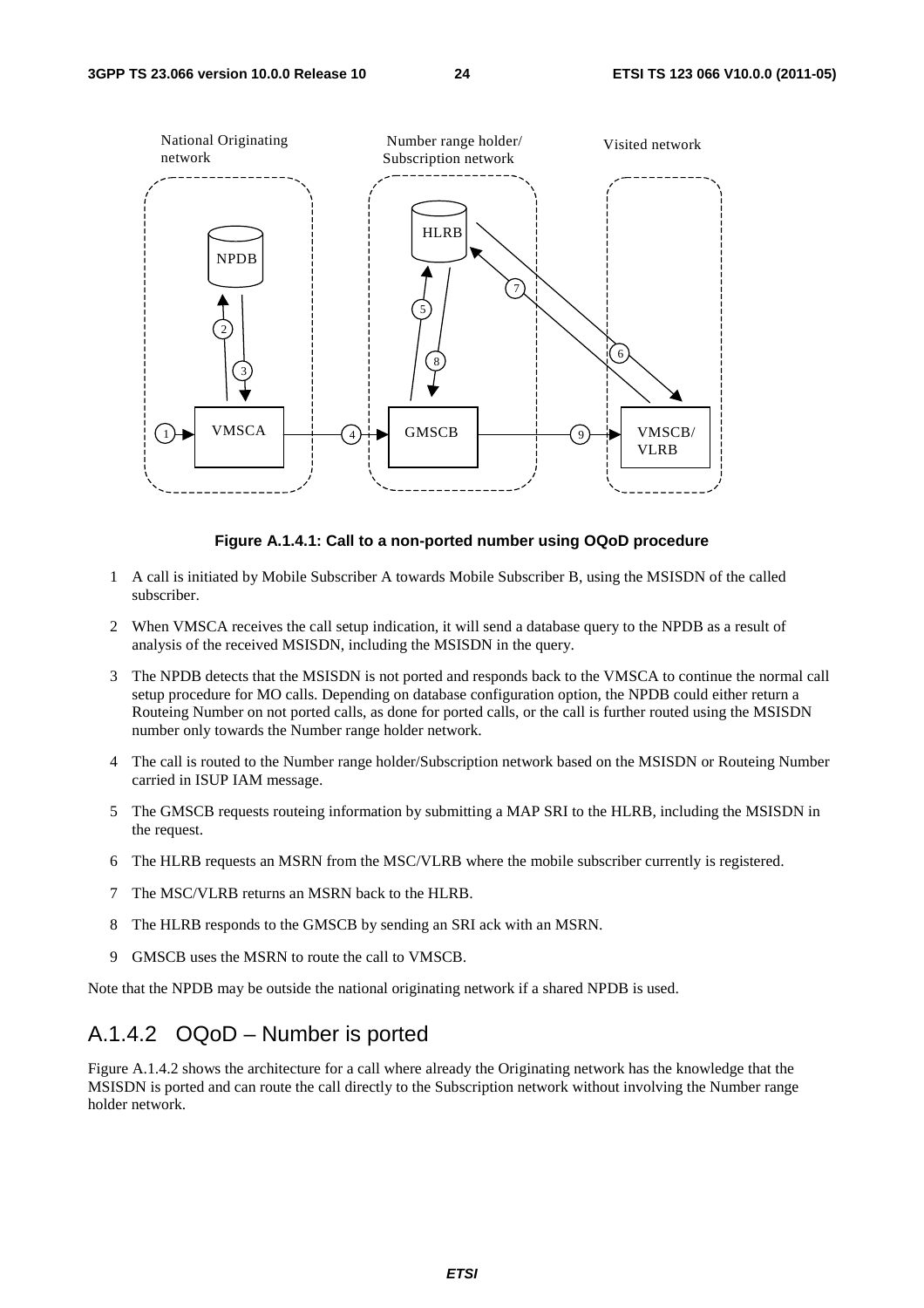**Figure A.1.4.1: Call to a non-ported number using OQoD procedure**

1 A call is initiated by Mobile Subscriber A towards Mobile Subscriber B, using the MSISDN of the called subscriber.

2 When VMSCA receives the call setup indication, it will send a database query to the NPDB as a result of analysis of the received MSISDN, including the MSISDN in the query.

3 The NPDB detects that the MSISDN is not ported and responds back to the VMSCA to continue the normal call setup procedure for MO calls. Depending on database configuration option, the NPDB could either return a Routeing Number on not ported calls, as done for ported calls, or the call is further routed using the MSISDN number only towards the Number range holder network.

4 The call is routed to the Number range holder/Subscription network based on the MSISDN or Routeing Number carried in ISUP IAM message.

5 The GMSCB requests routeing information by submitting a MAP SRI to the HLRB, including the MSISDN in the request.

6 The HLRB requests an MSRN from the MSC/VLRB where the mobile subscriber currently is registered.

7 The MSC/VLRB returns an MSRN back to the HLRB.

8 The HLRB responds to the GMSCB by sending an SRI ack with an MSRN.

9 GMSCB uses the MSRN to route the call to VMSCB.

Note that the NPDB may be outside the national originating network if a shared NPDB is used.

## A.1.4.2 OQoD – Number is ported

Figure A.1.4.2 shows the architecture for a call where already the Originating network has the knowledge that the MSISDN is ported and can route the call directly to the Subscription network without involving the Number range holder network.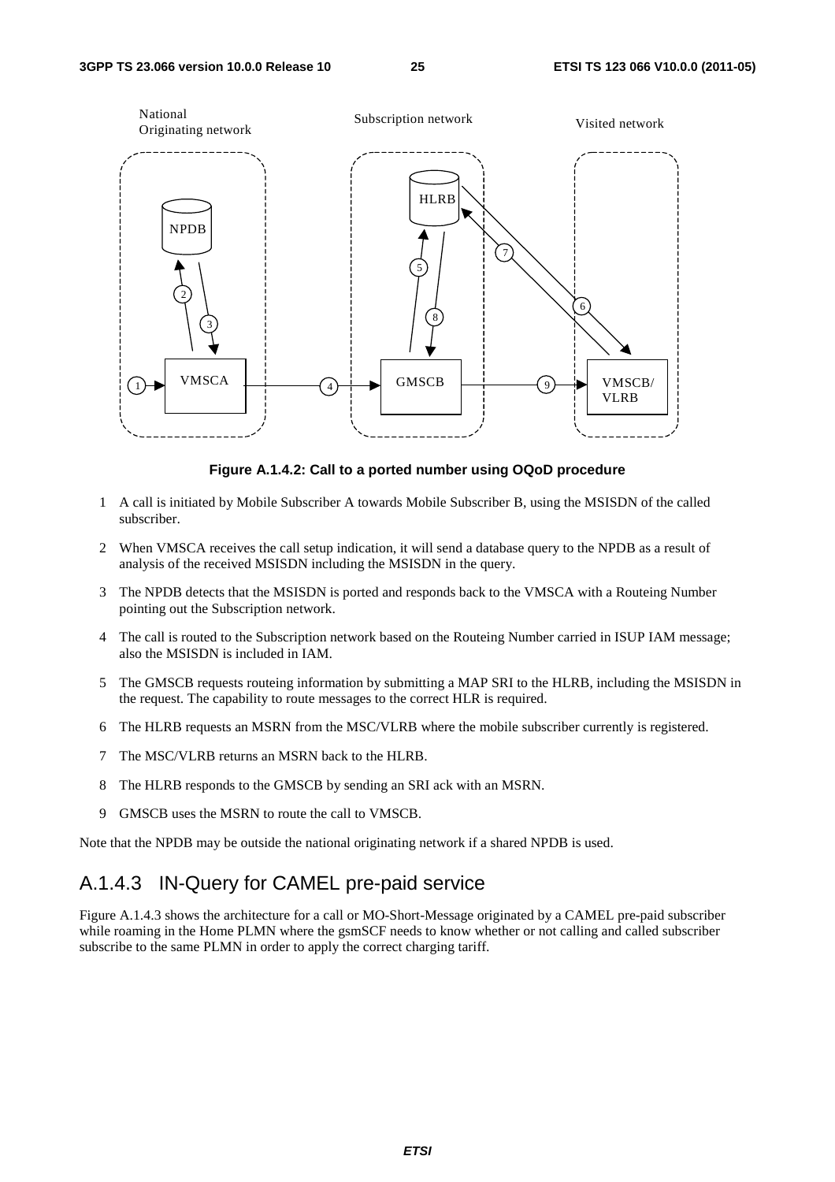Figure A.1.4.2: Call to a ported number using OQoD procedure

1 A call is initiated by Mobile Subscriber A towards Mobile Subscriber B, using the MSISDN of the called subscriber.

2 When VMSCA receives the call setup indication, it will send a database query to the NPDB as a result of analysis of the received MSISDN including the MSISDN in the query.

3 The NPDB detects that the MSISDN is ported and responds back to the VMSCA with a Routeing Number pointing out the Subscription network.

4 The call is routed to the Subscription network based on the Routeing Number carried in ISUP IAM message; also the MSISDN is included in IAM.

5 The GMSCB requests routeing information by submitting a MAP SRI to the HLRB, including the MSISDN in the request. The capability to route messages to the correct HLR is required.

6 The HLRB requests an MSRN from the MSC/VLRB where the mobile subscriber currently is registered.

7 The MSC/VLRB returns an MSRN back to the HLRB.

8 The HLRB responds to the GMSCB by sending an SRI ack with an MSRN.

9 GMSCB uses the MSRN to route the call to VMSCB.

Note that the NPDB may be outside the national originating network if a shared NPDB is used.

## A.1.4.3 IN-Query for CAMEL pre-paid service

Figure A.1.4.3 shows the architecture for a call or MO-Short-Message originated by a CAMEL pre-paid subscriber while roaming in the Home PLMN where the gsmSCF needs to know whether or not calling and called subscriber subscribe to the same PLMN in order to apply the correct charging tariff.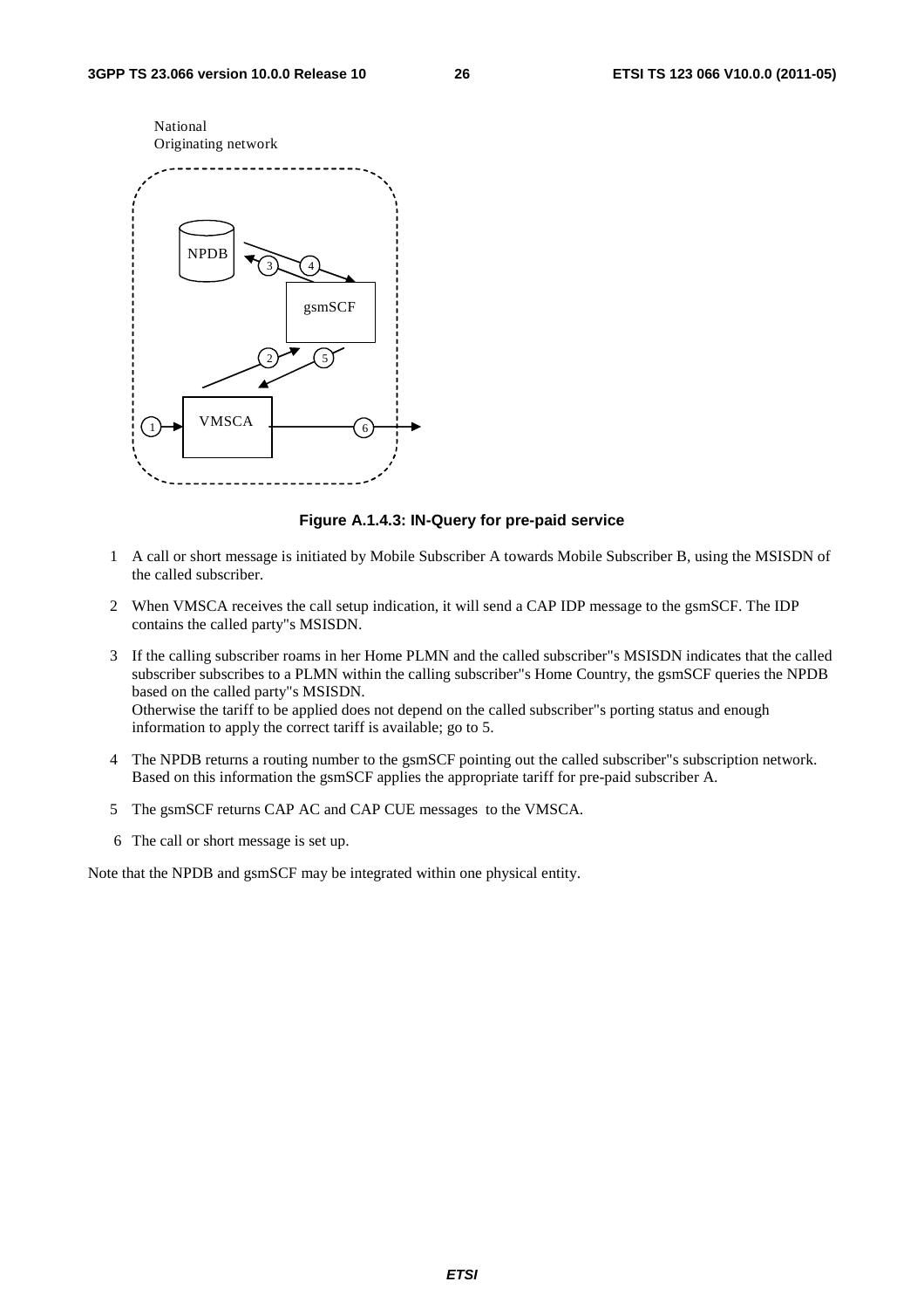National
Originating network

NPDB

gsmSCF

VMSCA

**Figure A.1.4.3: IN-Query for pre-paid service**

1 A call or short message is initiated by Mobile Subscriber A towards Mobile Subscriber B, using the MSISDN of the called subscriber.

2 When VMSCA receives the call setup indication, it will send a CAP IDP message to the gsmSCF. The IDP contains the called party"s MSISDN.

3 If the calling subscriber roams in her Home PLMN and the called subscriber"s MSISDN indicates that the called subscriber subscribes to a PLMN within the calling subscriber"s Home Country, the gsmSCF queries the NPDB based on the called party"s MSISDN.
Otherwise the tariff to be applied does not depend on the called subscriber"s porting status and enough information to apply the correct tariff is available; go to 5.

4 The NPDB returns a routing number to the gsmSCF pointing out the called subscriber"s subscription network. Based on this information the gsmSCF applies the appropriate tariff for pre-paid subscriber A.

5 The gsmSCF returns CAP AC and CAP CUE messages to the VMSCA.

6 The call or short message is set up.

Note that the NPDB and gsmSCF may be integrated within one physical entity.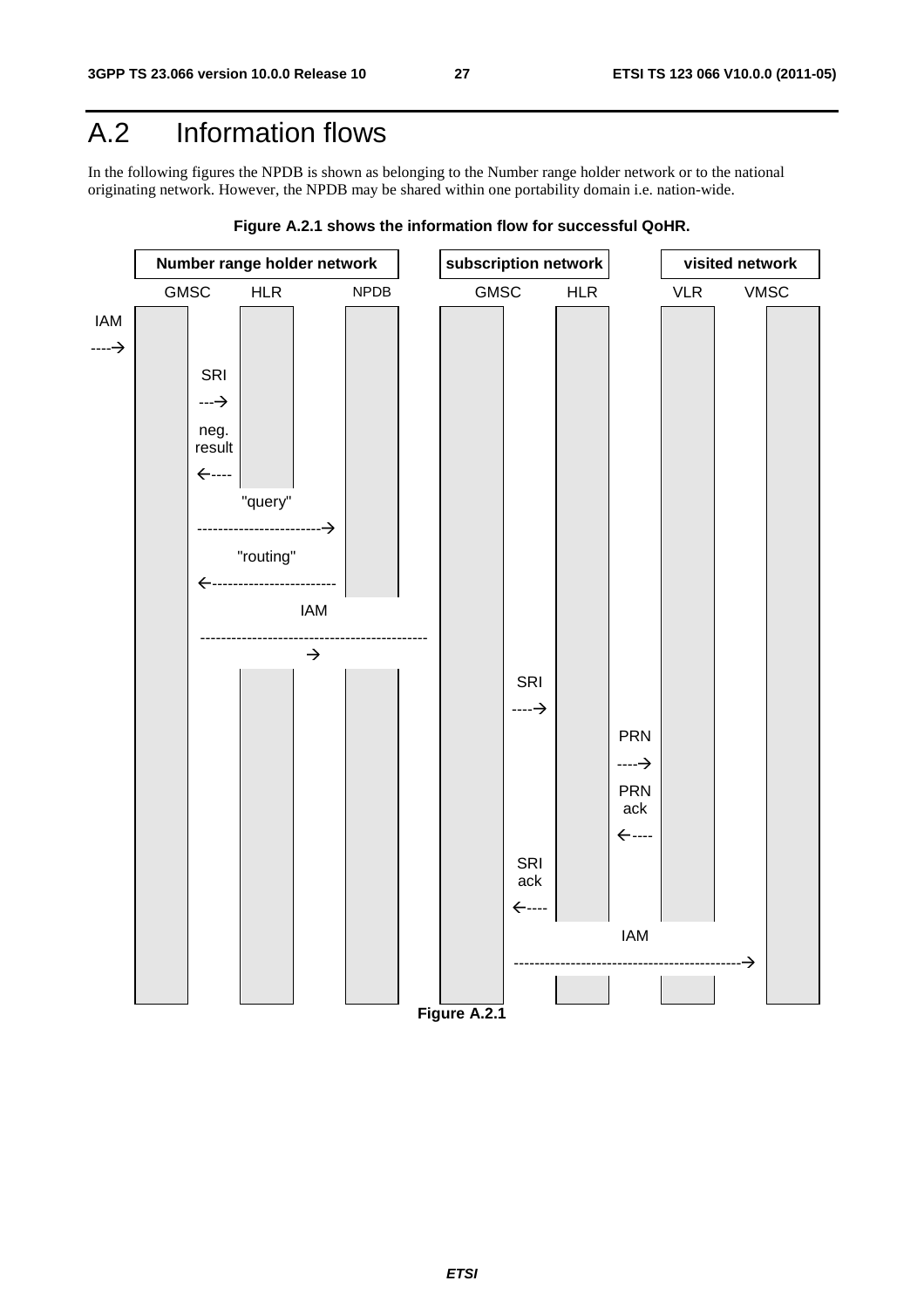# A.2 Information flows

In the following figures the NPDB is shown as belonging to the Number range holder network or to the national originating network. However, the NPDB may be shared within one portability domain i.e. nation-wide.

**Figure A.2.1 shows the information flow for successful QoHR.**

| Number range holder network | | | subscription network | | visited network | |
|---|---|---|---|---|---|---|
| GMSC | HLR | NPDB | GMSC | HLR | VLR | VMSC |

- IAM ----→ (to Number range holder GMSC)
- SRI ---→ (GMSC → HLR)
- neg. result ←---- (HLR → GMSC)
- "query" ----→ (GMSC → NPDB)
- "routing" ←---- (NPDB → GMSC)
- IAM ----→ (Number range holder GMSC → subscription network GMSC)
- SRI ----→ (GMSC → HLR)
- PRN ----→ (HLR → VLR)
- PRN ack ←---- (VLR → HLR)
- SRI ack ←---- (HLR → GMSC)
- IAM ----→ (subscription network GMSC → VMSC)

**Figure A.2.1**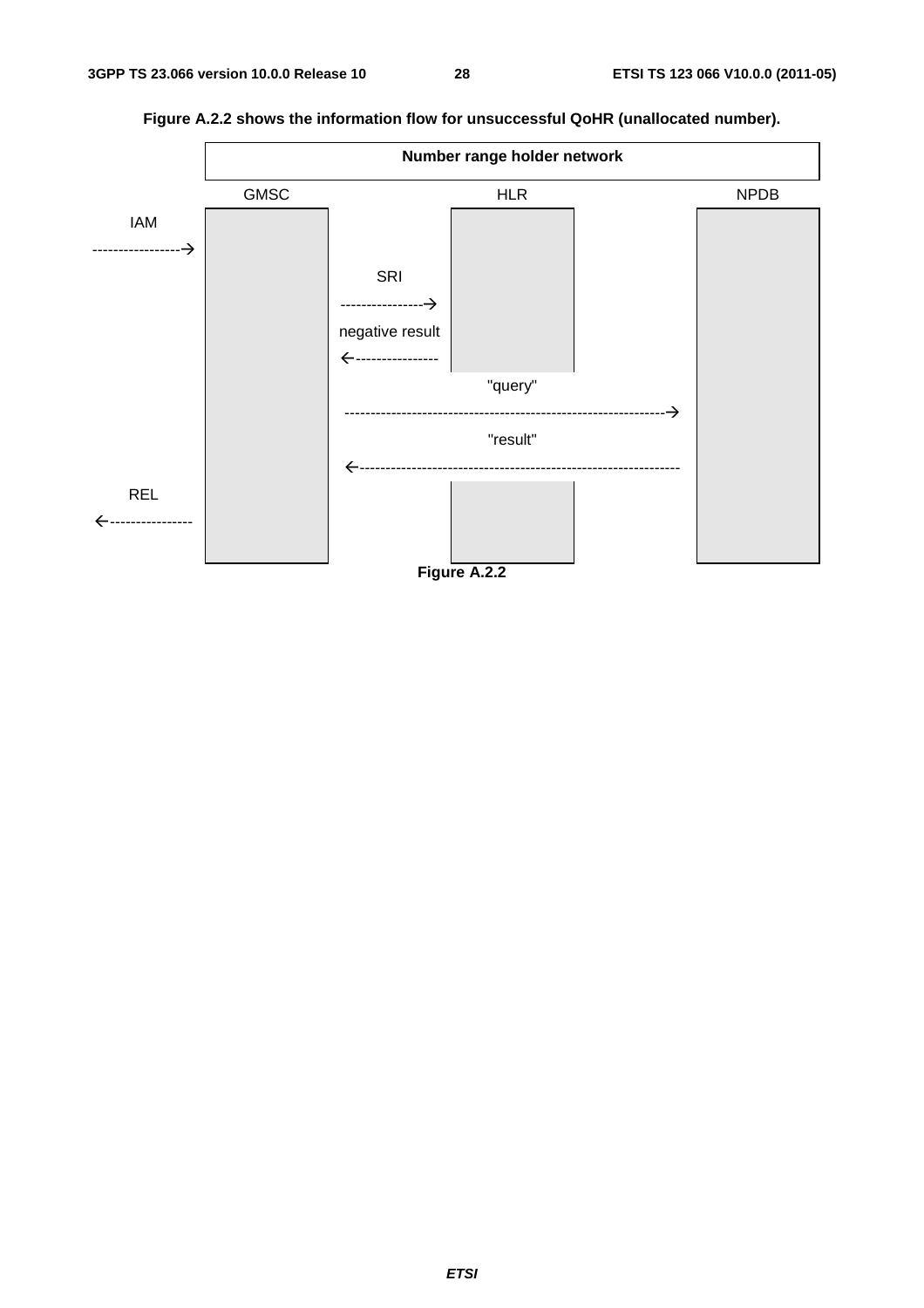**Figure A.2.2 shows the information flow for unsuccessful QoHR (unallocated number).**

```
                         Number range holder network

                 GMSC                    HLR                     NPDB
IAM
----------------->
                          SRI
                          ---------------->
                          negative result
                          <----------------
                                        "query"
                          ------------------------------------------------->
                                        "result"
                          <-------------------------------------------------
REL
<----------------
```

**Figure A.2.2**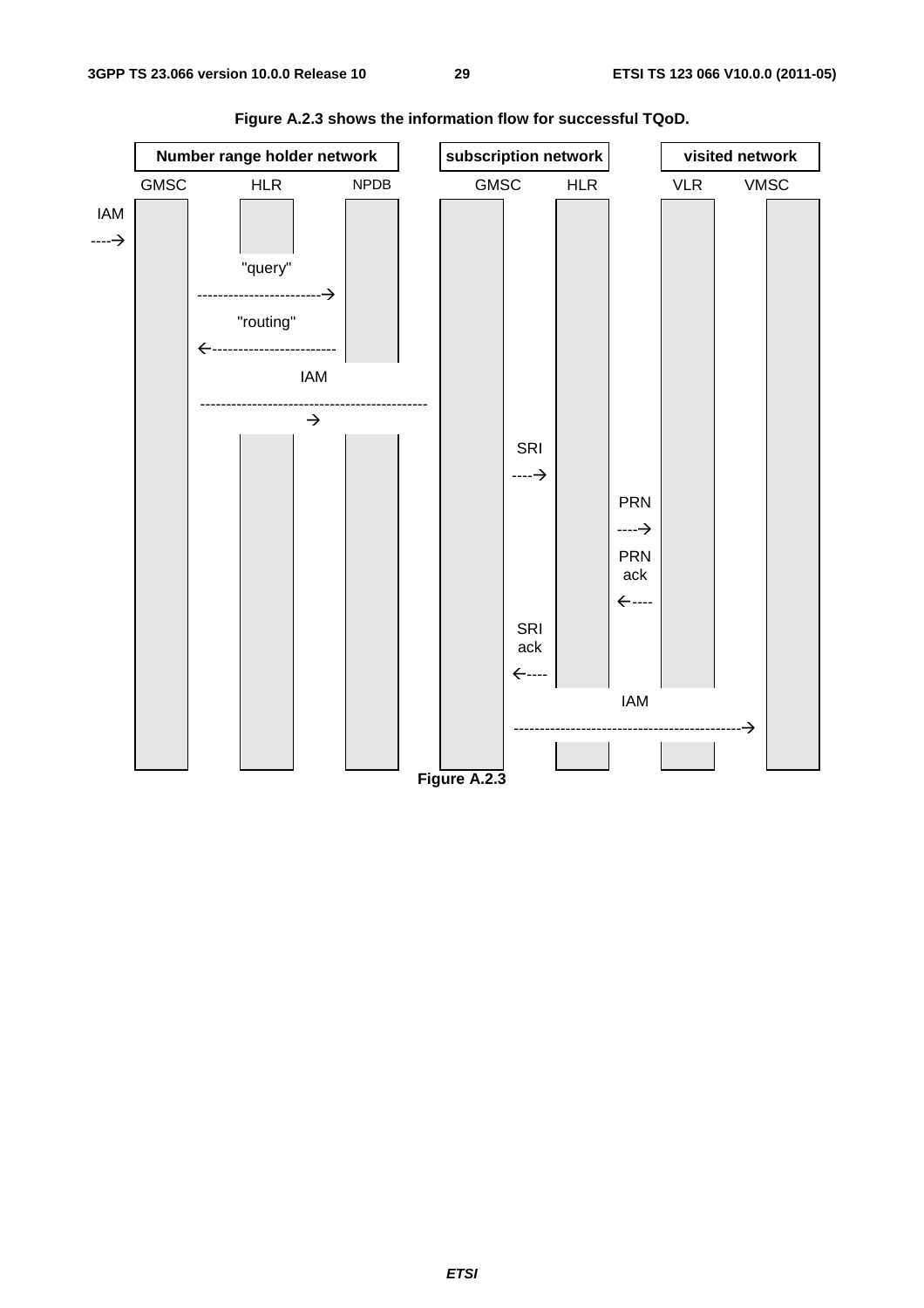**Figure A.2.3 shows the information flow for successful TQoD.**

| Number range holder network | | | subscription network | | visited network | |
|---|---|---|---|---|---|---|
| GMSC | HLR | NPDB | GMSC | HLR | VLR | VMSC |

```
IAM
---->  GMSC (Number range holder network)
GMSC/HLR  --- "query" --->  NPDB
GMSC/HLR  <--- "routing" ---  NPDB
GMSC (Number range holder network)  --- IAM --->  GMSC (subscription network)
GMSC (subscription network)  --- SRI --->  HLR (subscription network)
HLR (subscription network)  --- PRN --->  VLR
HLR (subscription network)  <--- PRN ack ---  VLR
GMSC (subscription network)  <--- SRI ack ---  HLR (subscription network)
GMSC (subscription network)  --- IAM --->  VMSC
```

**Figure A.2.3**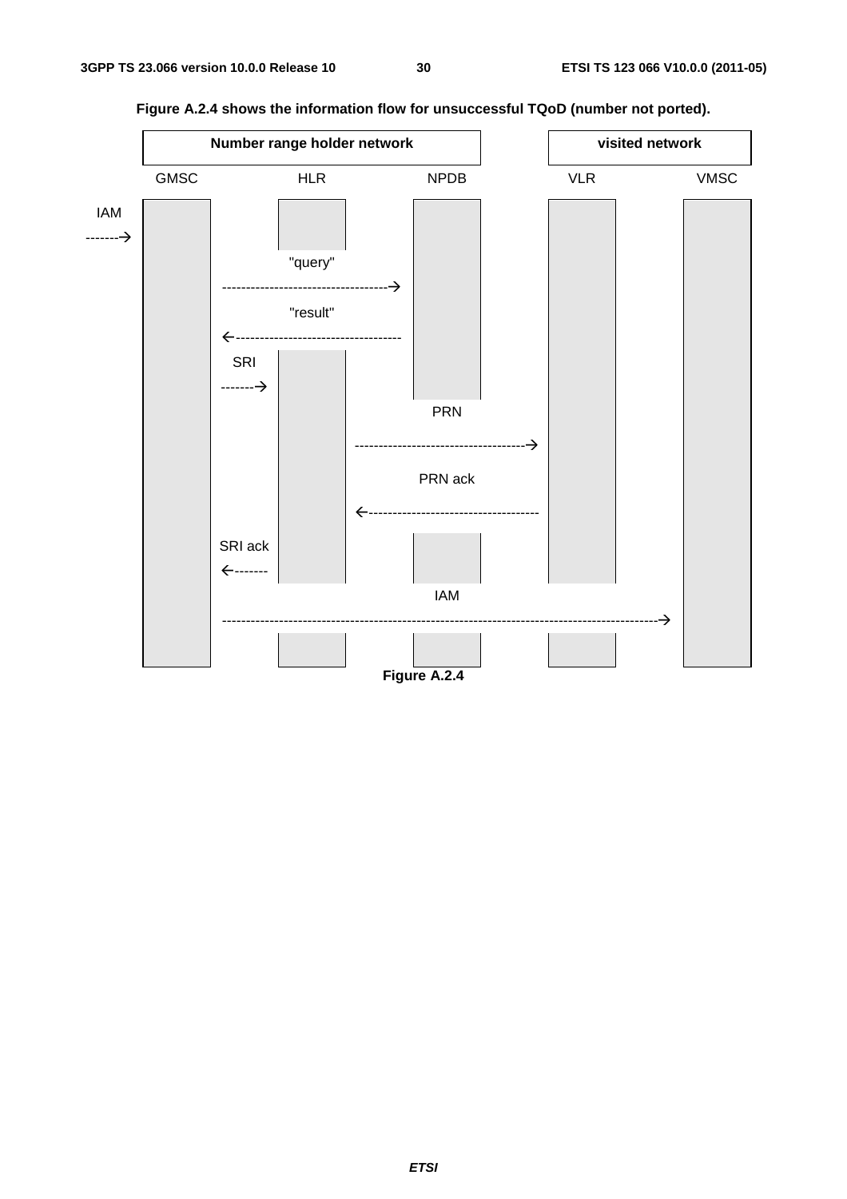**Figure A.2.4 shows the information flow for unsuccessful TQoD (number not ported).**

| Number range holder network | | | visited network | |
|---|---|---|---|---|
| GMSC | HLR | NPDB | VLR | VMSC |

```
IAM
------->  GMSC
GMSC  --------"query"-------->  NPDB
GMSC  <-------"result"--------  NPDB
GMSC  --------SRI------------>  HLR
HLR   --------PRN------------>  VLR
HLR   <-------PRN ack---------  VLR
GMSC  <-------SRI ack---------  HLR
GMSC  --------IAM------------>  VMSC
```

**Figure A.2.4**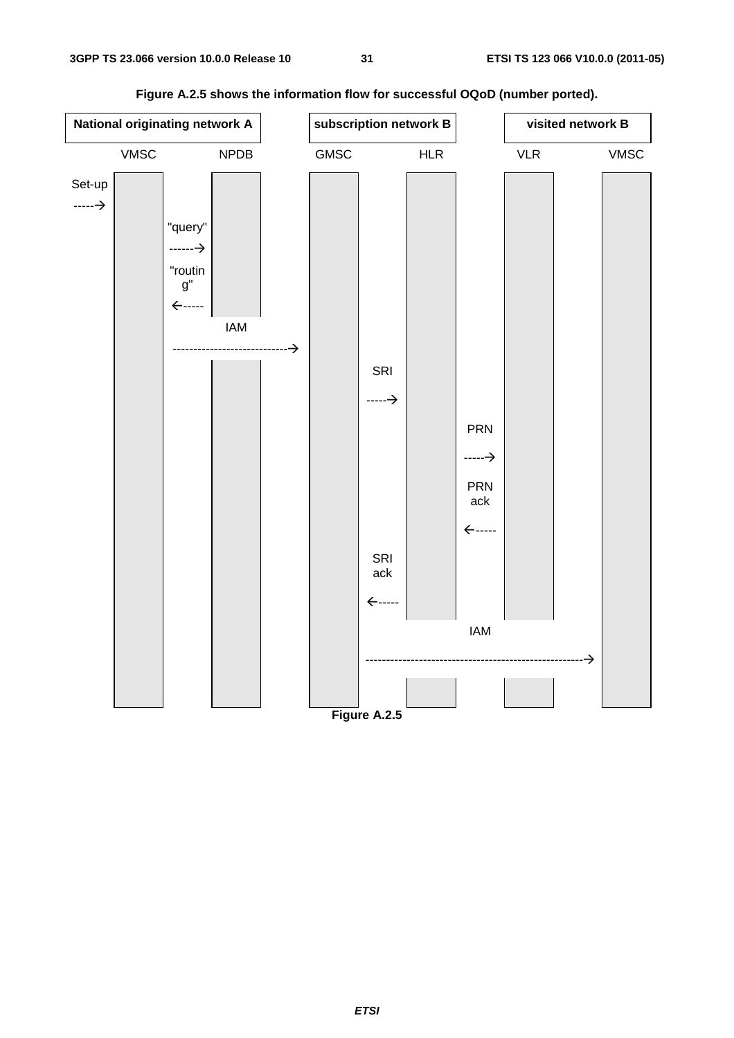**Figure A.2.5 shows the information flow for successful OQoD (number ported).**

| National originating network A | | subscription network B | | visited network B | |
|---|---|---|---|---|---|
| VMSC | NPDB | GMSC | HLR | VLR | VMSC |

Set-up -----→ (VMSC)

"query" ------→ (VMSC → NPDB)

"routing" ←----- (NPDB → VMSC)

IAM ----------------------------→ (VMSC → GMSC)

SRI -----→ (GMSC → HLR)

PRN -----→ (HLR → VLR)

PRN ack ←----- (VLR → HLR)

SRI ack ←----- (HLR → GMSC)

IAM ----------------------------------------------------→ (GMSC → VMSC)

**Figure A.2.5**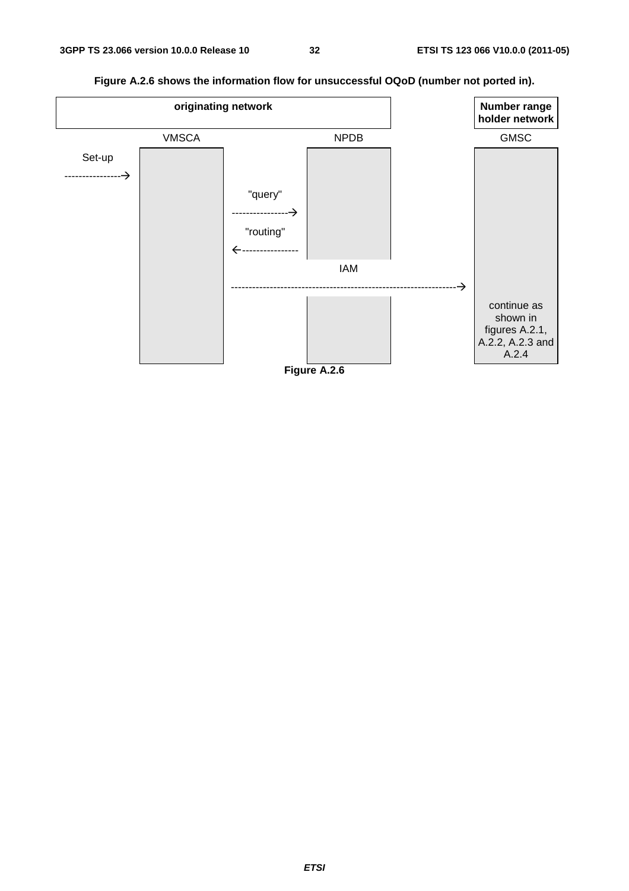**Figure A.2.6 shows the information flow for unsuccessful OQoD (number not ported in).**

| originating network | | Number range holder network |
|---|---|---|
| VMSCA | NPDB | GMSC |

```
            VMSCA                 NPDB                GMSC
Set-up
---------------->
                     "query"
                     ---------------->
                     "routing"
                     <----------------
                                  IAM
                     ------------------------------------->
                                                       continue as
                                                       shown in
                                                       figures A.2.1,
                                                       A.2.2, A.2.3 and
                                                       A.2.4
```

**Figure A.2.6**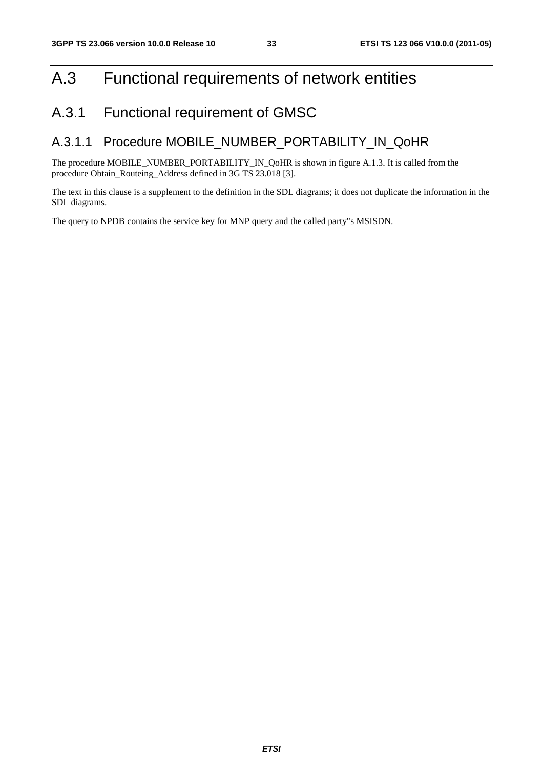# A.3 Functional requirements of network entities

## A.3.1 Functional requirement of GMSC

### A.3.1.1 Procedure MOBILE_NUMBER_PORTABILITY_IN_QoHR

The procedure MOBILE_NUMBER_PORTABILITY_IN_QoHR is shown in figure A.1.3. It is called from the procedure Obtain_Routeing_Address defined in 3G TS 23.018 [3].

The text in this clause is a supplement to the definition in the SDL diagrams; it does not duplicate the information in the SDL diagrams.

The query to NPDB contains the service key for MNP query and the called party"s MSISDN.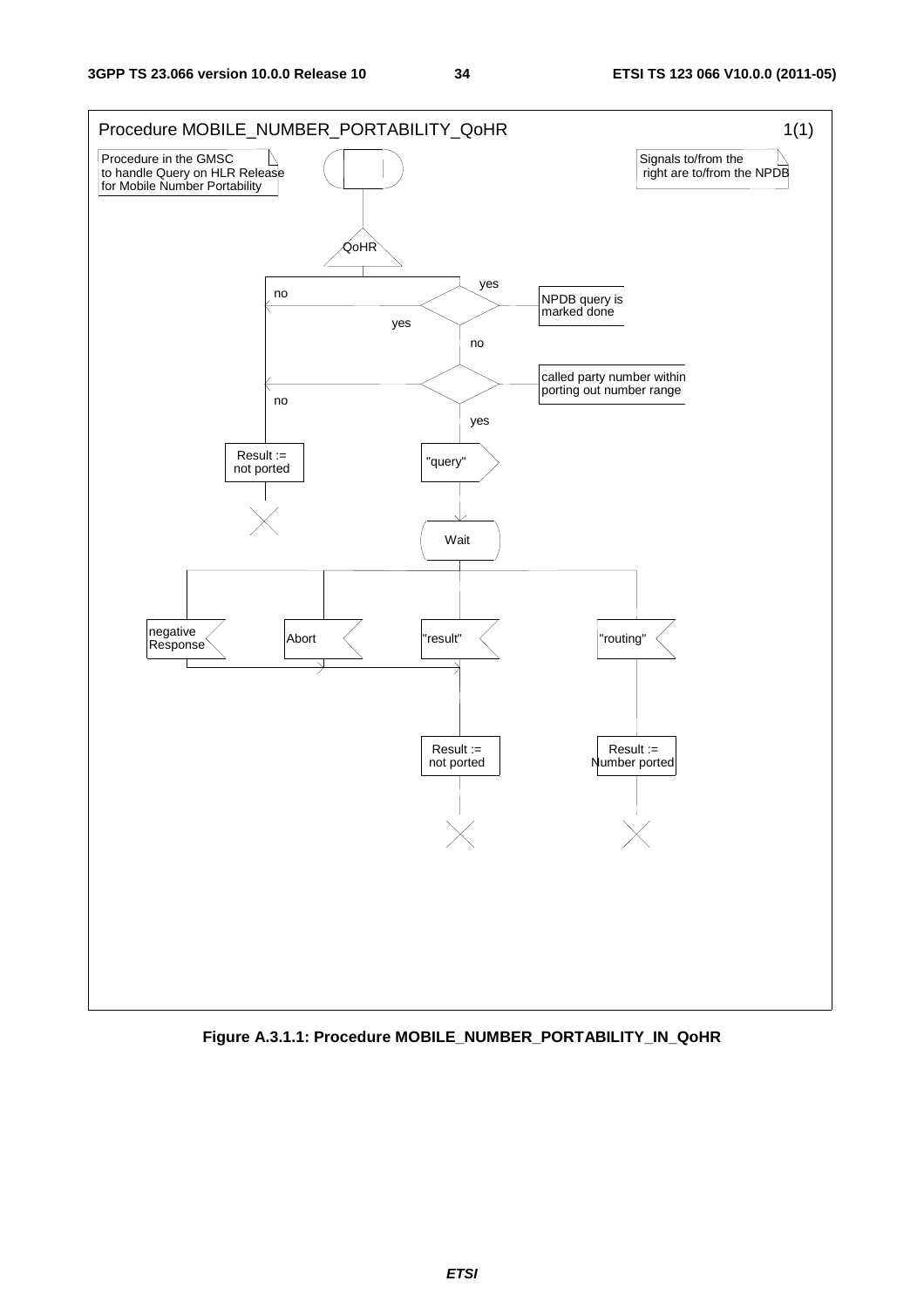Procedure MOBILE_NUMBER_PORTABILITY_QoHR 1(1)

Procedure in the GMSC to handle Query on HLR Release for Mobile Number Portability

Signals to/from the right are to/from the NPDB

QoHR

NPDB query is marked done

yes

no

called party number within porting out number range

yes

no

Result := not ported

"query"

Wait

negative Response

Abort

"result"

"routing"

Result := not ported

Result := Number ported

**Figure A.3.1.1: Procedure MOBILE_NUMBER_PORTABILITY_IN_QoHR**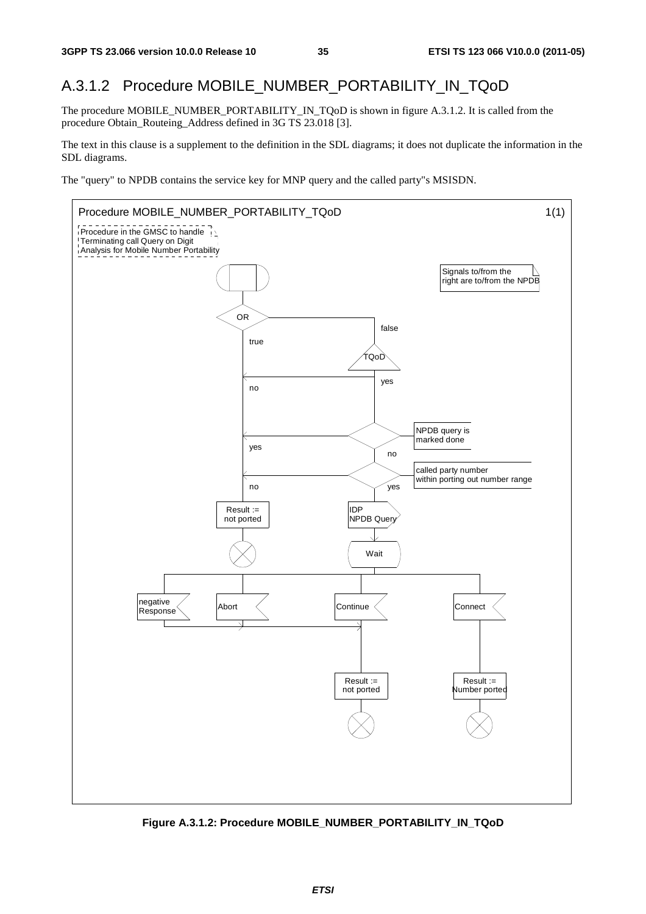## A.3.1.2 Procedure MOBILE_NUMBER_PORTABILITY_IN_TQoD

The procedure MOBILE_NUMBER_PORTABILITY_IN_TQoD is shown in figure A.3.1.2. It is called from the procedure Obtain_Routeing_Address defined in 3G TS 23.018 [3].

The text in this clause is a supplement to the definition in the SDL diagrams; it does not duplicate the information in the SDL diagrams.

The "query" to NPDB contains the service key for MNP query and the called party"s MSISDN.

Procedure MOBILE_NUMBER_PORTABILITY_TQoD 1(1)

Procedure in the GMSC to handle Terminating call Query on Digit Analysis for Mobile Number Portability

Signals to/from the right are to/from the NPDB

OR

true

false

TQoD

yes

no

NPDB query is marked done

yes

no

called party number within porting out number range

no

yes

Result := not ported

IDP NPDB Query

Wait

negative Response

Abort

Continue

Connect

Result := not ported

Result := Number ported

**Figure A.3.1.2: Procedure MOBILE_NUMBER_PORTABILITY_IN_TQoD**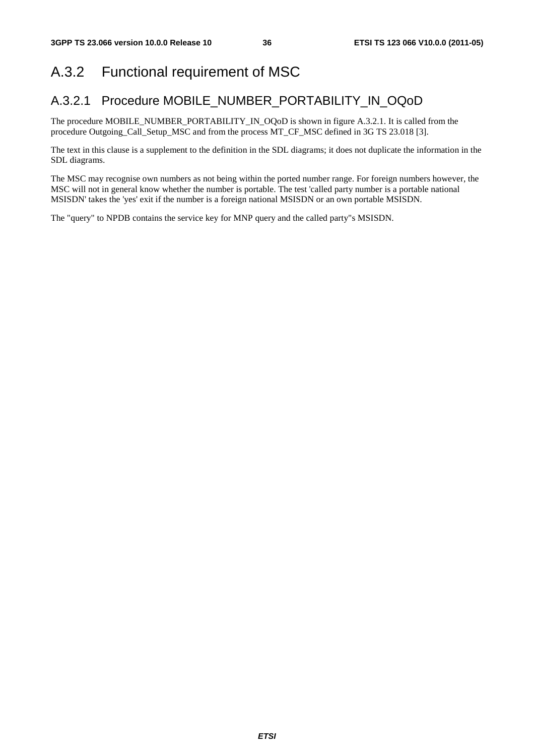## A.3.2 Functional requirement of MSC

### A.3.2.1 Procedure MOBILE_NUMBER_PORTABILITY_IN_OQoD

The procedure MOBILE_NUMBER_PORTABILITY_IN_OQoD is shown in figure A.3.2.1. It is called from the procedure Outgoing_Call_Setup_MSC and from the process MT_CF_MSC defined in 3G TS 23.018 [3].

The text in this clause is a supplement to the definition in the SDL diagrams; it does not duplicate the information in the SDL diagrams.

The MSC may recognise own numbers as not being within the ported number range. For foreign numbers however, the MSC will not in general know whether the number is portable. The test 'called party number is a portable national MSISDN' takes the 'yes' exit if the number is a foreign national MSISDN or an own portable MSISDN.

The "query" to NPDB contains the service key for MNP query and the called party"s MSISDN.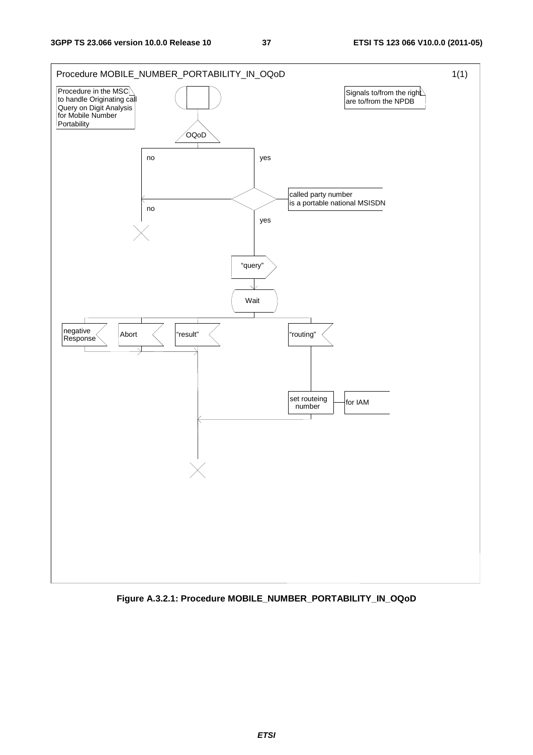Procedure MOBILE_NUMBER_PORTABILITY_IN_OQoD

1(1)

Procedure in the MSC to handle Originating call Query on Digit Analysis for Mobile Number Portability

Signals to/from the right are to/from the NPDB

OQoD

no

yes

called party number is a portable national MSISDN

no

yes

"query"

Wait

negative Response

Abort

"result"

"routing"

set routeing number

for IAM

**Figure A.3.2.1: Procedure MOBILE_NUMBER_PORTABILITY_IN_OQoD**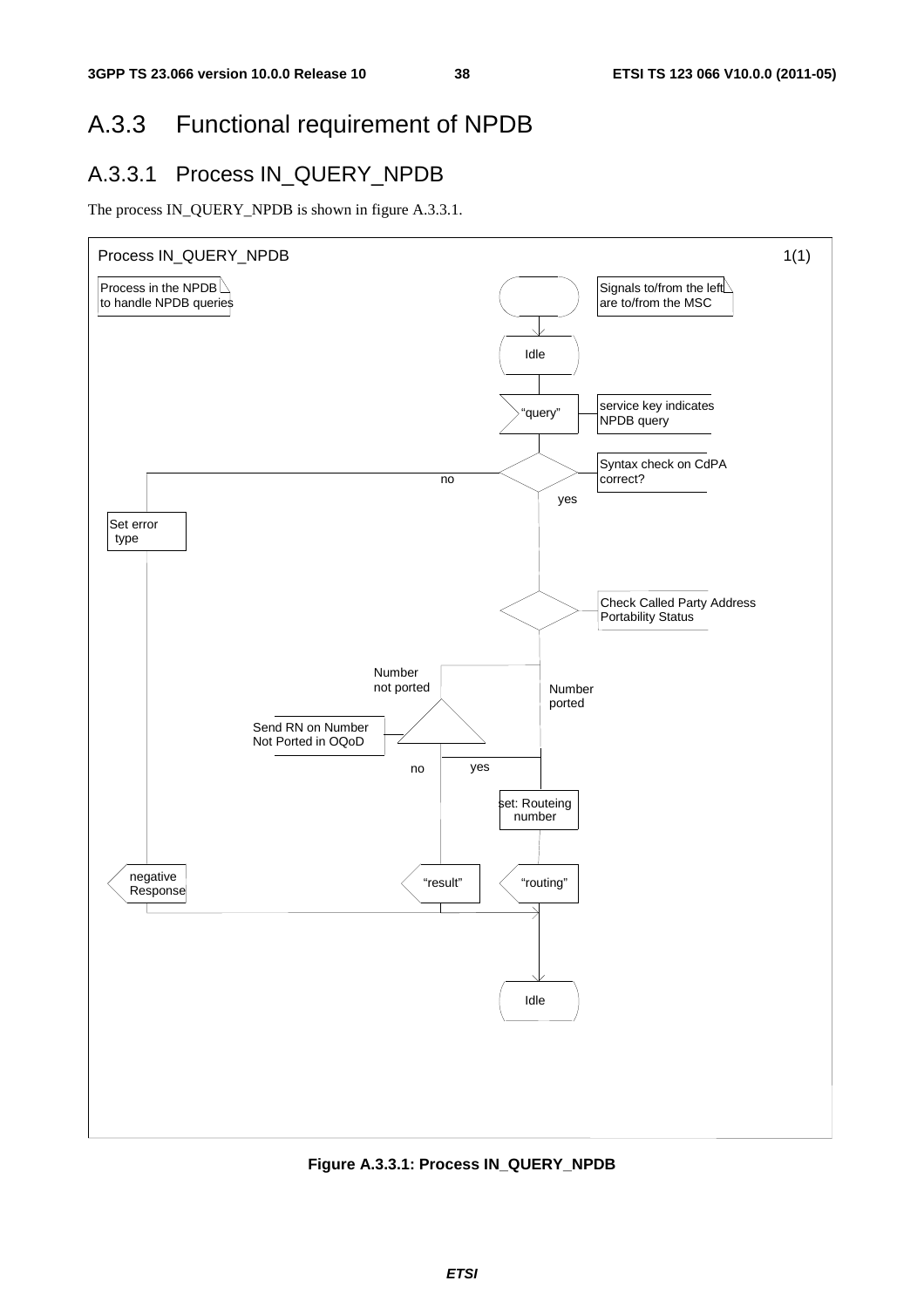## A.3.3 Functional requirement of NPDB

### A.3.3.1 Process IN_QUERY_NPDB

The process IN_QUERY_NPDB is shown in figure A.3.3.1.

Process IN_QUERY_NPDB 1(1)

Process in the NPDB to handle NPDB queries

Signals to/from the left are to/from the MSC

Idle

"query"

service key indicates NPDB query

Syntax check on CdPA correct?

no

yes

Set error type

Check Called Party Address Portability Status

Number not ported

Number ported

Send RN on Number Not Ported in OQoD

no

yes

set: Routeing number

negative Response

"result"

"routing"

Idle

**Figure A.3.3.1: Process IN_QUERY_NPDB**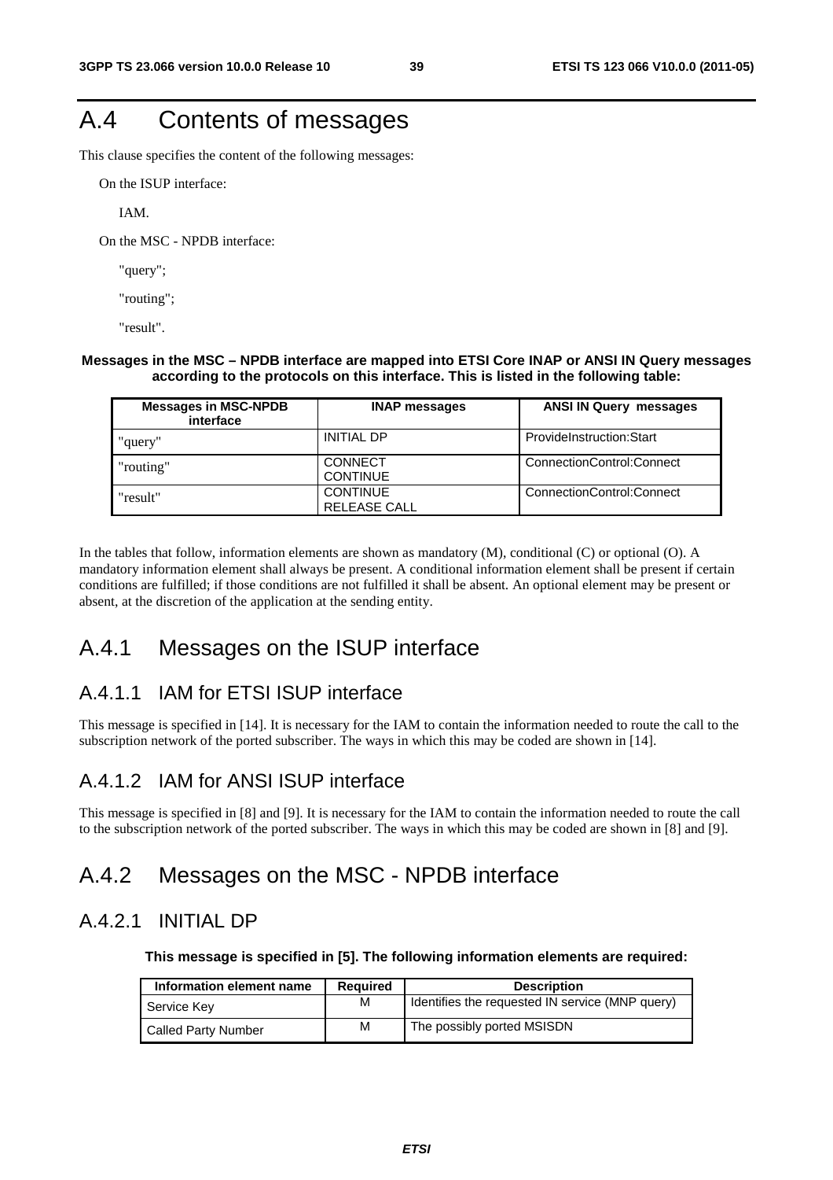# A.4 Contents of messages

This clause specifies the content of the following messages:

On the ISUP interface:

IAM.

On the MSC - NPDB interface:

"query";

"routing";

"result".

**Messages in the MSC – NPDB interface are mapped into ETSI Core INAP or ANSI IN Query messages according to the protocols on this interface. This is listed in the following table:**

| Messages in MSC-NPDB interface | INAP messages | ANSI IN Query messages |
|---|---|---|
| "query" | INITIAL DP | ProvideInstruction:Start |
| "routing" | CONNECT<br>CONTINUE | ConnectionControl:Connect |
| "result" | CONTINUE<br>RELEASE CALL | ConnectionControl:Connect |

In the tables that follow, information elements are shown as mandatory (M), conditional (C) or optional (O). A mandatory information element shall always be present. A conditional information element shall be present if certain conditions are fulfilled; if those conditions are not fulfilled it shall be absent. An optional element may be present or absent, at the discretion of the application at the sending entity.

## A.4.1 Messages on the ISUP interface

### A.4.1.1 IAM for ETSI ISUP interface

This message is specified in [14]. It is necessary for the IAM to contain the information needed to route the call to the subscription network of the ported subscriber. The ways in which this may be coded are shown in [14].

### A.4.1.2 IAM for ANSI ISUP interface

This message is specified in [8] and [9]. It is necessary for the IAM to contain the information needed to route the call to the subscription network of the ported subscriber. The ways in which this may be coded are shown in [8] and [9].

## A.4.2 Messages on the MSC - NPDB interface

### A.4.2.1 INITIAL DP

**This message is specified in [5]. The following information elements are required:**

| Information element name | Required | Description |
|---|---|---|
| Service Key | M | Identifies the requested IN service (MNP query) |
| Called Party Number | M | The possibly ported MSISDN |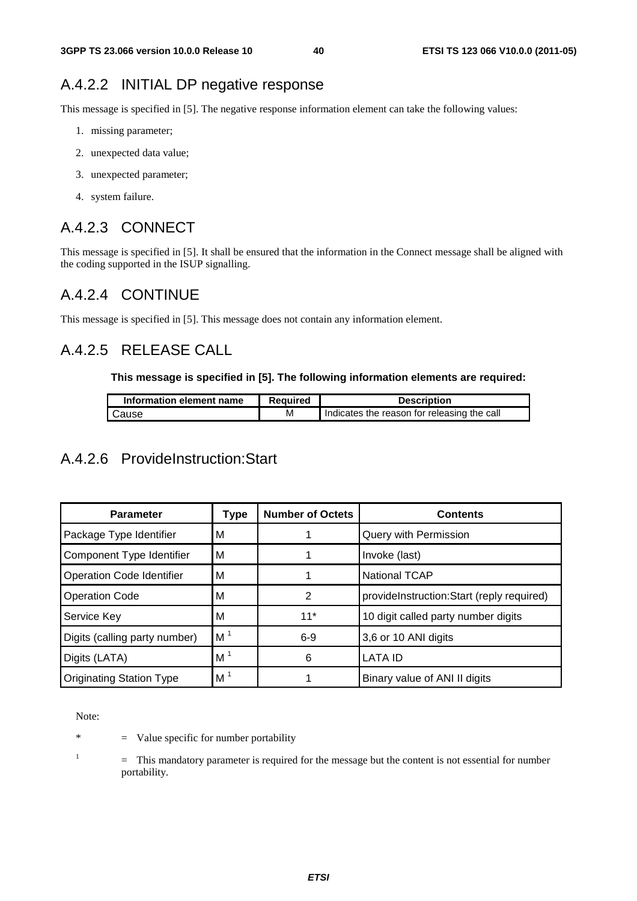### A.4.2.2 INITIAL DP negative response

This message is specified in [5]. The negative response information element can take the following values:

1. missing parameter;
2. unexpected data value;
3. unexpected parameter;
4. system failure.

### A.4.2.3 CONNECT

This message is specified in [5]. It shall be ensured that the information in the Connect message shall be aligned with the coding supported in the ISUP signalling.

### A.4.2.4 CONTINUE

This message is specified in [5]. This message does not contain any information element.

### A.4.2.5 RELEASE CALL

**This message is specified in [5]. The following information elements are required:**

| Information element name | Required | Description |
|---|---|---|
| Cause | M | Indicates the reason for releasing the call |

### A.4.2.6 ProvideInstruction:Start

| Parameter | Type | Number of Octets | Contents |
|---|---|---|---|
| Package Type Identifier | M | 1 | Query with Permission |
| Component Type Identifier | M | 1 | Invoke (last) |
| Operation Code Identifier | M | 1 | National TCAP |
| Operation Code | M | 2 | provideInstruction:Start (reply required) |
| Service Key | M | 11* | 10 digit called party number digits |
| Digits (calling party number) | M [1] | 6-9 | 3,6 or 10 ANI digits |
| Digits (LATA) | M [1] | 6 | LATA ID |
| Originating Station Type | M [1] | 1 | Binary value of ANI II digits |

Note:

* = Value specific for number portability

[1] = This mandatory parameter is required for the message but the content is not essential for number portability.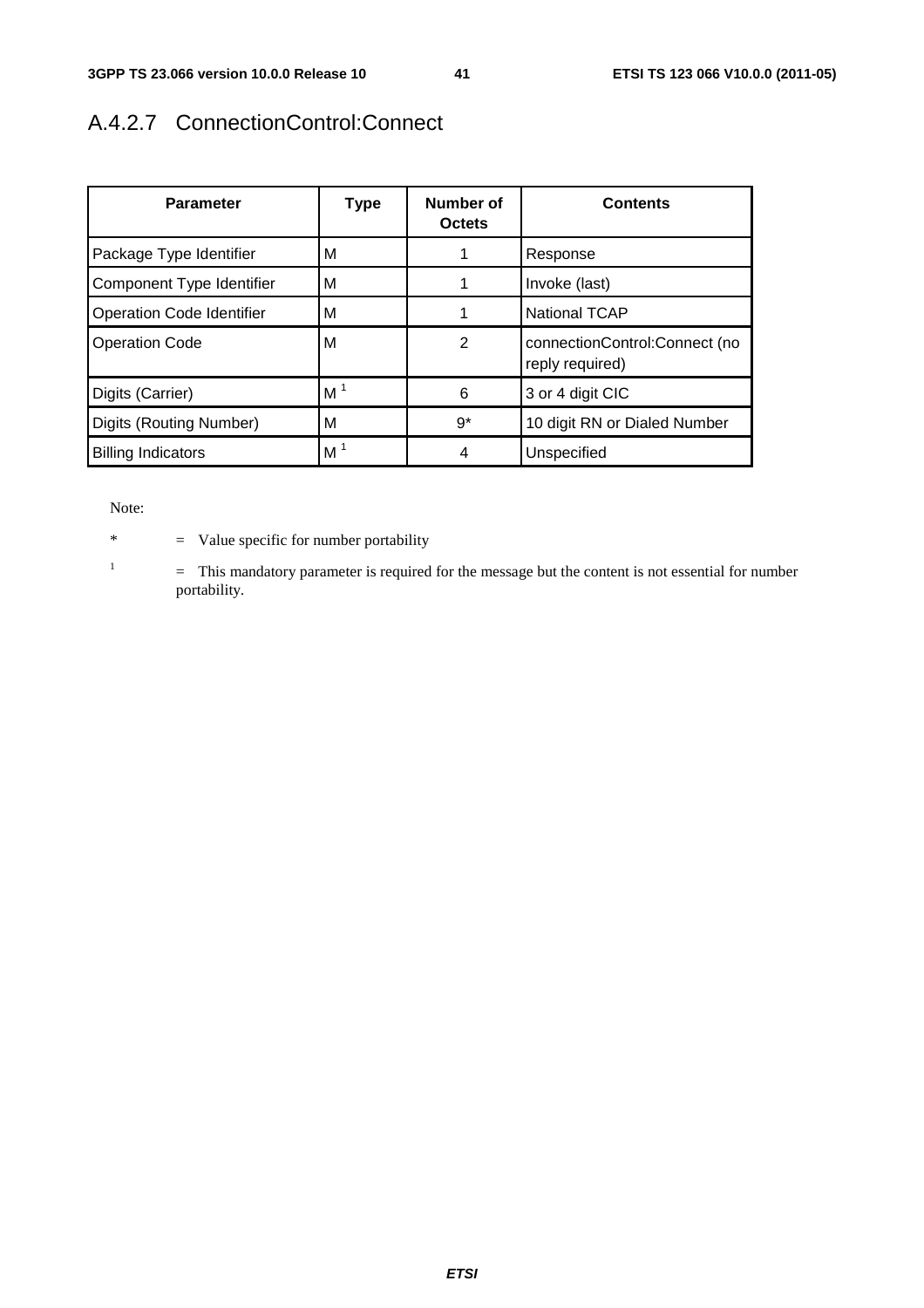## A.4.2.7 ConnectionControl:Connect

| Parameter | Type | Number of Octets | Contents |
|---|---|---|---|
| Package Type Identifier | M | 1 | Response |
| Component Type Identifier | M | 1 | Invoke (last) |
| Operation Code Identifier | M | 1 | National TCAP |
| Operation Code | M | 2 | connectionControl:Connect (no reply required) |
| Digits (Carrier) | M [1] | 6 | 3 or 4 digit CIC |
| Digits (Routing Number) | M | 9* | 10 digit RN or Dialed Number |
| Billing Indicators | M [1] | 4 | Unspecified |

Note:

\* = Value specific for number portability

[1] = This mandatory parameter is required for the message but the content is not essential for number portability.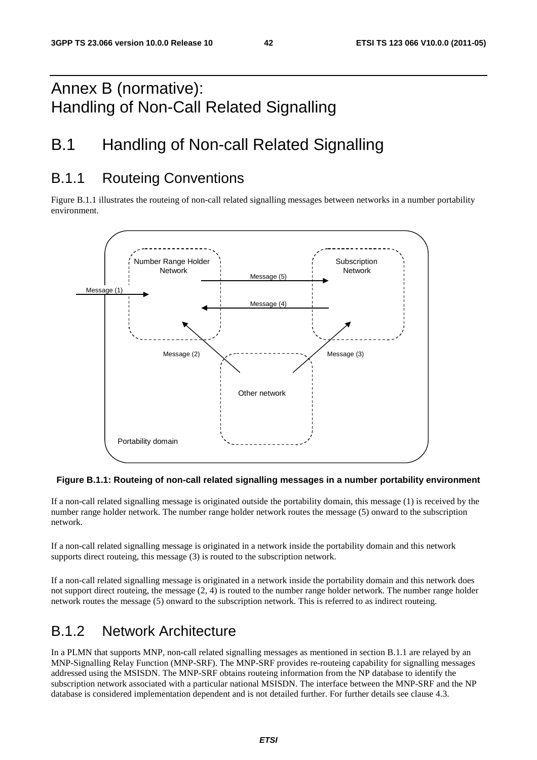# Annex B (normative): Handling of Non-Call Related Signalling

# B.1 Handling of Non-call Related Signalling

## B.1.1 Routeing Conventions

Figure B.1.1 illustrates the routeing of non-call related signalling messages between networks in a number portability environment.

**Figure B.1.1: Routeing of non-call related signalling messages in a number portability environment**

If a non-call related signalling message is originated outside the portability domain, this message (1) is received by the number range holder network. The number range holder network routes the message (5) onward to the subscription network.

If a non-call related signalling message is originated in a network inside the portability domain and this network supports direct routeing, this message (3) is routed to the subscription network.

If a non-call related signalling message is originated in a network inside the portability domain and this network does not support direct routeing, the message (2, 4) is routed to the number range holder network. The number range holder network routes the message (5) onward to the subscription network. This is referred to as indirect routeing.

## B.1.2 Network Architecture

In a PLMN that supports MNP, non-call related signalling messages as mentioned in section B.1.1 are relayed by an MNP-Signalling Relay Function (MNP-SRF). The MNP-SRF provides re-routeing capability for signalling messages addressed using the MSISDN. The MNP-SRF obtains routeing information from the NP database to identify the subscription network associated with a particular national MSISDN. The interface between the MNP-SRF and the NP database is considered implementation dependent and is not detailed further. For further details see clause 4.3.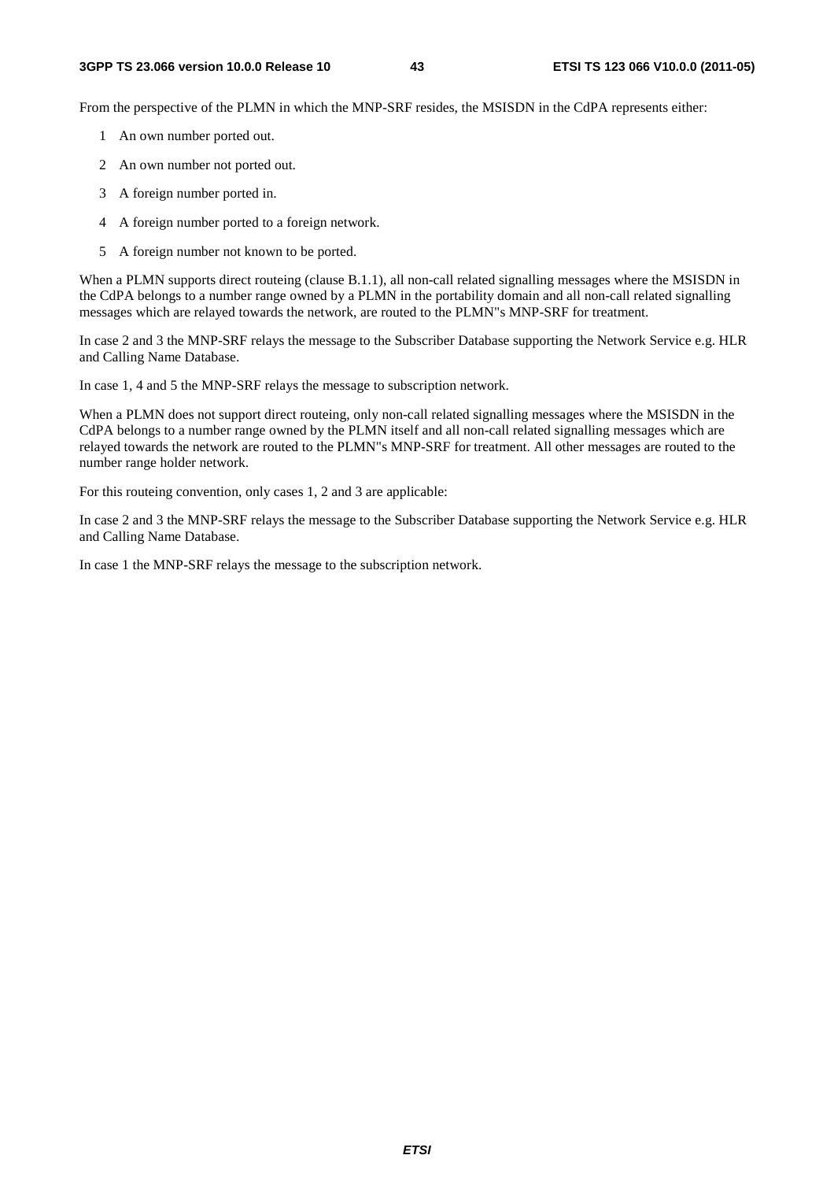From the perspective of the PLMN in which the MNP-SRF resides, the MSISDN in the CdPA represents either:

1 An own number ported out.

2 An own number not ported out.

3 A foreign number ported in.

4 A foreign number ported to a foreign network.

5 A foreign number not known to be ported.

When a PLMN supports direct routeing (clause B.1.1), all non-call related signalling messages where the MSISDN in the CdPA belongs to a number range owned by a PLMN in the portability domain and all non-call related signalling messages which are relayed towards the network, are routed to the PLMN"s MNP-SRF for treatment.

In case 2 and 3 the MNP-SRF relays the message to the Subscriber Database supporting the Network Service e.g. HLR and Calling Name Database.

In case 1, 4 and 5 the MNP-SRF relays the message to subscription network.

When a PLMN does not support direct routeing, only non-call related signalling messages where the MSISDN in the CdPA belongs to a number range owned by the PLMN itself and all non-call related signalling messages which are relayed towards the network are routed to the PLMN"s MNP-SRF for treatment. All other messages are routed to the number range holder network.

For this routeing convention, only cases 1, 2 and 3 are applicable:

In case 2 and 3 the MNP-SRF relays the message to the Subscriber Database supporting the Network Service e.g. HLR and Calling Name Database.

In case 1 the MNP-SRF relays the message to the subscription network.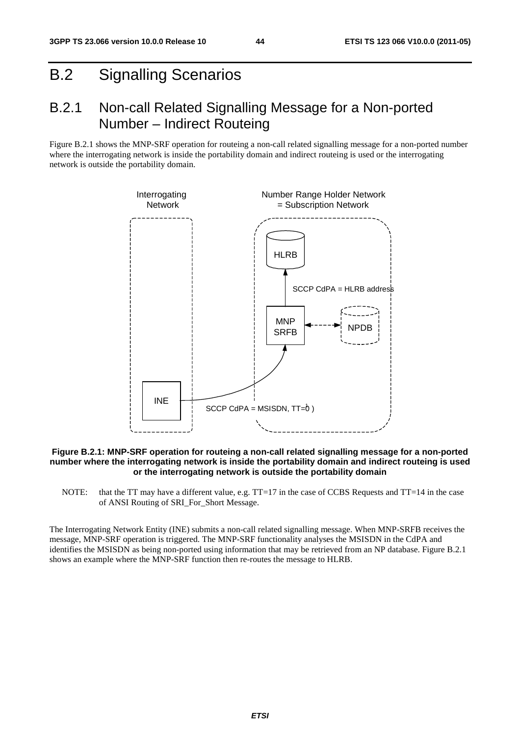# B.2 Signalling Scenarios

## B.2.1 Non-call Related Signalling Message for a Non-ported Number – Indirect Routeing

Figure B.2.1 shows the MNP-SRF operation for routeing a non-call related signalling message for a non-ported number where the interrogating network is inside the portability domain and indirect routeing is used or the interrogating network is outside the portability domain.

Interrogating Network

Number Range Holder Network = Subscription Network

HLRB

SCCP CdPA = HLRB address

MNP SRFB

NPDB

INE

SCCP CdPA = MSISDN, TT=0[1] )

**Figure B.2.1: MNP-SRF operation for routeing a non-call related signalling message for a non-ported number where the interrogating network is inside the portability domain and indirect routeing is used or the interrogating network is outside the portability domain**

NOTE: that the TT may have a different value, e.g. TT=17 in the case of CCBS Requests and TT=14 in the case of ANSI Routing of SRI_For_Short Message.

The Interrogating Network Entity (INE) submits a non-call related signalling message. When MNP-SRFB receives the message, MNP-SRF operation is triggered. The MNP-SRF functionality analyses the MSISDN in the CdPA and identifies the MSISDN as being non-ported using information that may be retrieved from an NP database. Figure B.2.1 shows an example where the MNP-SRF function then re-routes the message to HLRB.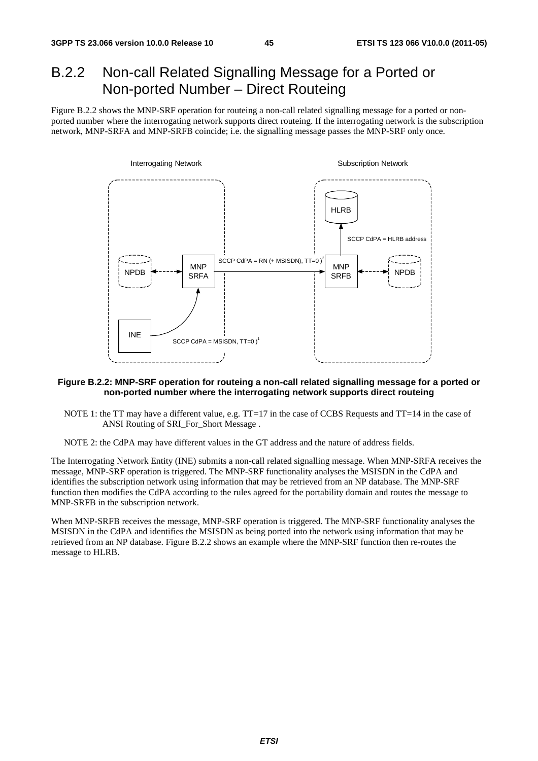## B.2.2 Non-call Related Signalling Message for a Ported or Non-ported Number – Direct Routeing

Figure B.2.2 shows the MNP-SRF operation for routeing a non-call related signalling message for a ported or non-ported number where the interrogating network supports direct routeing. If the interrogating network is the subscription network, MNP-SRFA and MNP-SRFB coincide; i.e. the signalling message passes the MNP-SRF only once.

**Figure B.2.2: MNP-SRF operation for routeing a non-call related signalling message for a ported or non-ported number where the interrogating network supports direct routeing**

NOTE 1: the TT may have a different value, e.g. TT=17 in the case of CCBS Requests and TT=14 in the case of ANSI Routing of SRI_For_Short Message .

NOTE 2: the CdPA may have different values in the GT address and the nature of address fields.

The Interrogating Network Entity (INE) submits a non-call related signalling message. When MNP-SRFA receives the message, MNP-SRF operation is triggered. The MNP-SRF functionality analyses the MSISDN in the CdPA and identifies the subscription network using information that may be retrieved from an NP database. The MNP-SRF function then modifies the CdPA according to the rules agreed for the portability domain and routes the message to MNP-SRFB in the subscription network.

When MNP-SRFB receives the message, MNP-SRF operation is triggered. The MNP-SRF functionality analyses the MSISDN in the CdPA and identifies the MSISDN as being ported into the network using information that may be retrieved from an NP database. Figure B.2.2 shows an example where the MNP-SRF function then re-routes the message to HLRB.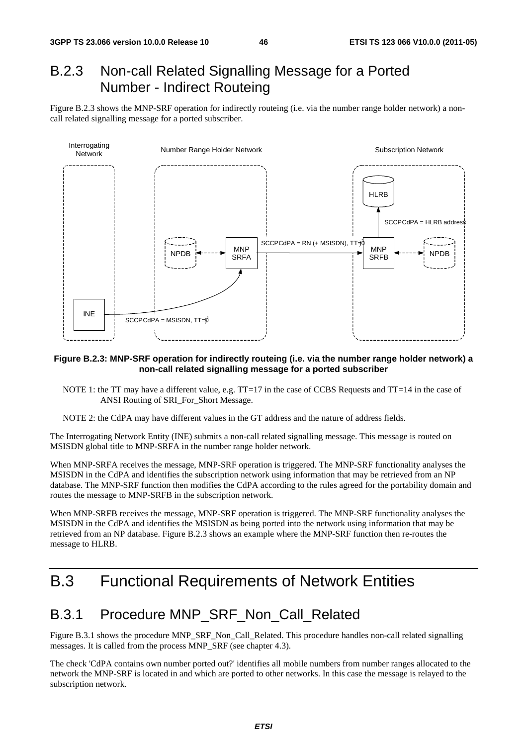## B.2.3 Non-call Related Signalling Message for a Ported Number - Indirect Routeing

Figure B.2.3 shows the MNP-SRF operation for indirectly routeing (i.e. via the number range holder network) a non-call related signalling message for a ported subscriber.

**Figure B.2.3: MNP-SRF operation for indirectly routeing (i.e. via the number range holder network) a non-call related signalling message for a ported subscriber**

NOTE 1: the TT may have a different value, e.g. TT=17 in the case of CCBS Requests and TT=14 in the case of ANSI Routing of SRI_For_Short Message.

NOTE 2: the CdPA may have different values in the GT address and the nature of address fields.

The Interrogating Network Entity (INE) submits a non-call related signalling message. This message is routed on MSISDN global title to MNP-SRFA in the number range holder network.

When MNP-SRFA receives the message, MNP-SRF operation is triggered. The MNP-SRF functionality analyses the MSISDN in the CdPA and identifies the subscription network using information that may be retrieved from an NP database. The MNP-SRF function then modifies the CdPA according to the rules agreed for the portability domain and routes the message to MNP-SRFB in the subscription network.

When MNP-SRFB receives the message, MNP-SRF operation is triggered. The MNP-SRF functionality analyses the MSISDN in the CdPA and identifies the MSISDN as being ported into the network using information that may be retrieved from an NP database. Figure B.2.3 shows an example where the MNP-SRF function then re-routes the message to HLRB.

# B.3 Functional Requirements of Network Entities

## B.3.1 Procedure MNP_SRF_Non_Call_Related

Figure B.3.1 shows the procedure MNP_SRF_Non_Call_Related. This procedure handles non-call related signalling messages. It is called from the process MNP_SRF (see chapter 4.3).

The check 'CdPA contains own number ported out?' identifies all mobile numbers from number ranges allocated to the network the MNP-SRF is located in and which are ported to other networks. In this case the message is relayed to the subscription network.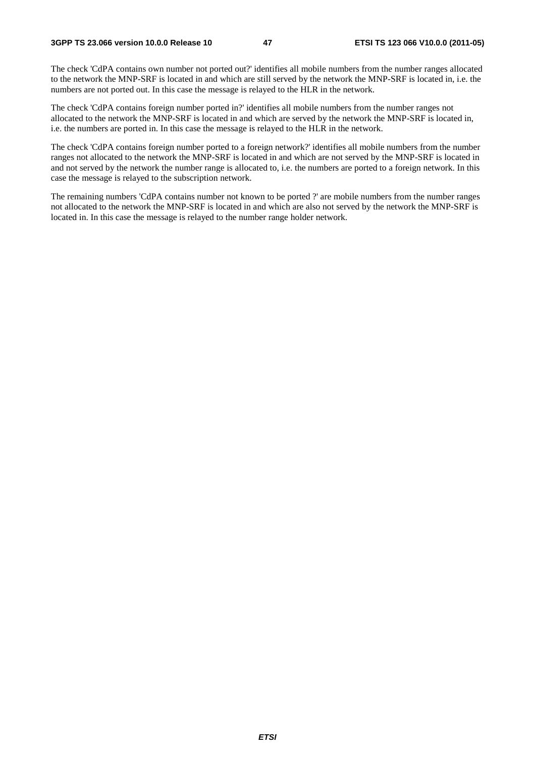The check 'CdPA contains own number not ported out?' identifies all mobile numbers from the number ranges allocated to the network the MNP-SRF is located in and which are still served by the network the MNP-SRF is located in, i.e. the numbers are not ported out. In this case the message is relayed to the HLR in the network.

The check 'CdPA contains foreign number ported in?' identifies all mobile numbers from the number ranges not allocated to the network the MNP-SRF is located in and which are served by the network the MNP-SRF is located in, i.e. the numbers are ported in. In this case the message is relayed to the HLR in the network.

The check 'CdPA contains foreign number ported to a foreign network?' identifies all mobile numbers from the number ranges not allocated to the network the MNP-SRF is located in and which are not served by the MNP-SRF is located in and not served by the network the number range is allocated to, i.e. the numbers are ported to a foreign network. In this case the message is relayed to the subscription network.

The remaining numbers 'CdPA contains number not known to be ported ?' are mobile numbers from the number ranges not allocated to the network the MNP-SRF is located in and which are also not served by the network the MNP-SRF is located in. In this case the message is relayed to the number range holder network.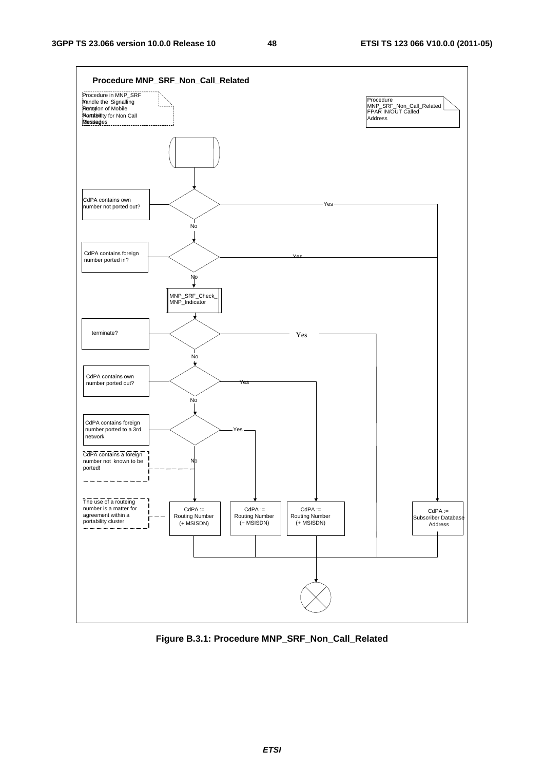**Procedure MNP_SRF_Non_Call_Related**

Procedure in MNP_SRF to handle the Signalling Relay Function of Mobile Number Portability for Non Call Related Messages

Procedure MNP_SRF_Non_Call_Related FPAR IN/OUT Called Address

CdPA contains own number not ported out?

Yes

No

CdPA contains foreign number ported in?

Yes

No

MNP_SRF_Check_MNP_Indicator

terminate?

Yes

No

CdPA contains own number ported out?

Yes

No

CdPA contains foreign number ported to a 3rd network

Yes

No

CdPA contains a foreign number not known to be ported!

The use of a routeing number is a matter for agreement within a portability cluster

CdPA := Routing Number (+ MSISDN)

CdPA := Routing Number (+ MSISDN)

CdPA := Routing Number (+ MSISDN)

CdPA := Subscriber Database Address

**Figure B.3.1: Procedure MNP_SRF_Non_Call_Related**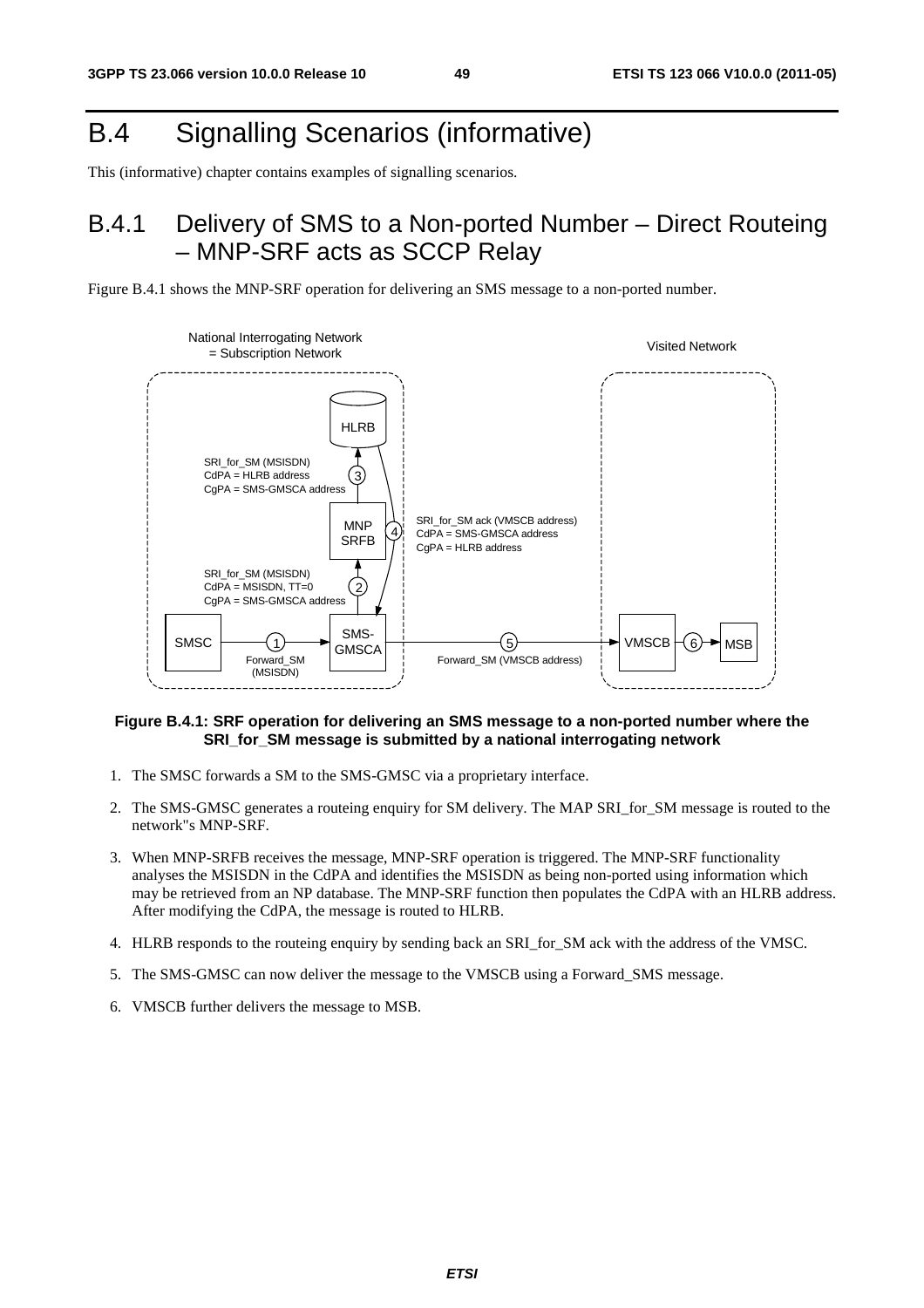# B.4 Signalling Scenarios (informative)

This (informative) chapter contains examples of signalling scenarios.

## B.4.1 Delivery of SMS to a Non-ported Number – Direct Routeing – MNP-SRF acts as SCCP Relay

Figure B.4.1 shows the MNP-SRF operation for delivering an SMS message to a non-ported number.

**Figure B.4.1: SRF operation for delivering an SMS message to a non-ported number where the SRI_for_SM message is submitted by a national interrogating network**

1. The SMSC forwards a SM to the SMS-GMSC via a proprietary interface.
2. The SMS-GMSC generates a routeing enquiry for SM delivery. The MAP SRI_for_SM message is routed to the network"s MNP-SRF.
3. When MNP-SRFB receives the message, MNP-SRF operation is triggered. The MNP-SRF functionality analyses the MSISDN in the CdPA and identifies the MSISDN as being non-ported using information which may be retrieved from an NP database. The MNP-SRF function then populates the CdPA with an HLRB address. After modifying the CdPA, the message is routed to HLRB.
4. HLRB responds to the routeing enquiry by sending back an SRI_for_SM ack with the address of the VMSC.
5. The SMS-GMSC can now deliver the message to the VMSCB using a Forward_SMS message.
6. VMSCB further delivers the message to MSB.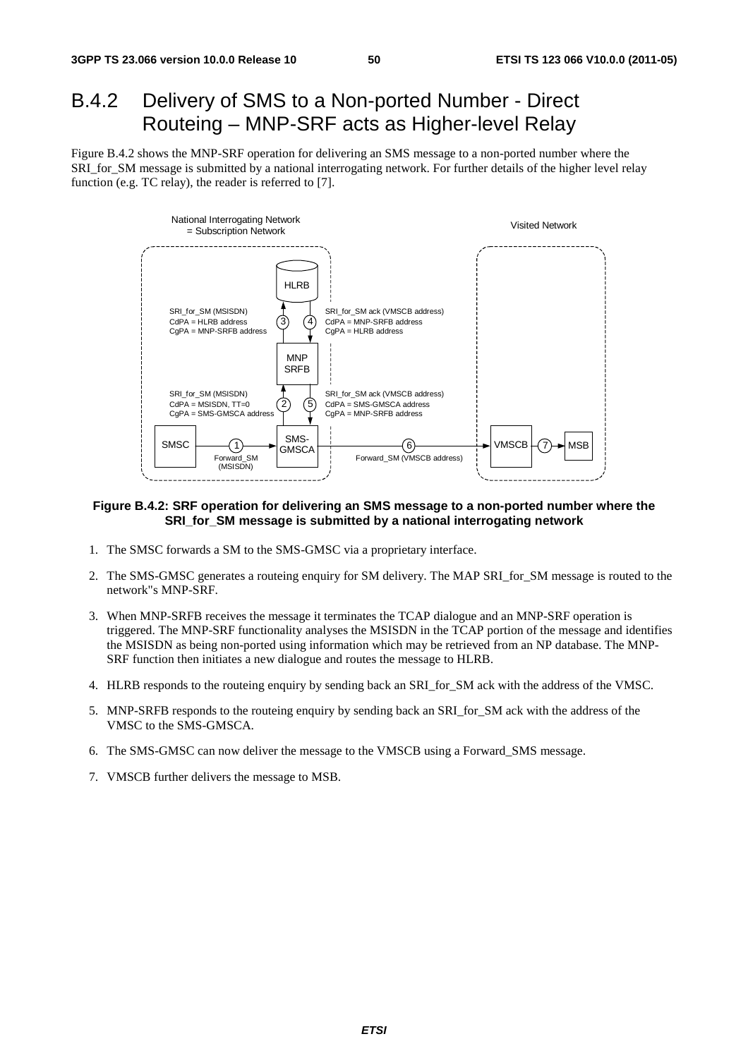## B.4.2 Delivery of SMS to a Non-ported Number - Direct Routeing – MNP-SRF acts as Higher-level Relay

Figure B.4.2 shows the MNP-SRF operation for delivering an SMS message to a non-ported number where the SRI_for_SM message is submitted by a national interrogating network. For further details of the higher level relay function (e.g. TC relay), the reader is referred to [7].

**Figure B.4.2: SRF operation for delivering an SMS message to a non-ported number where the SRI_for_SM message is submitted by a national interrogating network**

1. The SMSC forwards a SM to the SMS-GMSC via a proprietary interface.
2. The SMS-GMSC generates a routeing enquiry for SM delivery. The MAP SRI_for_SM message is routed to the network"s MNP-SRF.
3. When MNP-SRFB receives the message it terminates the TCAP dialogue and an MNP-SRF operation is triggered. The MNP-SRF functionality analyses the MSISDN in the TCAP portion of the message and identifies the MSISDN as being non-ported using information which may be retrieved from an NP database. The MNP-SRF function then initiates a new dialogue and routes the message to HLRB.
4. HLRB responds to the routeing enquiry by sending back an SRI_for_SM ack with the address of the VMSC.
5. MNP-SRFB responds to the routeing enquiry by sending back an SRI_for_SM ack with the address of the VMSC to the SMS-GMSCA.
6. The SMS-GMSC can now deliver the message to the VMSCB using a Forward_SMS message.
7. VMSCB further delivers the message to MSB.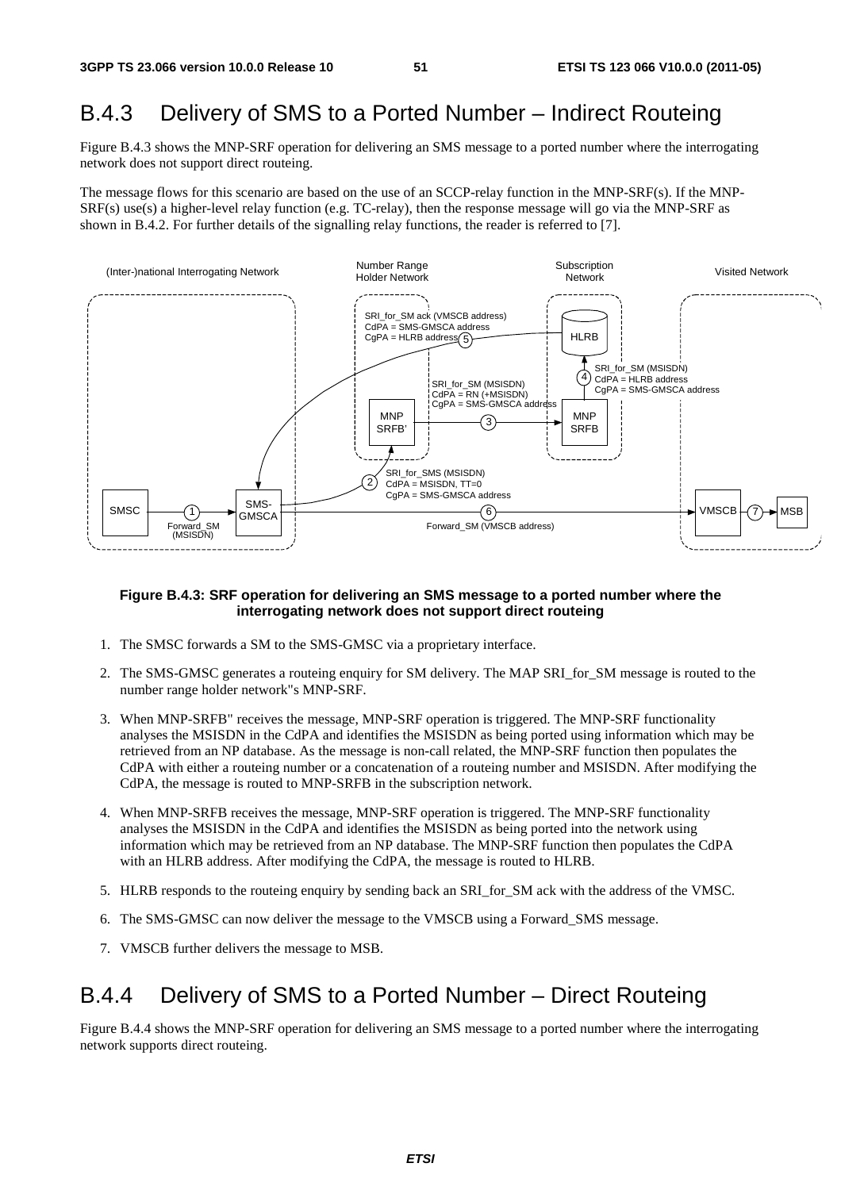## B.4.3 Delivery of SMS to a Ported Number – Indirect Routeing

Figure B.4.3 shows the MNP-SRF operation for delivering an SMS message to a ported number where the interrogating network does not support direct routeing.

The message flows for this scenario are based on the use of an SCCP-relay function in the MNP-SRF(s). If the MNP-SRF(s) use(s) a higher-level relay function (e.g. TC-relay), then the response message will go via the MNP-SRF as shown in B.4.2. For further details of the signalling relay functions, the reader is referred to [7].

**Figure B.4.3: SRF operation for delivering an SMS message to a ported number where the interrogating network does not support direct routeing**

1. The SMSC forwards a SM to the SMS-GMSC via a proprietary interface.
2. The SMS-GMSC generates a routeing enquiry for SM delivery. The MAP SRI_for_SM message is routed to the number range holder network"s MNP-SRF.
3. When MNP-SRFB" receives the message, MNP-SRF operation is triggered. The MNP-SRF functionality analyses the MSISDN in the CdPA and identifies the MSISDN as being ported using information which may be retrieved from an NP database. As the message is non-call related, the MNP-SRF function then populates the CdPA with either a routeing number or a concatenation of a routeing number and MSISDN. After modifying the CdPA, the message is routed to MNP-SRFB in the subscription network.
4. When MNP-SRFB receives the message, MNP-SRF operation is triggered. The MNP-SRF functionality analyses the MSISDN in the CdPA and identifies the MSISDN as being ported into the network using information which may be retrieved from an NP database. The MNP-SRF function then populates the CdPA with an HLRB address. After modifying the CdPA, the message is routed to HLRB.
5. HLRB responds to the routeing enquiry by sending back an SRI_for_SM ack with the address of the VMSC.
6. The SMS-GMSC can now deliver the message to the VMSCB using a Forward_SMS message.
7. VMSCB further delivers the message to MSB.

## B.4.4 Delivery of SMS to a Ported Number – Direct Routeing

Figure B.4.4 shows the MNP-SRF operation for delivering an SMS message to a ported number where the interrogating network supports direct routeing.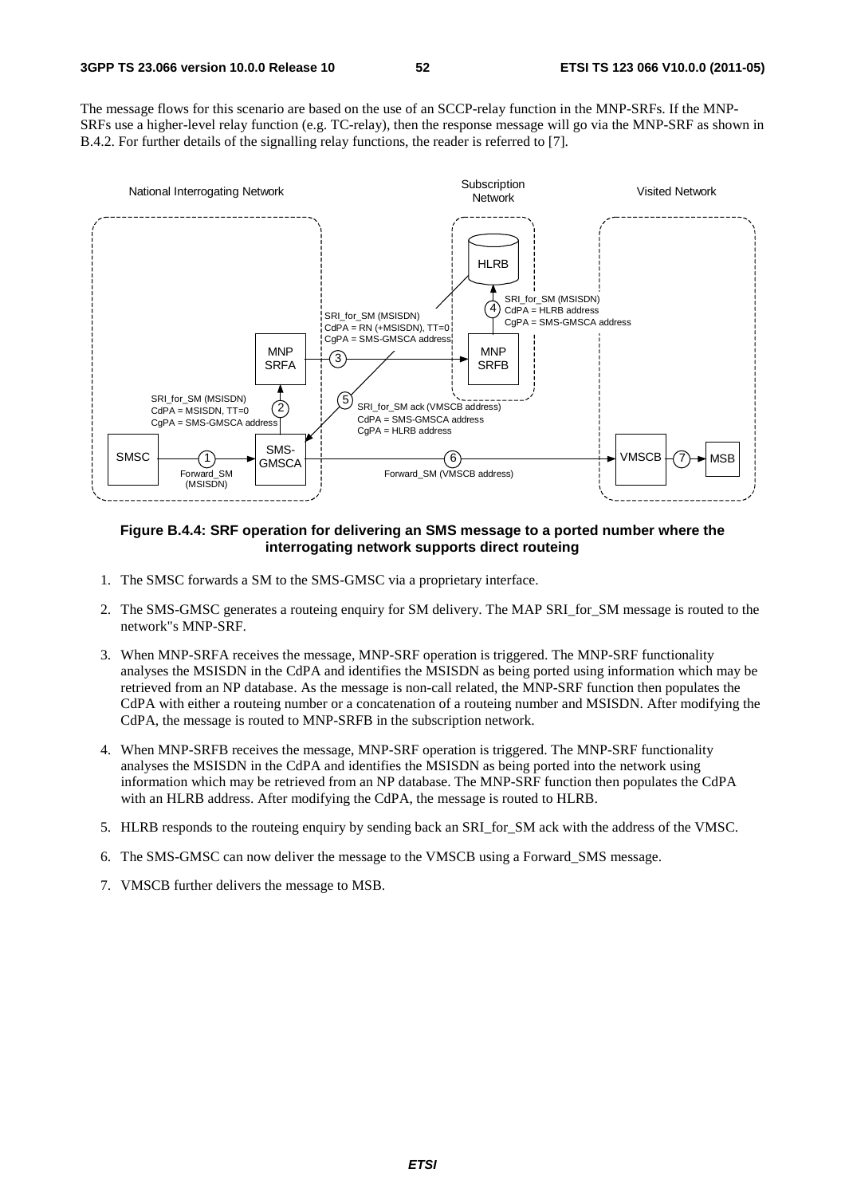The message flows for this scenario are based on the use of an SCCP-relay function in the MNP-SRFs. If the MNP-SRFs use a higher-level relay function (e.g. TC-relay), then the response message will go via the MNP-SRF as shown in B.4.2. For further details of the signalling relay functions, the reader is referred to [7].

**Figure B.4.4: SRF operation for delivering an SMS message to a ported number where the interrogating network supports direct routeing**

1. The SMSC forwards a SM to the SMS-GMSC via a proprietary interface.

2. The SMS-GMSC generates a routeing enquiry for SM delivery. The MAP SRI_for_SM message is routed to the network"s MNP-SRF.

3. When MNP-SRFA receives the message, MNP-SRF operation is triggered. The MNP-SRF functionality analyses the MSISDN in the CdPA and identifies the MSISDN as being ported using information which may be retrieved from an NP database. As the message is non-call related, the MNP-SRF function then populates the CdPA with either a routeing number or a concatenation of a routeing number and MSISDN. After modifying the CdPA, the message is routed to MNP-SRFB in the subscription network.

4. When MNP-SRFB receives the message, MNP-SRF operation is triggered. The MNP-SRF functionality analyses the MSISDN in the CdPA and identifies the MSISDN as being ported into the network using information which may be retrieved from an NP database. The MNP-SRF function then populates the CdPA with an HLRB address. After modifying the CdPA, the message is routed to HLRB.

5. HLRB responds to the routeing enquiry by sending back an SRI_for_SM ack with the address of the VMSC.

6. The SMS-GMSC can now deliver the message to the VMSCB using a Forward_SMS message.

7. VMSCB further delivers the message to MSB.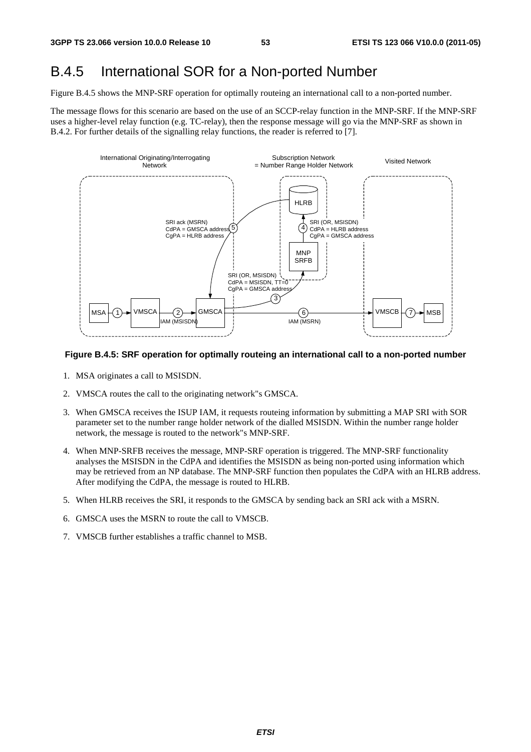## B.4.5 International SOR for a Non-ported Number

Figure B.4.5 shows the MNP-SRF operation for optimally routeing an international call to a non-ported number.

The message flows for this scenario are based on the use of an SCCP-relay function in the MNP-SRF. If the MNP-SRF uses a higher-level relay function (e.g. TC-relay), then the response message will go via the MNP-SRF as shown in B.4.2. For further details of the signalling relay functions, the reader is referred to [7].

**Figure B.4.5: SRF operation for optimally routeing an international call to a non-ported number**

1. MSA originates a call to MSISDN.
2. VMSCA routes the call to the originating network"s GMSCA.
3. When GMSCA receives the ISUP IAM, it requests routeing information by submitting a MAP SRI with SOR parameter set to the number range holder network of the dialled MSISDN. Within the number range holder network, the message is routed to the network"s MNP-SRF.
4. When MNP-SRFB receives the message, MNP-SRF operation is triggered. The MNP-SRF functionality analyses the MSISDN in the CdPA and identifies the MSISDN as being non-ported using information which may be retrieved from an NP database. The MNP-SRF function then populates the CdPA with an HLRB address. After modifying the CdPA, the message is routed to HLRB.
5. When HLRB receives the SRI, it responds to the GMSCA by sending back an SRI ack with a MSRN.
6. GMSCA uses the MSRN to route the call to VMSCB.
7. VMSCB further establishes a traffic channel to MSB.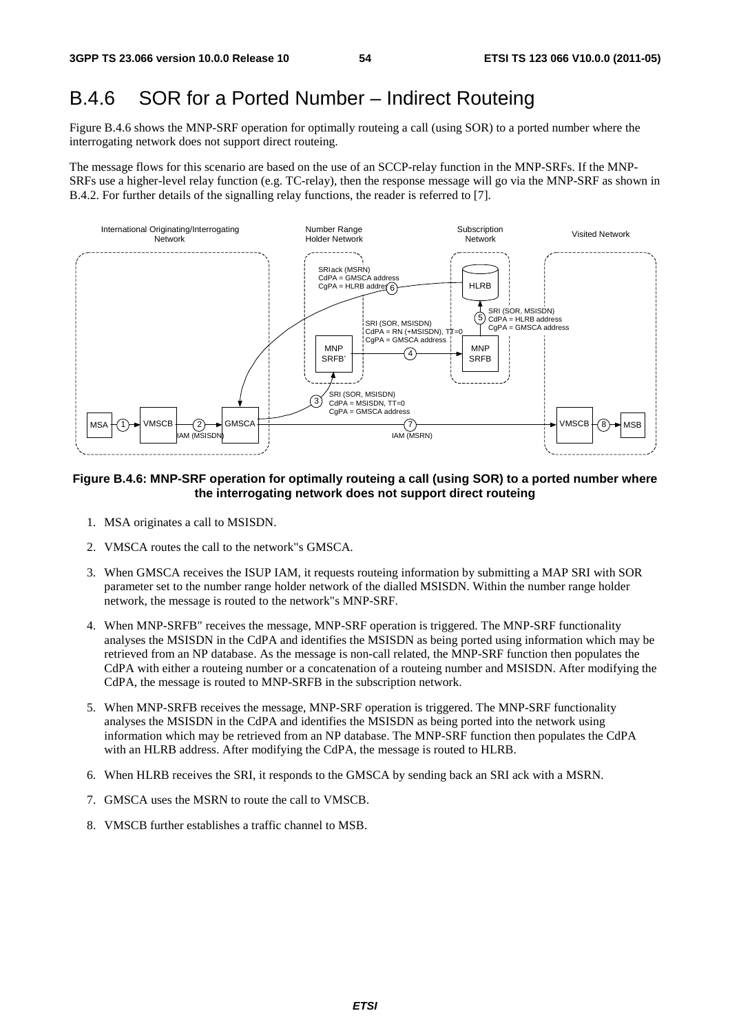# B.4.6 SOR for a Ported Number – Indirect Routeing

Figure B.4.6 shows the MNP-SRF operation for optimally routeing a call (using SOR) to a ported number where the interrogating network does not support direct routeing.

The message flows for this scenario are based on the use of an SCCP-relay function in the MNP-SRFs. If the MNP-SRFs use a higher-level relay function (e.g. TC-relay), then the response message will go via the MNP-SRF as shown in B.4.2. For further details of the signalling relay functions, the reader is referred to [7].

**Figure B.4.6: MNP-SRF operation for optimally routeing a call (using SOR) to a ported number where the interrogating network does not support direct routeing**

1. MSA originates a call to MSISDN.
2. VMSCA routes the call to the network"s GMSCA.
3. When GMSCA receives the ISUP IAM, it requests routeing information by submitting a MAP SRI with SOR parameter set to the number range holder network of the dialled MSISDN. Within the number range holder network, the message is routed to the network"s MNP-SRF.
4. When MNP-SRFB" receives the message, MNP-SRF operation is triggered. The MNP-SRF functionality analyses the MSISDN in the CdPA and identifies the MSISDN as being ported using information which may be retrieved from an NP database. As the message is non-call related, the MNP-SRF function then populates the CdPA with either a routeing number or a concatenation of a routeing number and MSISDN. After modifying the CdPA, the message is routed to MNP-SRFB in the subscription network.
5. When MNP-SRFB receives the message, MNP-SRF operation is triggered. The MNP-SRF functionality analyses the MSISDN in the CdPA and identifies the MSISDN as being ported into the network using information which may be retrieved from an NP database. The MNP-SRF function then populates the CdPA with an HLRB address. After modifying the CdPA, the message is routed to HLRB.
6. When HLRB receives the SRI, it responds to the GMSCA by sending back an SRI ack with a MSRN.
7. GMSCA uses the MSRN to route the call to VMSCB.
8. VMSCB further establishes a traffic channel to MSB.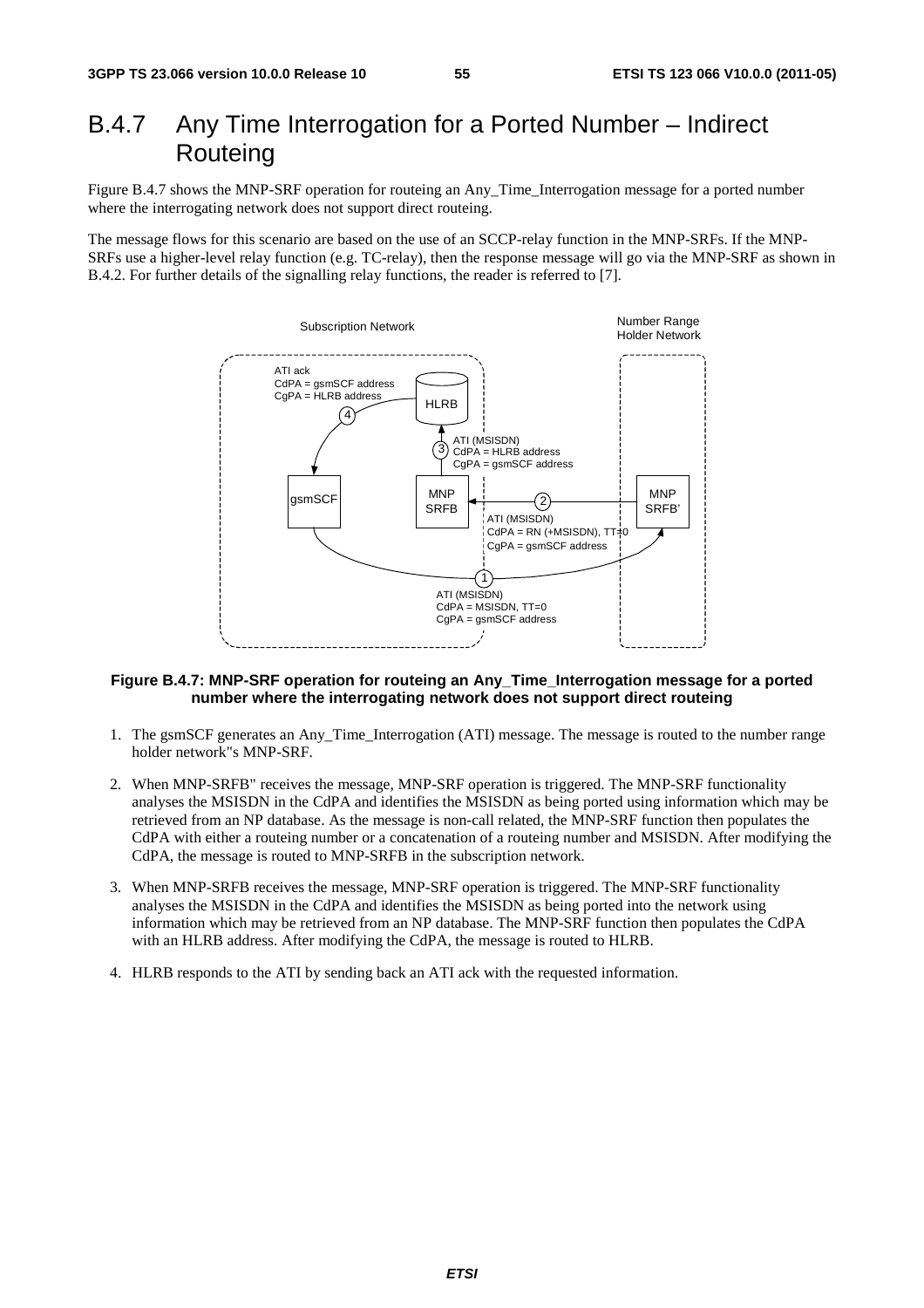# B.4.7 Any Time Interrogation for a Ported Number – Indirect Routeing

Figure B.4.7 shows the MNP-SRF operation for routeing an Any_Time_Interrogation message for a ported number where the interrogating network does not support direct routeing.

The message flows for this scenario are based on the use of an SCCP-relay function in the MNP-SRFs. If the MNP-SRFs use a higher-level relay function (e.g. TC-relay), then the response message will go via the MNP-SRF as shown in B.4.2. For further details of the signalling relay functions, the reader is referred to [7].

**Figure B.4.7: MNP-SRF operation for routeing an Any_Time_Interrogation message for a ported number where the interrogating network does not support direct routeing**

1. The gsmSCF generates an Any_Time_Interrogation (ATI) message. The message is routed to the number range holder network"s MNP-SRF.

2. When MNP-SRFB" receives the message, MNP-SRF operation is triggered. The MNP-SRF functionality analyses the MSISDN in the CdPA and identifies the MSISDN as being ported using information which may be retrieved from an NP database. As the message is non-call related, the MNP-SRF function then populates the CdPA with either a routeing number or a concatenation of a routeing number and MSISDN. After modifying the CdPA, the message is routed to MNP-SRFB in the subscription network.

3. When MNP-SRFB receives the message, MNP-SRF operation is triggered. The MNP-SRF functionality analyses the MSISDN in the CdPA and identifies the MSISDN as being ported into the network using information which may be retrieved from an NP database. The MNP-SRF function then populates the CdPA with an HLRB address. After modifying the CdPA, the message is routed to HLRB.

4. HLRB responds to the ATI by sending back an ATI ack with the requested information.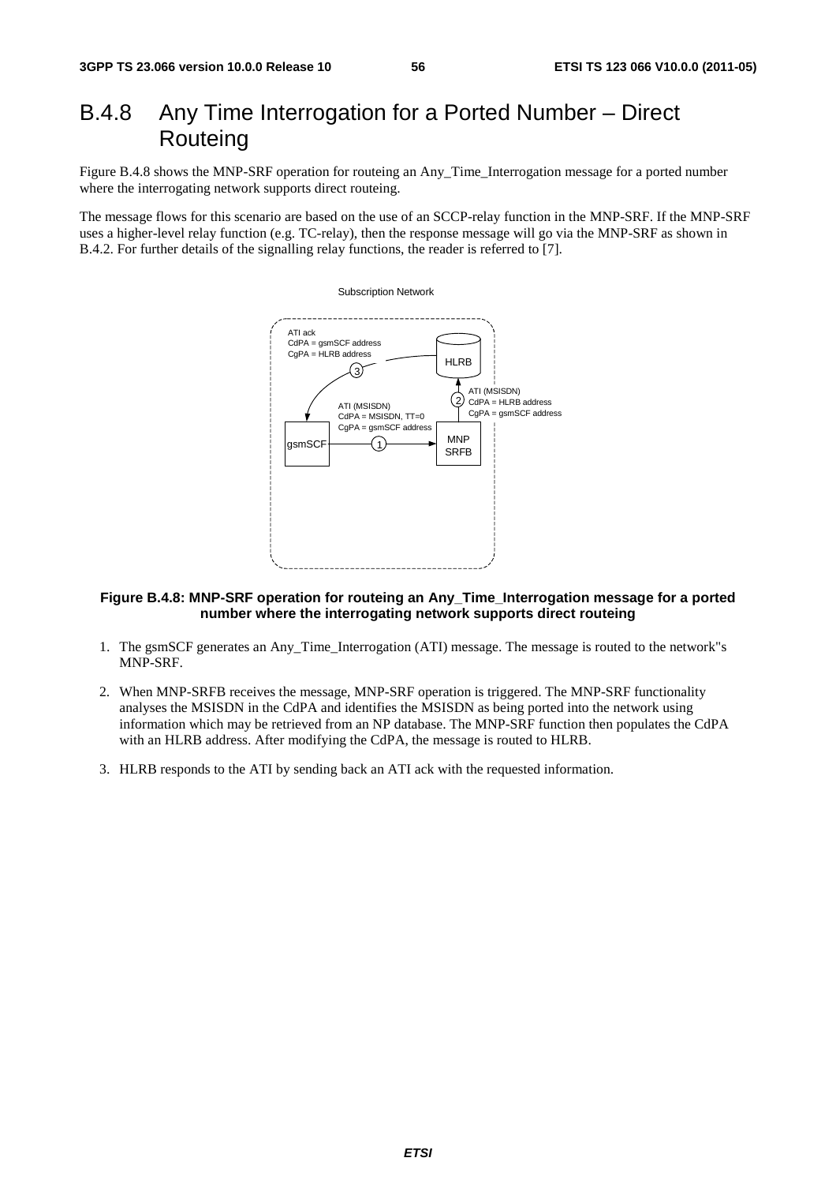## B.4.8 Any Time Interrogation for a Ported Number – Direct Routeing

Figure B.4.8 shows the MNP-SRF operation for routeing an Any_Time_Interrogation message for a ported number where the interrogating network supports direct routeing.

The message flows for this scenario are based on the use of an SCCP-relay function in the MNP-SRF. If the MNP-SRF uses a higher-level relay function (e.g. TC-relay), then the response message will go via the MNP-SRF as shown in B.4.2. For further details of the signalling relay functions, the reader is referred to [7].

Subscription Network

ATI ack
CdPA = gsmSCF address
CgPA = HLRB address

HLRB

3

ATI (MSISDN)
CdPA = HLRB address
CgPA = gsmSCF address

2

ATI (MSISDN)
CdPA = MSISDN, TT=0
CgPA = gsmSCF address

gsmSCF

1

MNP SRFB

**Figure B.4.8: MNP-SRF operation for routeing an Any_Time_Interrogation message for a ported number where the interrogating network supports direct routeing**

1. The gsmSCF generates an Any_Time_Interrogation (ATI) message. The message is routed to the network"s MNP-SRF.

2. When MNP-SRFB receives the message, MNP-SRF operation is triggered. The MNP-SRF functionality analyses the MSISDN in the CdPA and identifies the MSISDN as being ported into the network using information which may be retrieved from an NP database. The MNP-SRF function then populates the CdPA with an HLRB address. After modifying the CdPA, the message is routed to HLRB.

3. HLRB responds to the ATI by sending back an ATI ack with the requested information.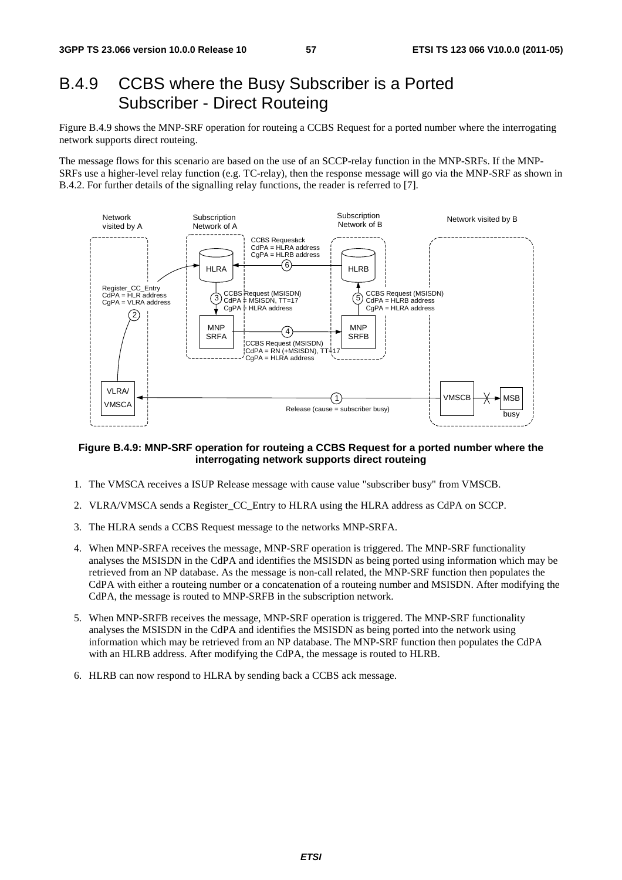# B.4.9 CCBS where the Busy Subscriber is a Ported Subscriber - Direct Routeing

Figure B.4.9 shows the MNP-SRF operation for routeing a CCBS Request for a ported number where the interrogating network supports direct routeing.

The message flows for this scenario are based on the use of an SCCP-relay function in the MNP-SRFs. If the MNP-SRFs use a higher-level relay function (e.g. TC-relay), then the response message will go via the MNP-SRF as shown in B.4.2. For further details of the signalling relay functions, the reader is referred to [7].

**Figure B.4.9: MNP-SRF operation for routeing a CCBS Request for a ported number where the interrogating network supports direct routeing**

1. The VMSCA receives a ISUP Release message with cause value "subscriber busy" from VMSCB.
2. VLRA/VMSCA sends a Register_CC_Entry to HLRA using the HLRA address as CdPA on SCCP.
3. The HLRA sends a CCBS Request message to the networks MNP-SRFA.
4. When MNP-SRFA receives the message, MNP-SRF operation is triggered. The MNP-SRF functionality analyses the MSISDN in the CdPA and identifies the MSISDN as being ported using information which may be retrieved from an NP database. As the message is non-call related, the MNP-SRF function then populates the CdPA with either a routeing number or a concatenation of a routeing number and MSISDN. After modifying the CdPA, the message is routed to MNP-SRFB in the subscription network.
5. When MNP-SRFB receives the message, MNP-SRF operation is triggered. The MNP-SRF functionality analyses the MSISDN in the CdPA and identifies the MSISDN as being ported into the network using information which may be retrieved from an NP database. The MNP-SRF function then populates the CdPA with an HLRB address. After modifying the CdPA, the message is routed to HLRB.
6. HLRB can now respond to HLRA by sending back a CCBS ack message.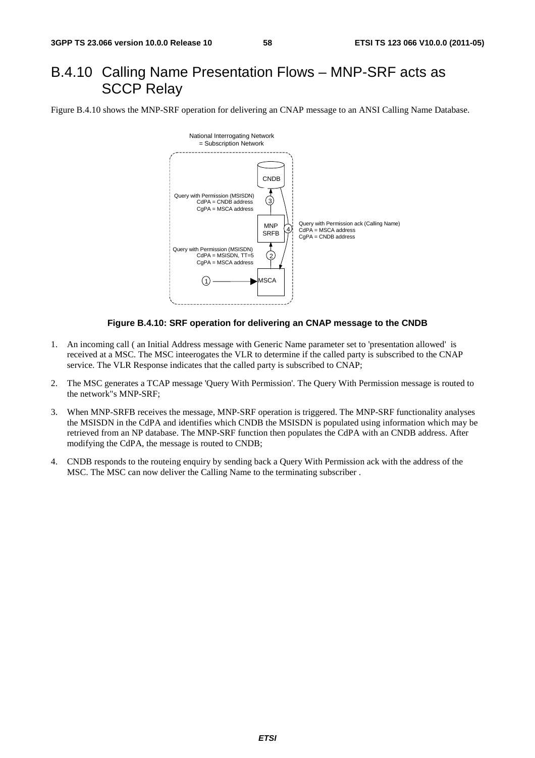## B.4.10 Calling Name Presentation Flows – MNP-SRF acts as SCCP Relay

Figure B.4.10 shows the MNP-SRF operation for delivering an CNAP message to an ANSI Calling Name Database.

National Interrogating Network = Subscription Network

CNDB

Query with Permission (MSISDN)
CdPA = CNDB address
CgPA = MSCA address

MNP SRFB

Query with Permission ack (Calling Name)
CdPA = MSCA address
CgPA = CNDB address

Query with Permission (MSISDN)
CdPA = MSISDN, TT=5
CgPA = MSCA address

MSCA

**Figure B.4.10: SRF operation for delivering an CNAP message to the CNDB**

1. An incoming call ( an Initial Address message with Generic Name parameter set to 'presentation allowed' is received at a MSC. The MSC inteerogates the VLR to determine if the called party is subscribed to the CNAP service. The VLR Response indicates that the called party is subscribed to CNAP;

2. The MSC generates a TCAP message 'Query With Permission'. The Query With Permission message is routed to the network"s MNP-SRF;

3. When MNP-SRFB receives the message, MNP-SRF operation is triggered. The MNP-SRF functionality analyses the MSISDN in the CdPA and identifies which CNDB the MSISDN is populated using information which may be retrieved from an NP database. The MNP-SRF function then populates the CdPA with an CNDB address. After modifying the CdPA, the message is routed to CNDB;

4. CNDB responds to the routeing enquiry by sending back a Query With Permission ack with the address of the MSC. The MSC can now deliver the Calling Name to the terminating subscriber .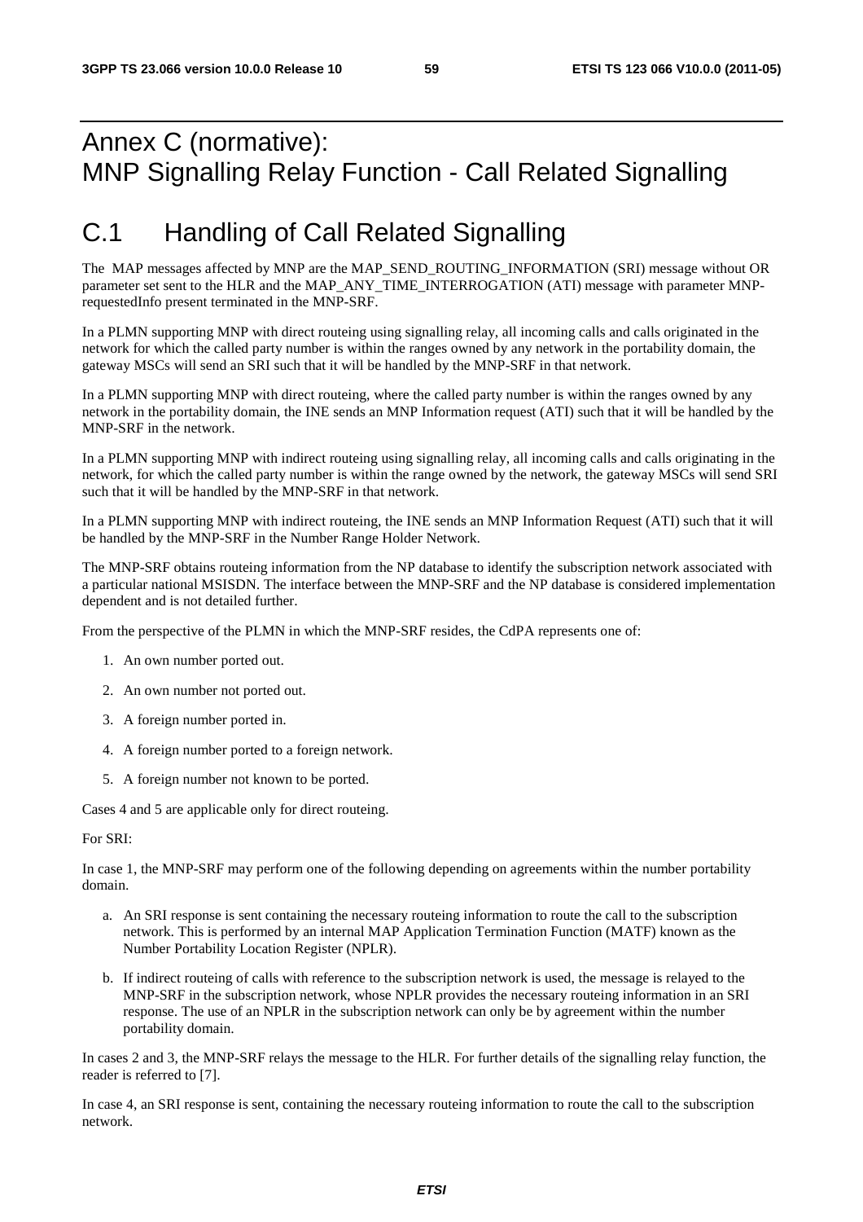# Annex C (normative): MNP Signalling Relay Function - Call Related Signalling

# C.1 Handling of Call Related Signalling

The MAP messages affected by MNP are the MAP_SEND_ROUTING_INFORMATION (SRI) message without OR parameter set sent to the HLR and the MAP_ANY_TIME_INTERROGATION (ATI) message with parameter MNP-requestedInfo present terminated in the MNP-SRF.

In a PLMN supporting MNP with direct routeing using signalling relay, all incoming calls and calls originated in the network for which the called party number is within the ranges owned by any network in the portability domain, the gateway MSCs will send an SRI such that it will be handled by the MNP-SRF in that network.

In a PLMN supporting MNP with direct routeing, where the called party number is within the ranges owned by any network in the portability domain, the INE sends an MNP Information request (ATI) such that it will be handled by the MNP-SRF in the network.

In a PLMN supporting MNP with indirect routeing using signalling relay, all incoming calls and calls originating in the network, for which the called party number is within the range owned by the network, the gateway MSCs will send SRI such that it will be handled by the MNP-SRF in that network.

In a PLMN supporting MNP with indirect routeing, the INE sends an MNP Information Request (ATI) such that it will be handled by the MNP-SRF in the Number Range Holder Network.

The MNP-SRF obtains routeing information from the NP database to identify the subscription network associated with a particular national MSISDN. The interface between the MNP-SRF and the NP database is considered implementation dependent and is not detailed further.

From the perspective of the PLMN in which the MNP-SRF resides, the CdPA represents one of:

1. An own number ported out.
2. An own number not ported out.
3. A foreign number ported in.
4. A foreign number ported to a foreign network.
5. A foreign number not known to be ported.

Cases 4 and 5 are applicable only for direct routeing.

For SRI:

In case 1, the MNP-SRF may perform one of the following depending on agreements within the number portability domain.

a. An SRI response is sent containing the necessary routeing information to route the call to the subscription network. This is performed by an internal MAP Application Termination Function (MATF) known as the Number Portability Location Register (NPLR).
b. If indirect routeing of calls with reference to the subscription network is used, the message is relayed to the MNP-SRF in the subscription network, whose NPLR provides the necessary routeing information in an SRI response. The use of an NPLR in the subscription network can only be by agreement within the number portability domain.

In cases 2 and 3, the MNP-SRF relays the message to the HLR. For further details of the signalling relay function, the reader is referred to [7].

In case 4, an SRI response is sent, containing the necessary routeing information to route the call to the subscription network.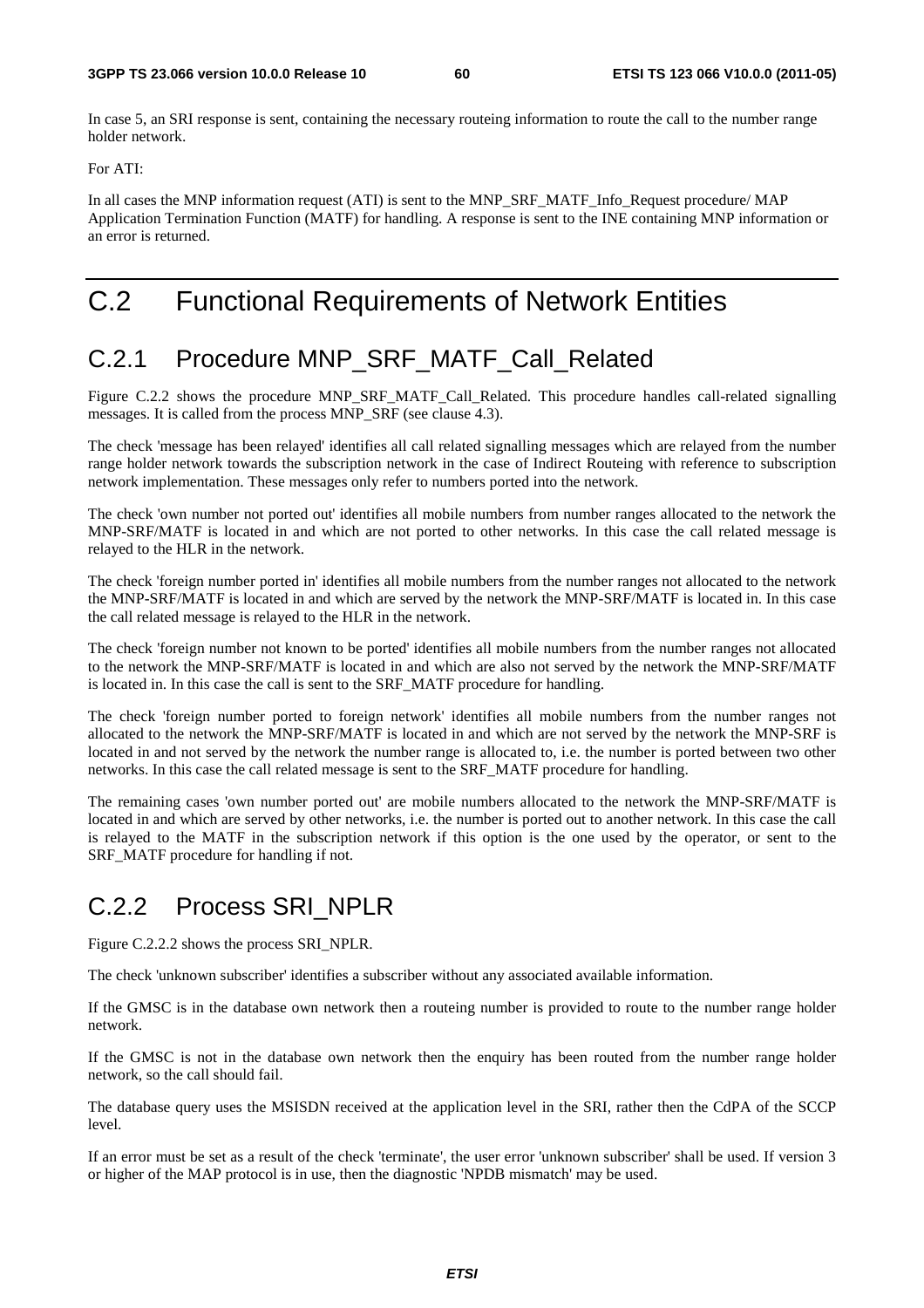In case 5, an SRI response is sent, containing the necessary routeing information to route the call to the number range holder network.

For ATI:

In all cases the MNP information request (ATI) is sent to the MNP_SRF_MATF_Info_Request procedure/ MAP Application Termination Function (MATF) for handling. A response is sent to the INE containing MNP information or an error is returned.

# C.2 Functional Requirements of Network Entities

## C.2.1 Procedure MNP_SRF_MATF_Call_Related

Figure C.2.2 shows the procedure MNP_SRF_MATF_Call_Related. This procedure handles call-related signalling messages. It is called from the process MNP_SRF (see clause 4.3).

The check 'message has been relayed' identifies all call related signalling messages which are relayed from the number range holder network towards the subscription network in the case of Indirect Routeing with reference to subscription network implementation. These messages only refer to numbers ported into the network.

The check 'own number not ported out' identifies all mobile numbers from number ranges allocated to the network the MNP-SRF/MATF is located in and which are not ported to other networks. In this case the call related message is relayed to the HLR in the network.

The check 'foreign number ported in' identifies all mobile numbers from the number ranges not allocated to the network the MNP-SRF/MATF is located in and which are served by the network the MNP-SRF/MATF is located in. In this case the call related message is relayed to the HLR in the network.

The check 'foreign number not known to be ported' identifies all mobile numbers from the number ranges not allocated to the network the MNP-SRF/MATF is located in and which are also not served by the network the MNP-SRF/MATF is located in. In this case the call is sent to the SRF_MATF procedure for handling.

The check 'foreign number ported to foreign network' identifies all mobile numbers from the number ranges not allocated to the network the MNP-SRF/MATF is located in and which are not served by the network the MNP-SRF is located in and not served by the network the number range is allocated to, i.e. the number is ported between two other networks. In this case the call related message is sent to the SRF_MATF procedure for handling.

The remaining cases 'own number ported out' are mobile numbers allocated to the network the MNP-SRF/MATF is located in and which are served by other networks, i.e. the number is ported out to another network. In this case the call is relayed to the MATF in the subscription network if this option is the one used by the operator, or sent to the SRF_MATF procedure for handling if not.

## C.2.2 Process SRI_NPLR

Figure C.2.2.2 shows the process SRI_NPLR.

The check 'unknown subscriber' identifies a subscriber without any associated available information.

If the GMSC is in the database own network then a routeing number is provided to route to the number range holder network.

If the GMSC is not in the database own network then the enquiry has been routed from the number range holder network, so the call should fail.

The database query uses the MSISDN received at the application level in the SRI, rather then the CdPA of the SCCP level.

If an error must be set as a result of the check 'terminate', the user error 'unknown subscriber' shall be used. If version 3 or higher of the MAP protocol is in use, then the diagnostic 'NPDB mismatch' may be used.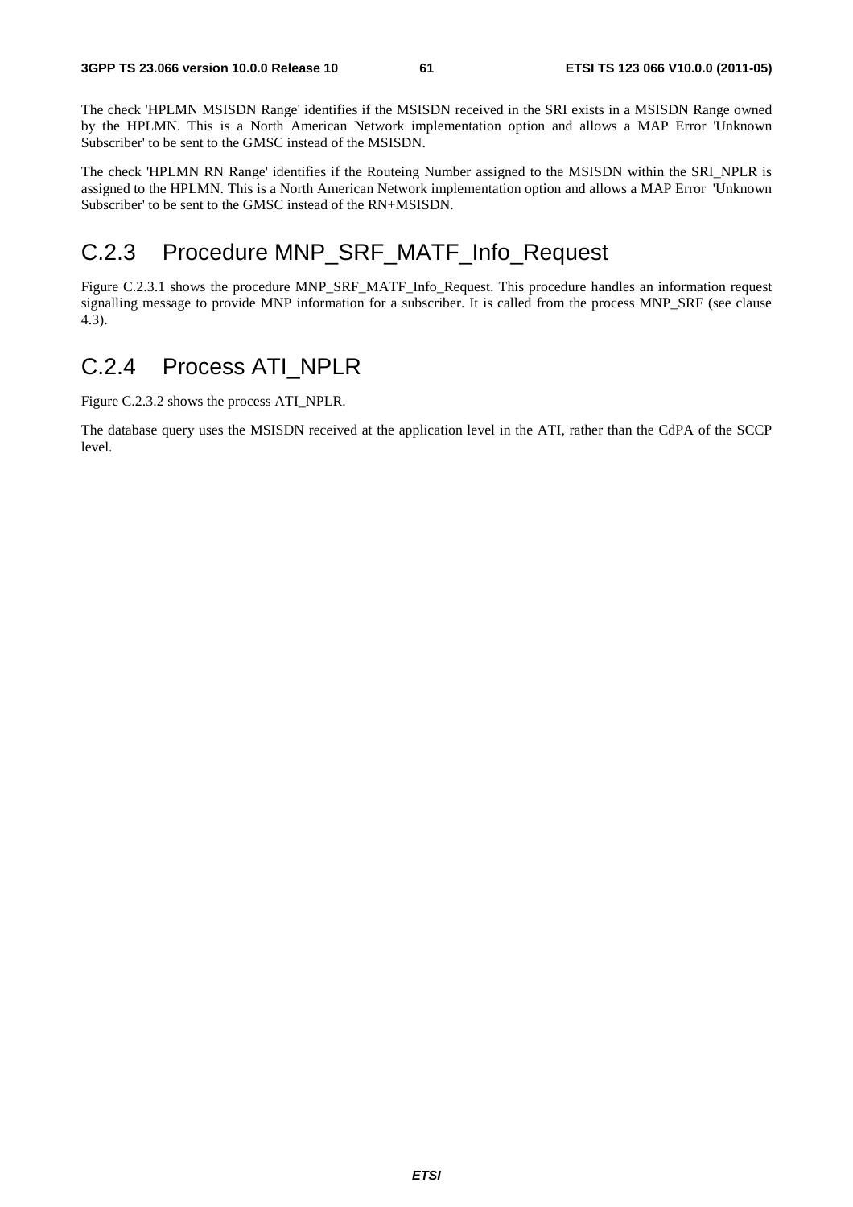The check 'HPLMN MSISDN Range' identifies if the MSISDN received in the SRI exists in a MSISDN Range owned by the HPLMN. This is a North American Network implementation option and allows a MAP Error 'Unknown Subscriber' to be sent to the GMSC instead of the MSISDN.

The check 'HPLMN RN Range' identifies if the Routeing Number assigned to the MSISDN within the SRI_NPLR is assigned to the HPLMN. This is a North American Network implementation option and allows a MAP Error 'Unknown Subscriber' to be sent to the GMSC instead of the RN+MSISDN.

## C.2.3 Procedure MNP_SRF_MATF_Info_Request

Figure C.2.3.1 shows the procedure MNP_SRF_MATF_Info_Request. This procedure handles an information request signalling message to provide MNP information for a subscriber. It is called from the process MNP_SRF (see clause 4.3).

## C.2.4 Process ATI_NPLR

Figure C.2.3.2 shows the process ATI_NPLR.

The database query uses the MSISDN received at the application level in the ATI, rather than the CdPA of the SCCP level.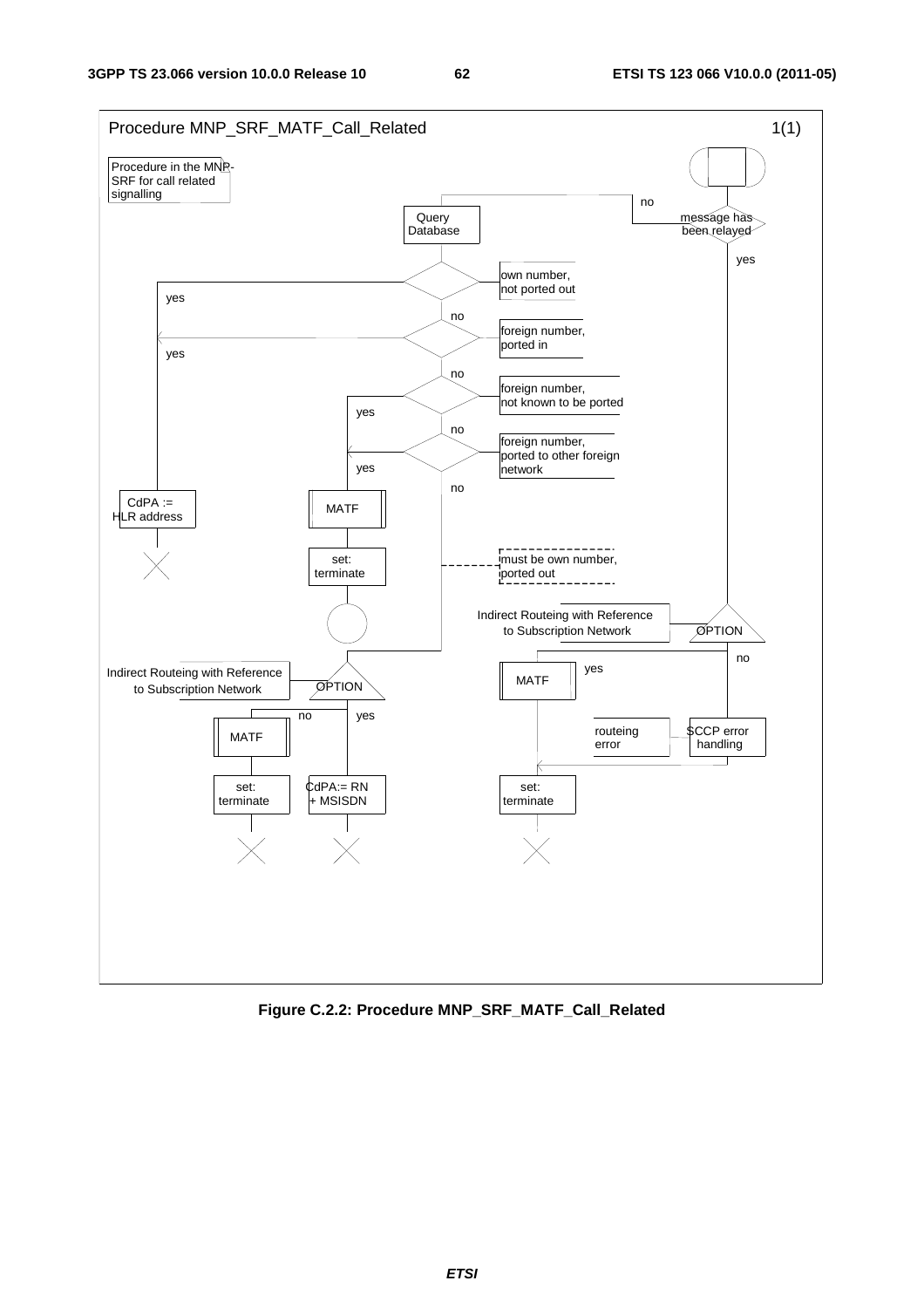Procedure MNP_SRF_MATF_Call_Related

1(1)

Procedure in the MNP-SRF for call related signalling

message has been relayed

no

yes

Query Database

own number, not ported out

yes

no

foreign number, ported in

yes

no

foreign number, not known to be ported

yes

no

foreign number, ported to other foreign network

yes

no

CdPA := HLR address

MATF

set: terminate

must be own number, ported out

Indirect Routeing with Reference to Subscription Network

OPTION

no

yes

MATF

routeing error

SCCP error handling

set: terminate

Indirect Routeing with Reference to Subscription Network

OPTION

no

yes

MATF

set: terminate

CdPA:= RN + MSISDN

**Figure C.2.2: Procedure MNP_SRF_MATF_Call_Related**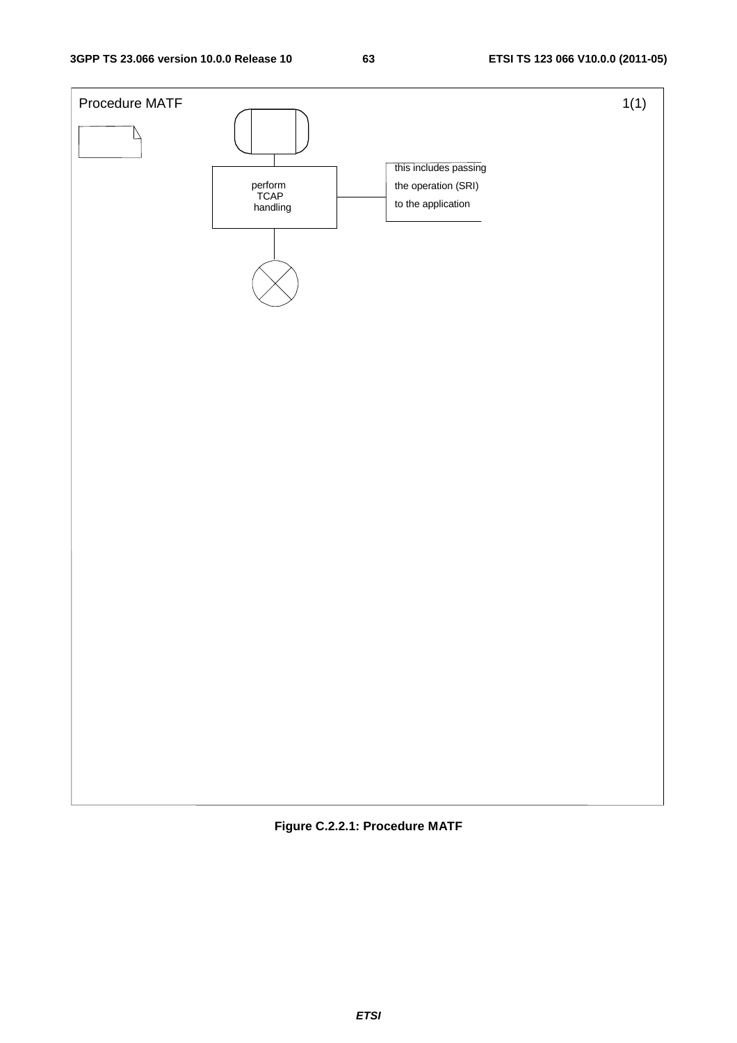Procedure MATF

1(1)

perform TCAP handling

this includes passing the operation (SRI) to the application

**Figure C.2.2.1: Procedure MATF**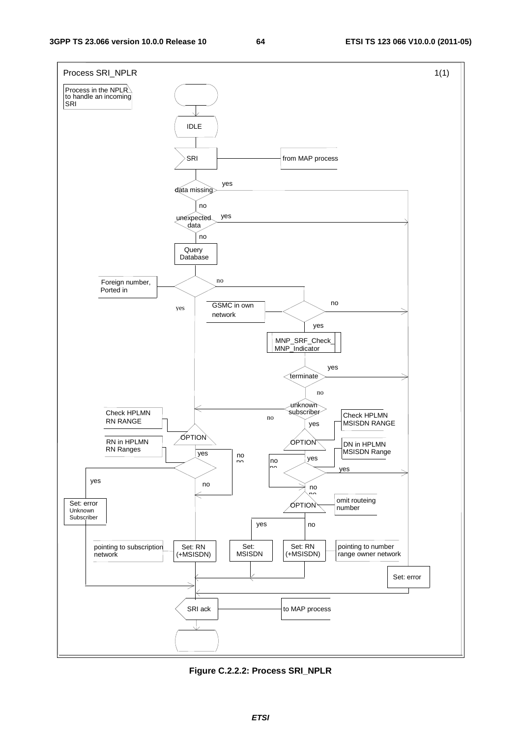Process SRI_NPLR 1(1)

Process in the NPLR to handle an incoming SRI

IDLE

SRI — from MAP process

data missing — yes / no

unexpected data — yes / no

Query Database

Foreign number, Ported in — no / yes

GSMC in own network — no / yes

MNP_SRF_Check_MNP_Indicator

terminate — yes / no

unknown subscriber — no / yes

Check HPLMN RN RANGE

OPTION

RN in HPLMN RN Ranges — yes / no

Check HPLMN MSISDN RANGE

OPTION

DN in HPLMN MSISDN Range — yes / no

omit routeing number

OPTION — yes / no

Set: error Unknown Subscriber

pointing to subscription network — Set: RN (+MSISDN)

Set: MSISDN

Set: RN (+MSISDN) — pointing to number range owner network

Set: error

SRI ack — to MAP process

**Figure C.2.2.2: Process SRI_NPLR**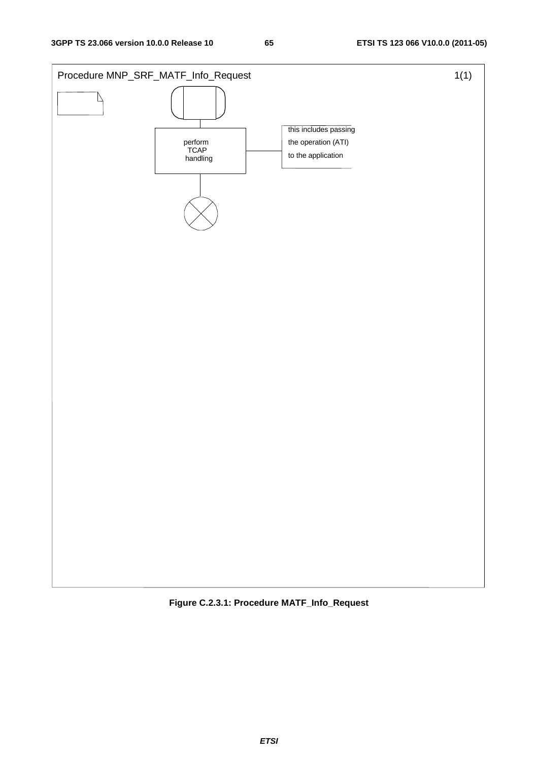Procedure MNP_SRF_MATF_Info_Request 1(1)

perform TCAP handling

this includes passing the operation (ATI) to the application

**Figure C.2.3.1: Procedure MATF_Info_Request**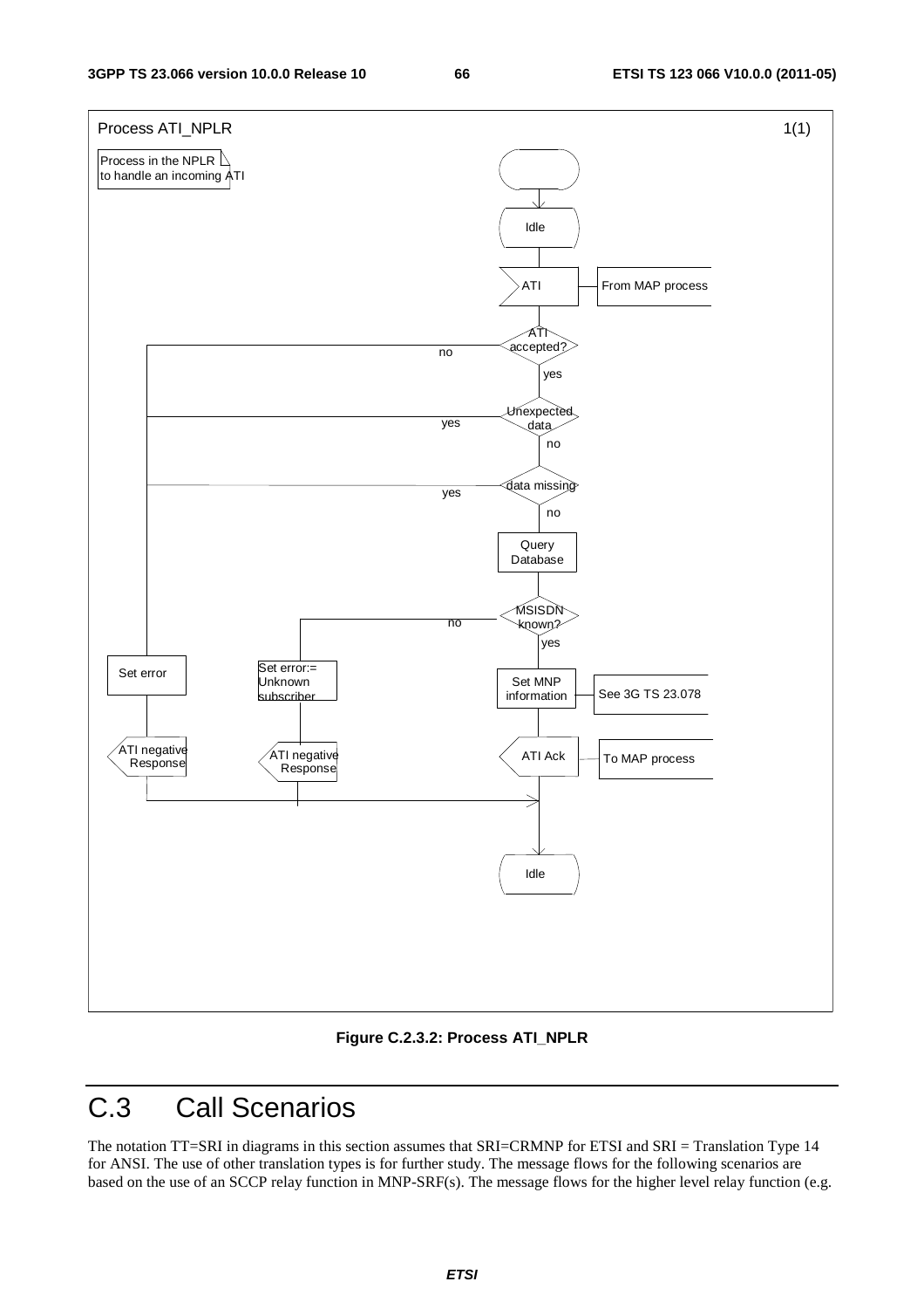Process ATI_NPLR 1(1)

Process in the NPLR to handle an incoming ATI

Idle

ATI — From MAP process

ATI accepted? — no / yes

Unexpected data — yes / no

data missing — yes / no

Query Database

MSISDN known? — no / yes

Set error

Set error:= Unknown subscriber

Set MNP information — See 3G TS 23.078

ATI negative Response

ATI negative Response

ATI Ack — To MAP process

Idle

**Figure C.2.3.2: Process ATI_NPLR**

# C.3 Call Scenarios

The notation TT=SRI in diagrams in this section assumes that SRI=CRMNP for ETSI and SRI = Translation Type 14 for ANSI. The use of other translation types is for further study. The message flows for the following scenarios are based on the use of an SCCP relay function in MNP-SRF(s). The message flows for the higher level relay function (e.g.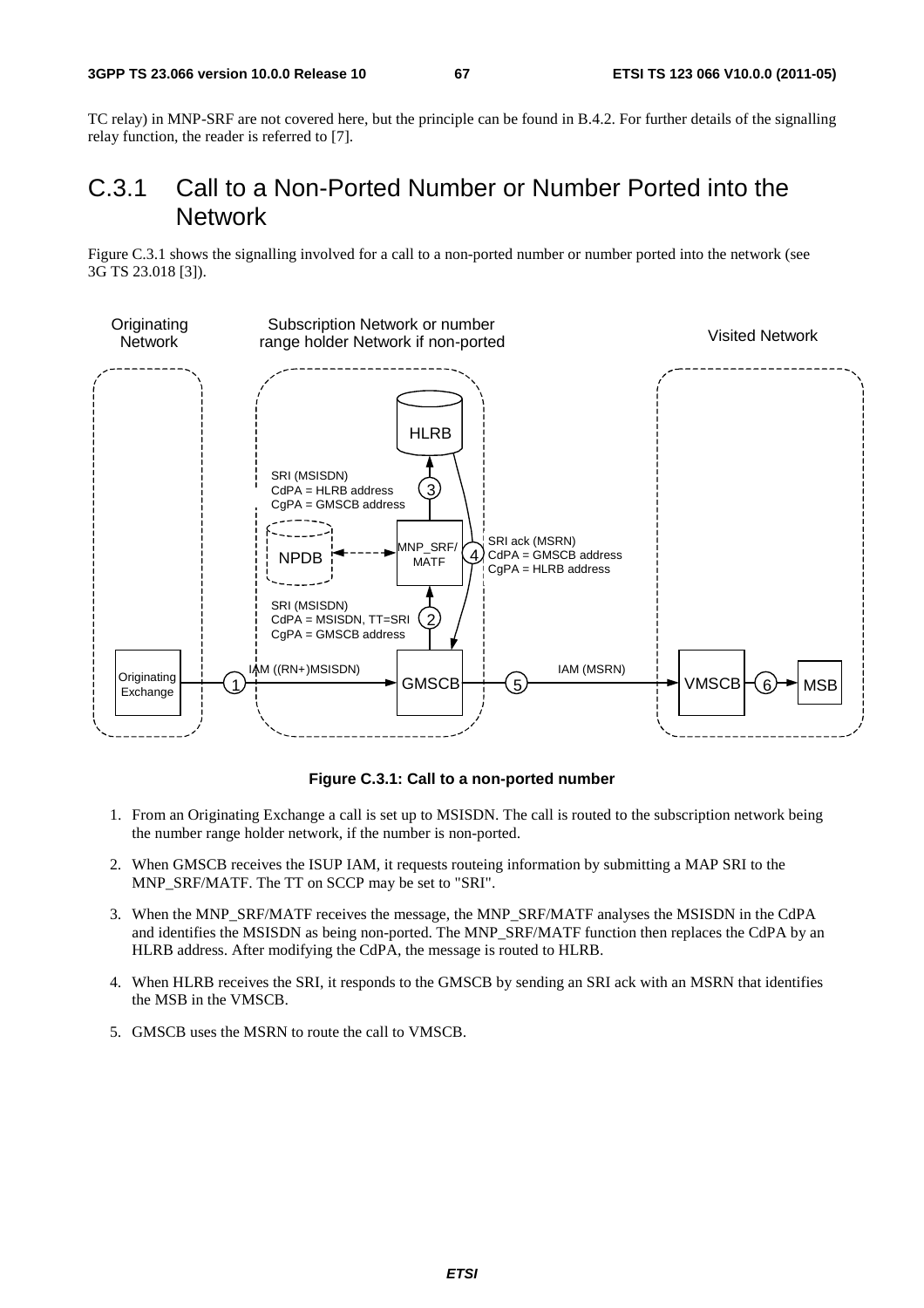TC relay) in MNP-SRF are not covered here, but the principle can be found in B.4.2. For further details of the signalling relay function, the reader is referred to [7].

## C.3.1 Call to a Non-Ported Number or Number Ported into the Network

Figure C.3.1 shows the signalling involved for a call to a non-ported number or number ported into the network (see 3G TS 23.018 [3]).

**Figure C.3.1: Call to a non-ported number**

1. From an Originating Exchange a call is set up to MSISDN. The call is routed to the subscription network being the number range holder network, if the number is non-ported.

2. When GMSCB receives the ISUP IAM, it requests routeing information by submitting a MAP SRI to the MNP_SRF/MATF. The TT on SCCP may be set to "SRI".

3. When the MNP_SRF/MATF receives the message, the MNP_SRF/MATF analyses the MSISDN in the CdPA and identifies the MSISDN as being non-ported. The MNP_SRF/MATF function then replaces the CdPA by an HLRB address. After modifying the CdPA, the message is routed to HLRB.

4. When HLRB receives the SRI, it responds to the GMSCB by sending an SRI ack with an MSRN that identifies the MSB in the VMSCB.

5. GMSCB uses the MSRN to route the call to VMSCB.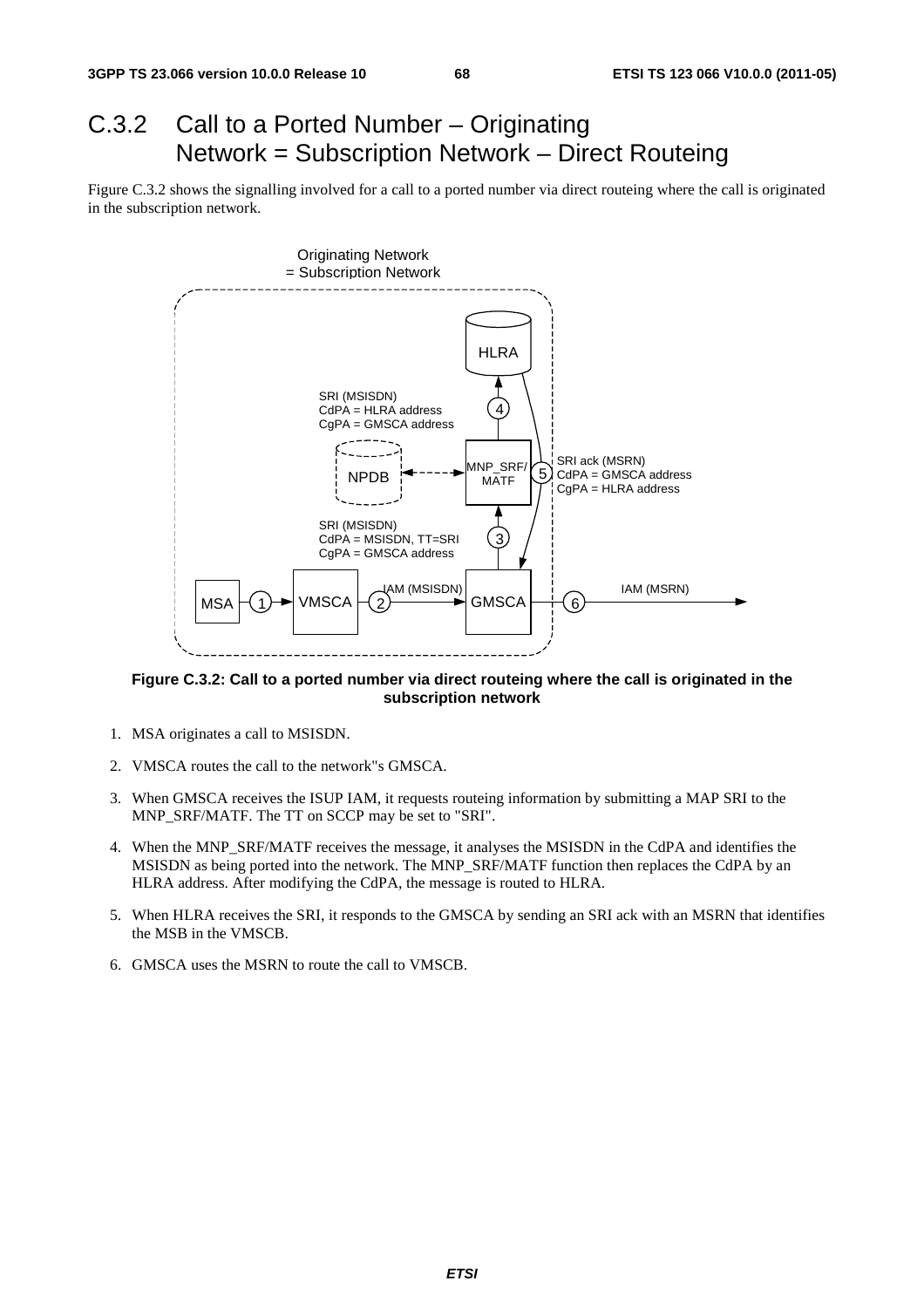## C.3.2 Call to a Ported Number – Originating Network = Subscription Network – Direct Routeing

Figure C.3.2 shows the signalling involved for a call to a ported number via direct routeing where the call is originated in the subscription network.

**Figure C.3.2: Call to a ported number via direct routeing where the call is originated in the subscription network**

1. MSA originates a call to MSISDN.
2. VMSCA routes the call to the network"s GMSCA.
3. When GMSCA receives the ISUP IAM, it requests routeing information by submitting a MAP SRI to the MNP_SRF/MATF. The TT on SCCP may be set to "SRI".
4. When the MNP_SRF/MATF receives the message, it analyses the MSISDN in the CdPA and identifies the MSISDN as being ported into the network. The MNP_SRF/MATF function then replaces the CdPA by an HLRA address. After modifying the CdPA, the message is routed to HLRA.
5. When HLRA receives the SRI, it responds to the GMSCA by sending an SRI ack with an MSRN that identifies the MSB in the VMSCB.
6. GMSCA uses the MSRN to route the call to VMSCB.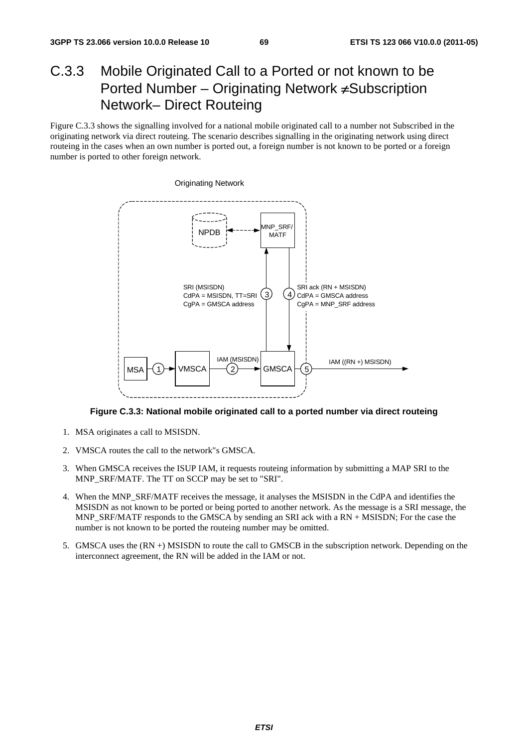## C.3.3 Mobile Originated Call to a Ported or not known to be Ported Number – Originating Network ≠Subscription Network– Direct Routeing

Figure C.3.3 shows the signalling involved for a national mobile originated call to a number not Subscribed in the originating network via direct routeing. The scenario describes signalling in the originating network using direct routeing in the cases when an own number is ported out, a foreign number is not known to be ported or a foreign number is ported to other foreign network.

**Figure C.3.3: National mobile originated call to a ported number via direct routeing**

1. MSA originates a call to MSISDN.
2. VMSCA routes the call to the network"s GMSCA.
3. When GMSCA receives the ISUP IAM, it requests routeing information by submitting a MAP SRI to the MNP_SRF/MATF. The TT on SCCP may be set to "SRI".
4. When the MNP_SRF/MATF receives the message, it analyses the MSISDN in the CdPA and identifies the MSISDN as not known to be ported or being ported to another network. As the message is a SRI message, the MNP_SRF/MATF responds to the GMSCA by sending an SRI ack with a RN + MSISDN; For the case the number is not known to be ported the routeing number may be omitted.
5. GMSCA uses the (RN +) MSISDN to route the call to GMSCB in the subscription network. Depending on the interconnect agreement, the RN will be added in the IAM or not.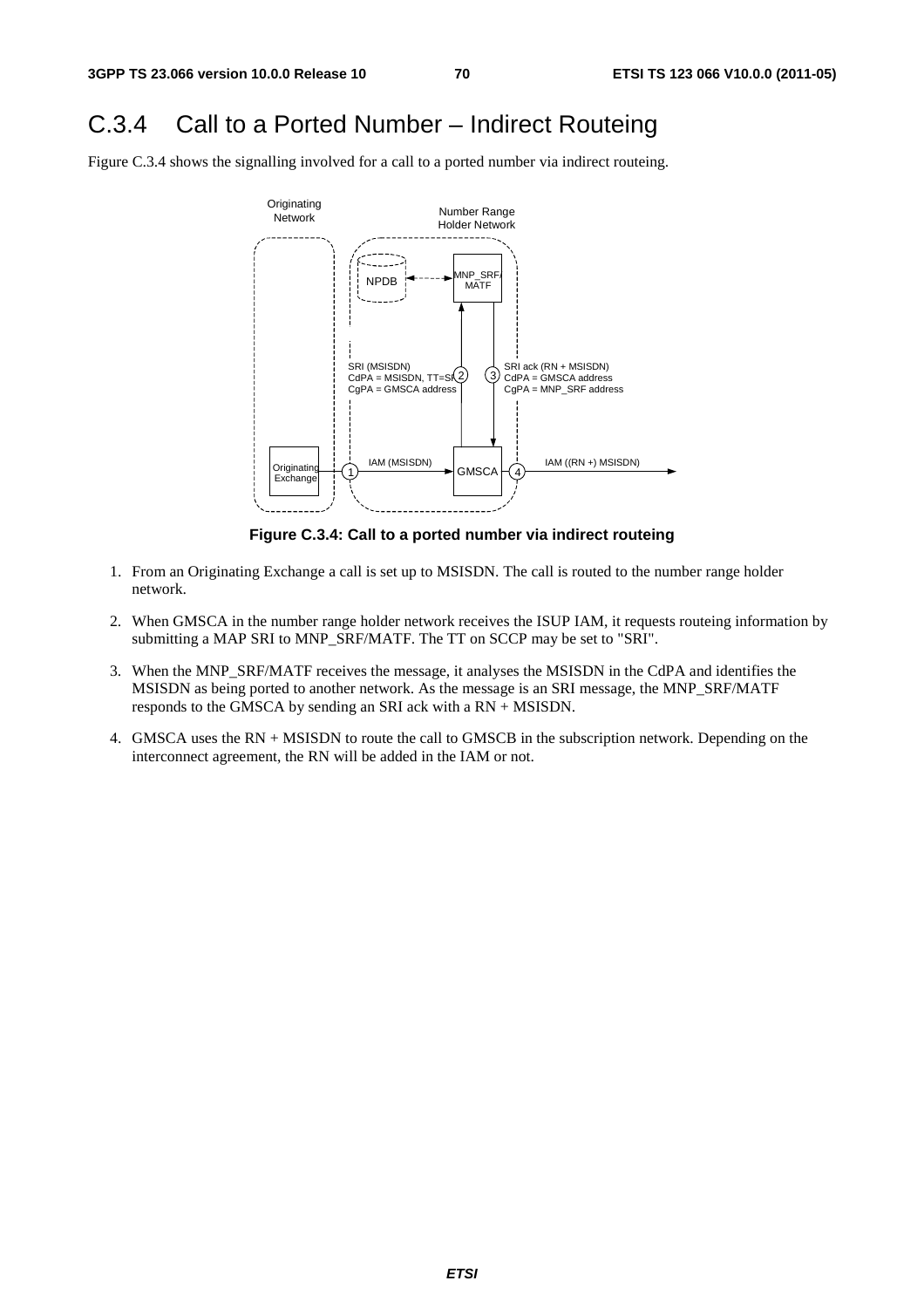## C.3.4 Call to a Ported Number – Indirect Routeing

Figure C.3.4 shows the signalling involved for a call to a ported number via indirect routeing.

**Figure C.3.4: Call to a ported number via indirect routeing**

1. From an Originating Exchange a call is set up to MSISDN. The call is routed to the number range holder network.
2. When GMSCA in the number range holder network receives the ISUP IAM, it requests routeing information by submitting a MAP SRI to MNP_SRF/MATF. The TT on SCCP may be set to "SRI".
3. When the MNP_SRF/MATF receives the message, it analyses the MSISDN in the CdPA and identifies the MSISDN as being ported to another network. As the message is an SRI message, the MNP_SRF/MATF responds to the GMSCA by sending an SRI ack with a RN + MSISDN.
4. GMSCA uses the RN + MSISDN to route the call to GMSCB in the subscription network. Depending on the interconnect agreement, the RN will be added in the IAM or not.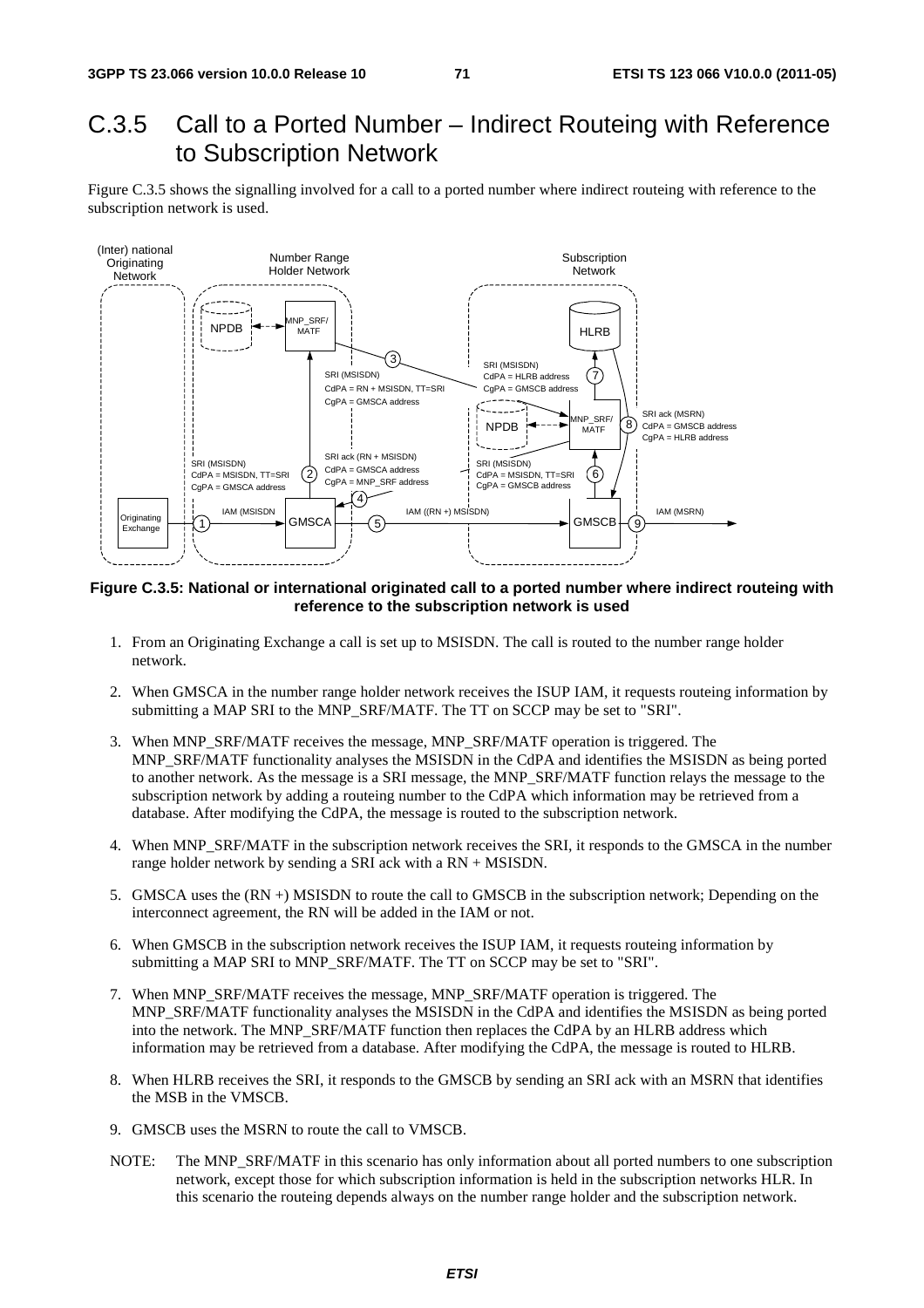# C.3.5 Call to a Ported Number – Indirect Routeing with Reference to Subscription Network

Figure C.3.5 shows the signalling involved for a call to a ported number where indirect routeing with reference to the subscription network is used.

**Figure C.3.5: National or international originated call to a ported number where indirect routeing with reference to the subscription network is used**

1. From an Originating Exchange a call is set up to MSISDN. The call is routed to the number range holder network.
2. When GMSCA in the number range holder network receives the ISUP IAM, it requests routeing information by submitting a MAP SRI to the MNP_SRF/MATF. The TT on SCCP may be set to "SRI".
3. When MNP_SRF/MATF receives the message, MNP_SRF/MATF operation is triggered. The MNP_SRF/MATF functionality analyses the MSISDN in the CdPA and identifies the MSISDN as being ported to another network. As the message is a SRI message, the MNP_SRF/MATF function relays the message to the subscription network by adding a routeing number to the CdPA which information may be retrieved from a database. After modifying the CdPA, the message is routed to the subscription network.
4. When MNP_SRF/MATF in the subscription network receives the SRI, it responds to the GMSCA in the number range holder network by sending a SRI ack with a RN + MSISDN.
5. GMSCA uses the (RN +) MSISDN to route the call to GMSCB in the subscription network; Depending on the interconnect agreement, the RN will be added in the IAM or not.
6. When GMSCB in the subscription network receives the ISUP IAM, it requests routeing information by submitting a MAP SRI to MNP_SRF/MATF. The TT on SCCP may be set to "SRI".
7. When MNP_SRF/MATF receives the message, MNP_SRF/MATF operation is triggered. The MNP_SRF/MATF functionality analyses the MSISDN in the CdPA and identifies the MSISDN as being ported into the network. The MNP_SRF/MATF function then replaces the CdPA by an HLRB address which information may be retrieved from a database. After modifying the CdPA, the message is routed to HLRB.
8. When HLRB receives the SRI, it responds to the GMSCB by sending an SRI ack with an MSRN that identifies the MSB in the VMSCB.
9. GMSCB uses the MSRN to route the call to VMSCB.

NOTE: The MNP_SRF/MATF in this scenario has only information about all ported numbers to one subscription network, except those for which subscription information is held in the subscription networks HLR. In this scenario the routeing depends always on the number range holder and the subscription network.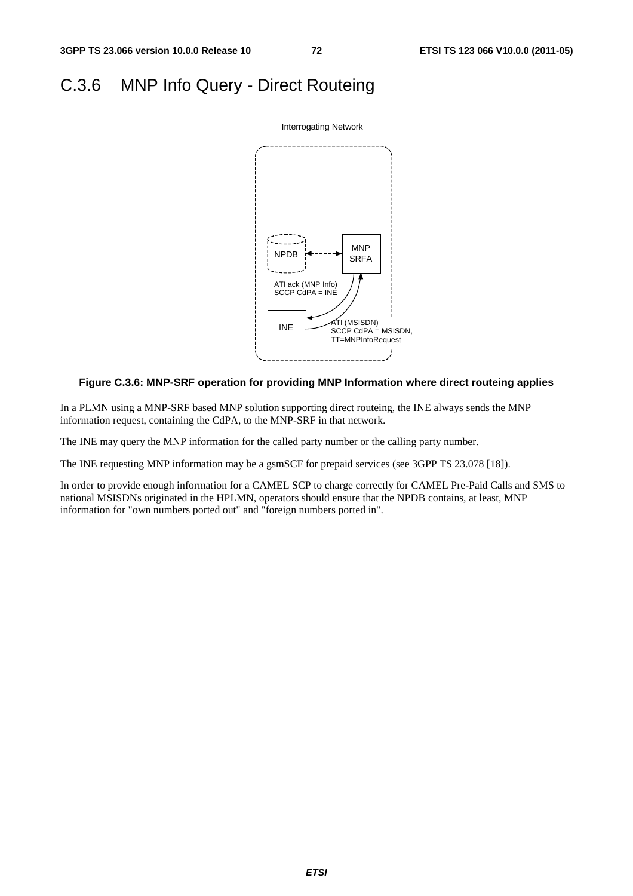## C.3.6 MNP Info Query - Direct Routeing

Interrogating Network

NPDB

MNP SRFA

ATI ack (MNP Info)
SCCP CdPA = INE

INE

ATI (MSISDN)
SCCP CdPA = MSISDN,
TT=MNPInfoRequest

**Figure C.3.6: MNP-SRF operation for providing MNP Information where direct routeing applies**

In a PLMN using a MNP-SRF based MNP solution supporting direct routeing, the INE always sends the MNP information request, containing the CdPA, to the MNP-SRF in that network.

The INE may query the MNP information for the called party number or the calling party number.

The INE requesting MNP information may be a gsmSCF for prepaid services (see 3GPP TS 23.078 [18]).

In order to provide enough information for a CAMEL SCP to charge correctly for CAMEL Pre-Paid Calls and SMS to national MSISDNs originated in the HPLMN, operators should ensure that the NPDB contains, at least, MNP information for "own numbers ported out" and "foreign numbers ported in".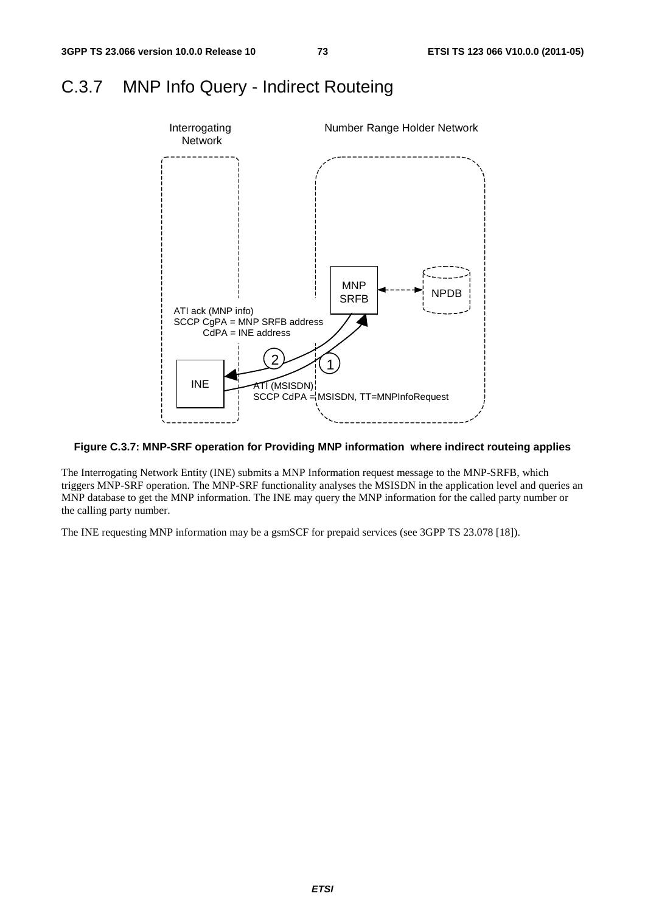## C.3.7 MNP Info Query - Indirect Routeing

**Figure C.3.7: MNP-SRF operation for Providing MNP information where indirect routeing applies**

The Interrogating Network Entity (INE) submits a MNP Information request message to the MNP-SRFB, which triggers MNP-SRF operation. The MNP-SRF functionality analyses the MSISDN in the application level and queries an MNP database to get the MNP information. The INE may query the MNP information for the called party number or the calling party number.

The INE requesting MNP information may be a gsmSCF for prepaid services (see 3GPP TS 23.078 [18]).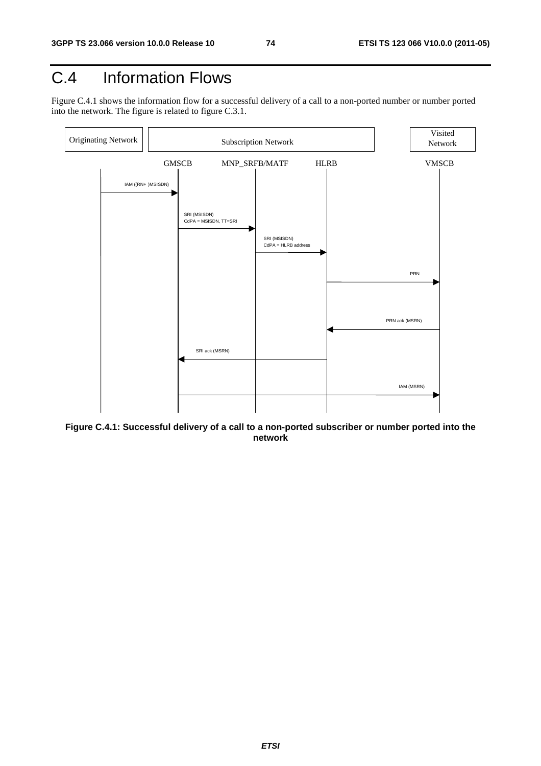# C.4 Information Flows

Figure C.4.1 shows the information flow for a successful delivery of a call to a non-ported number or number ported into the network. The figure is related to figure C.3.1.

Originating Network | Subscription Network | Visited Network

GMSCB MNP_SRFB/MATF HLRB VMSCB

IAM ((RN+ )MSISDN)

SRI (MSISDN)
CdPA = MSISDN, TT=SRI

SRI (MSISDN)
CdPA = HLRB address

PRN

PRN ack (MSRN)

SRI ack (MSRN)

IAM (MSRN)

**Figure C.4.1: Successful delivery of a call to a non-ported subscriber or number ported into the network**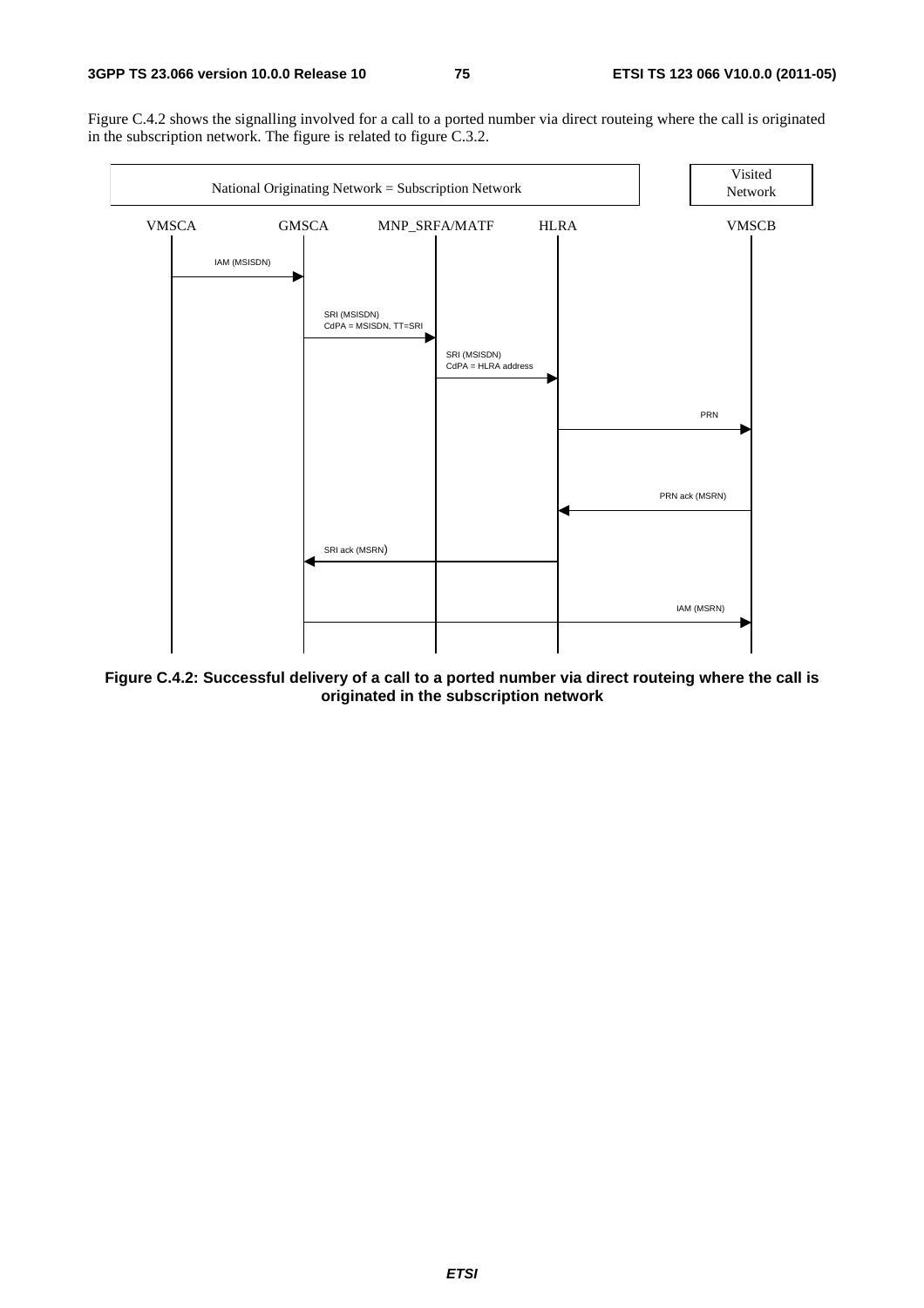Figure C.4.2 shows the signalling involved for a call to a ported number via direct routeing where the call is originated in the subscription network. The figure is related to figure C.3.2.

National Originating Network = Subscription Network | Visited Network

VMSCA | GMSCA | MNP_SRFA/MATF | HLRA | VMSCB

IAM (MSISDN)

SRI (MSISDN)
CdPA = MSISDN, TT=SRI

SRI (MSISDN)
CdPA = HLRA address

PRN

PRN ack (MSRN)

SRI ack (MSRN)

IAM (MSRN)

**Figure C.4.2: Successful delivery of a call to a ported number via direct routeing where the call is originated in the subscription network**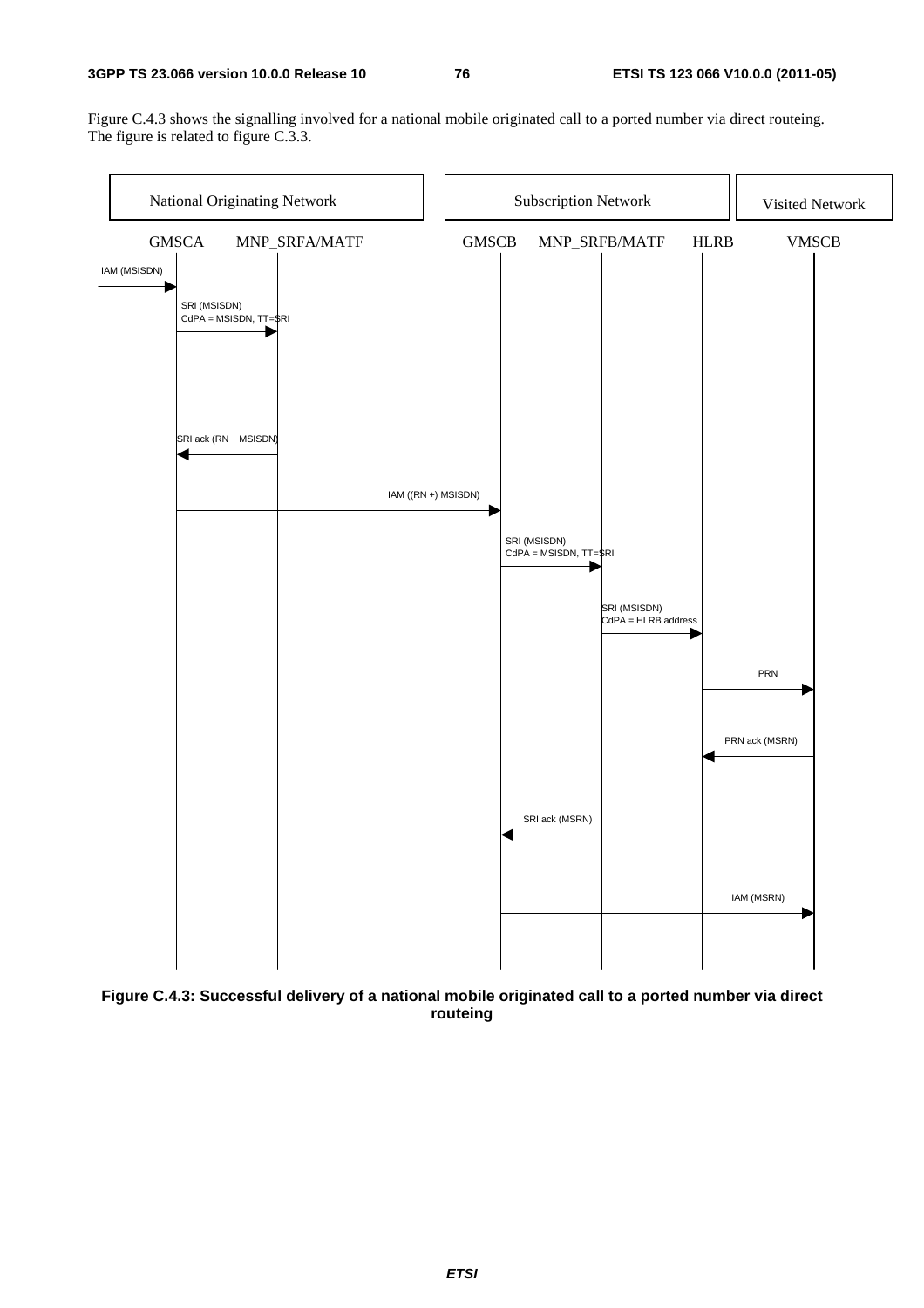Figure C.4.3 shows the signalling involved for a national mobile originated call to a ported number via direct routeing. The figure is related to figure C.3.3.

National Originating Network | Subscription Network | Visited Network

GMSCA MNP_SRFA/MATF GMSCB MNP_SRFB/MATF HLRB VMSCB

IAM (MSISDN)

SRI (MSISDN)
CdPA = MSISDN, TT=SRI

SRI ack (RN + MSISDN)

IAM ((RN +) MSISDN)

SRI (MSISDN)
CdPA = MSISDN, TT=SRI

SRI (MSISDN)
CdPA = HLRB address

PRN

PRN ack (MSRN)

SRI ack (MSRN)

IAM (MSRN)

**Figure C.4.3: Successful delivery of a national mobile originated call to a ported number via direct routeing**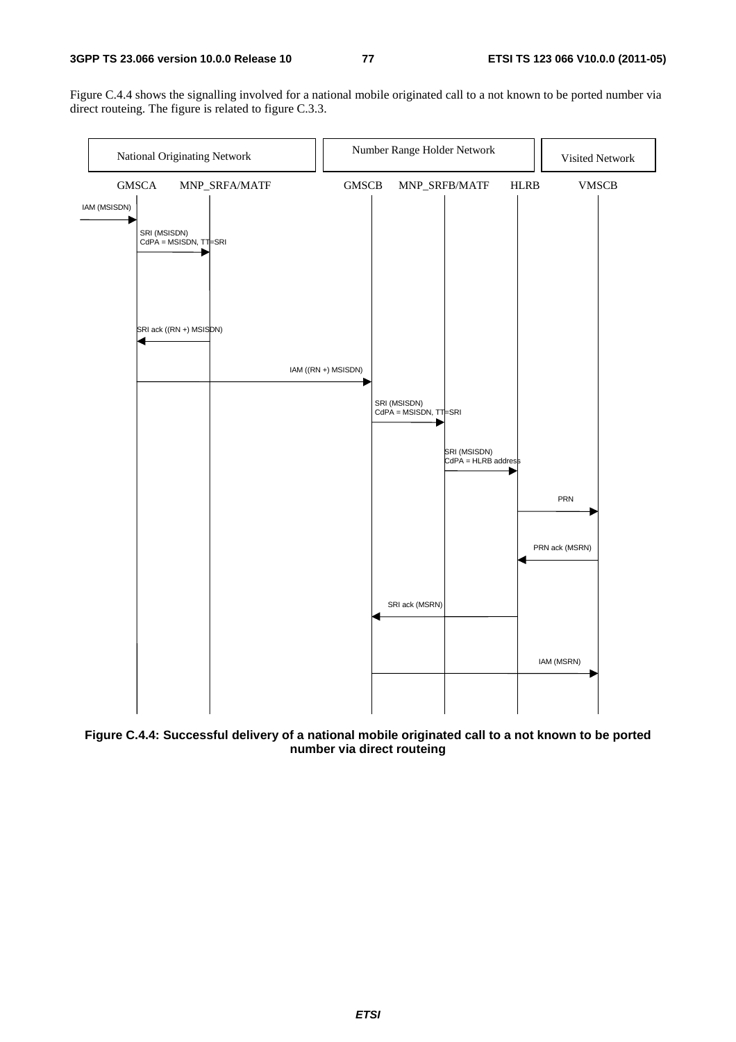Figure C.4.4 shows the signalling involved for a national mobile originated call to a not known to be ported number via direct routeing. The figure is related to figure C.3.3.

**Figure C.4.4: Successful delivery of a national mobile originated call to a not known to be ported number via direct routeing**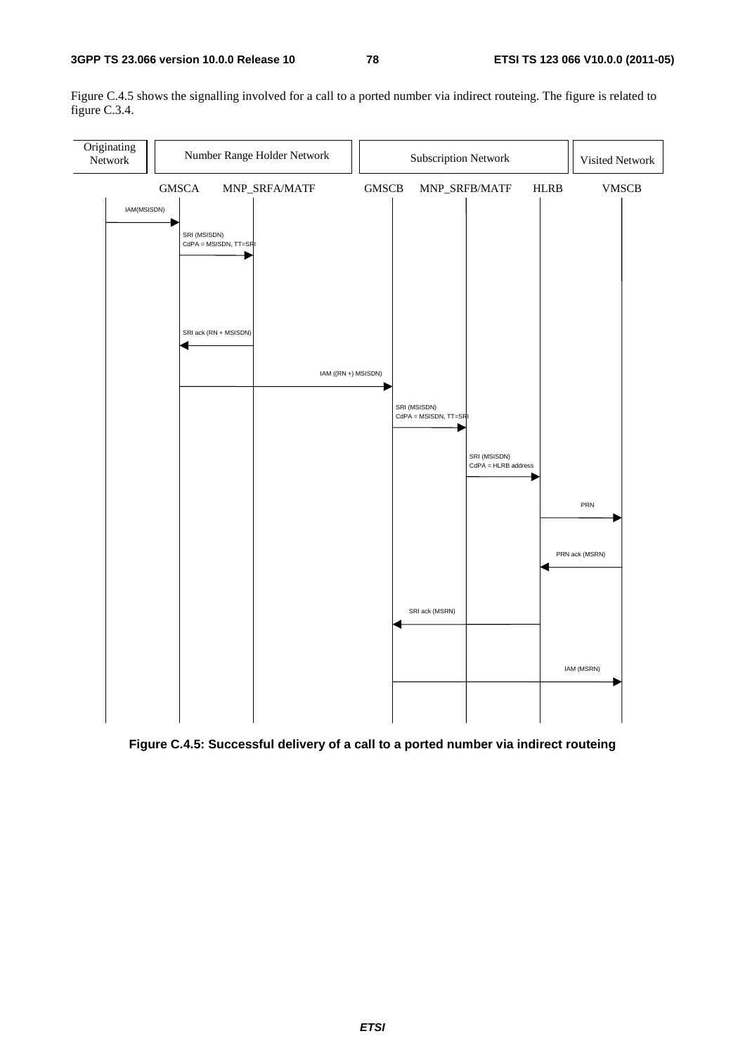Figure C.4.5 shows the signalling involved for a call to a ported number via indirect routeing. The figure is related to figure C.3.4.

| Originating Network | Number Range Holder Network | | Subscription Network | | | Visited Network |
|---|---|---|---|---|---|---|
| | GMSCA | MNP_SRFA/MATF | GMSCB | MNP_SRFB/MATF | HLRB | VMSCB |

1. Originating Network → GMSCA: IAM(MSISDN)
2. GMSCA → MNP_SRFA/MATF: SRI (MSISDN) CdPA = MSISDN, TT=SRI
3. MNP_SRFA/MATF → GMSCA: SRI ack (RN + MSISDN)
4. GMSCA → GMSCB: IAM ((RN +) MSISDN)
5. GMSCB → MNP_SRFB/MATF: SRI (MSISDN) CdPA = MSISDN, TT=SRI
6. MNP_SRFB/MATF → HLRB: SRI (MSISDN) CdPA = HLRB address
7. HLRB → VMSCB: PRN
8. VMSCB → HLRB: PRN ack (MSRN)
9. HLRB → GMSCB: SRI ack (MSRN)
10. GMSCB → VMSCB: IAM (MSRN)

**Figure C.4.5: Successful delivery of a call to a ported number via indirect routeing**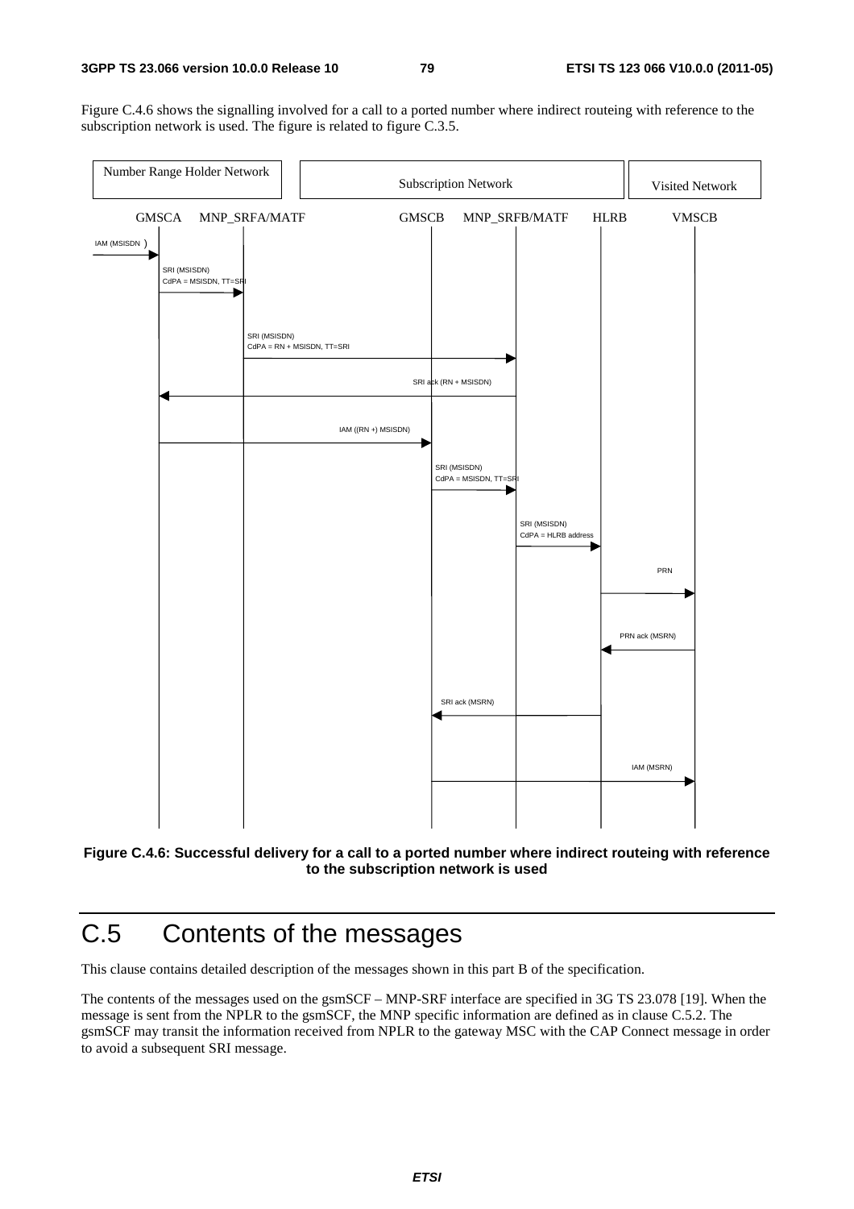Figure C.4.6 shows the signalling involved for a call to a ported number where indirect routeing with reference to the subscription network is used. The figure is related to figure C.3.5.

Number Range Holder Network | Subscription Network | Visited Network

GMSCA MNP_SRFA/MATF GMSCB MNP_SRFB/MATF HLRB VMSCB

IAM (MSISDN )

SRI (MSISDN)
CdPA = MSISDN, TT=SRI

SRI (MSISDN)
CdPA = RN + MSISDN, TT=SRI

SRI ack (RN + MSISDN)

IAM ((RN +) MSISDN)

SRI (MSISDN)
CdPA = MSISDN, TT=SRI

SRI (MSISDN)
CdPA = HLRB address

PRN

PRN ack (MSRN)

SRI ack (MSRN)

IAM (MSRN)

**Figure C.4.6: Successful delivery for a call to a ported number where indirect routeing with reference to the subscription network is used**

# C.5 Contents of the messages

This clause contains detailed description of the messages shown in this part B of the specification.

The contents of the messages used on the gsmSCF – MNP-SRF interface are specified in 3G TS 23.078 [19]. When the message is sent from the NPLR to the gsmSCF, the MNP specific information are defined as in clause C.5.2. The gsmSCF may transit the information received from NPLR to the gateway MSC with the CAP Connect message in order to avoid a subsequent SRI message.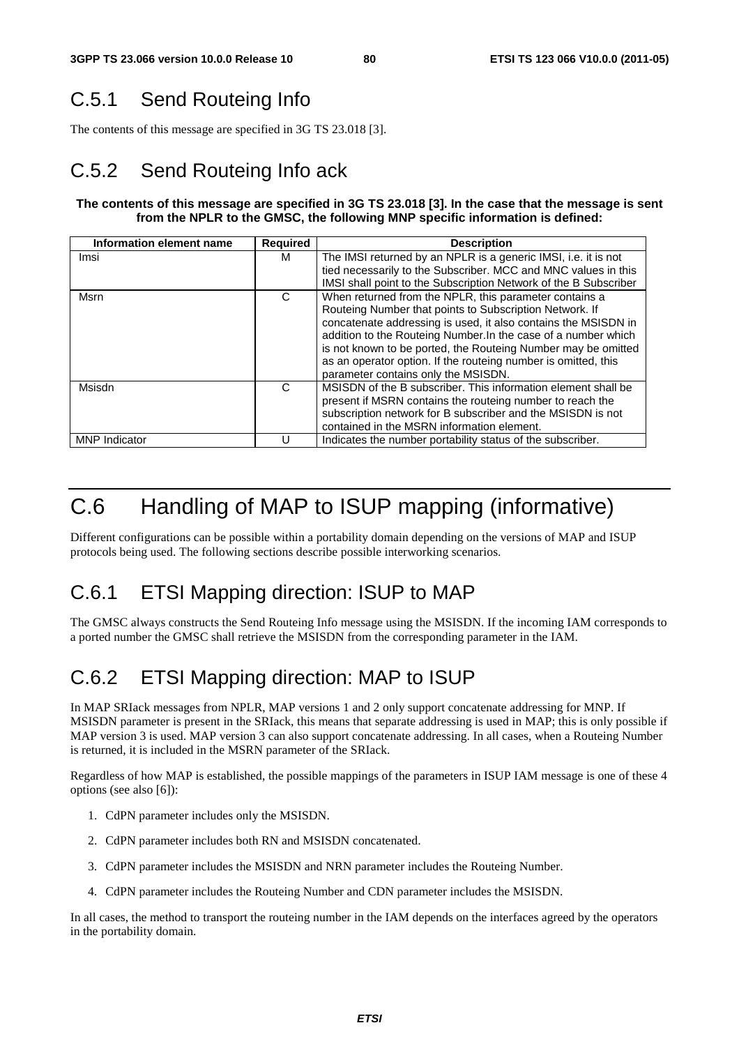## C.5.1 Send Routeing Info

The contents of this message are specified in 3G TS 23.018 [3].

## C.5.2 Send Routeing Info ack

**The contents of this message are specified in 3G TS 23.018 [3]. In the case that the message is sent from the NPLR to the GMSC, the following MNP specific information is defined:**

| Information element name | Required | Description |
|---|---|---|
| Imsi | M | The IMSI returned by an NPLR is a generic IMSI, i.e. it is not tied necessarily to the Subscriber. MCC and MNC values in this IMSI shall point to the Subscription Network of the B Subscriber |
| Msrn | C | When returned from the NPLR, this parameter contains a Routeing Number that points to Subscription Network. If concatenate addressing is used, it also contains the MSISDN in addition to the Routeing Number.In the case of a number which is not known to be ported, the Routeing Number may be omitted as an operator option. If the routeing number is omitted, this parameter contains only the MSISDN. |
| Msisdn | C | MSISDN of the B subscriber. This information element shall be present if MSRN contains the routeing number to reach the subscription network for B subscriber and the MSISDN is not contained in the MSRN information element. |
| MNP Indicator | U | Indicates the number portability status of the subscriber. |

# C.6 Handling of MAP to ISUP mapping (informative)

Different configurations can be possible within a portability domain depending on the versions of MAP and ISUP protocols being used. The following sections describe possible interworking scenarios.

## C.6.1 ETSI Mapping direction: ISUP to MAP

The GMSC always constructs the Send Routeing Info message using the MSISDN. If the incoming IAM corresponds to a ported number the GMSC shall retrieve the MSISDN from the corresponding parameter in the IAM.

## C.6.2 ETSI Mapping direction: MAP to ISUP

In MAP SRIack messages from NPLR, MAP versions 1 and 2 only support concatenate addressing for MNP. If MSISDN parameter is present in the SRIack, this means that separate addressing is used in MAP; this is only possible if MAP version 3 is used. MAP version 3 can also support concatenate addressing. In all cases, when a Routeing Number is returned, it is included in the MSRN parameter of the SRIack.

Regardless of how MAP is established, the possible mappings of the parameters in ISUP IAM message is one of these 4 options (see also [6]):

1. CdPN parameter includes only the MSISDN.
2. CdPN parameter includes both RN and MSISDN concatenated.
3. CdPN parameter includes the MSISDN and NRN parameter includes the Routeing Number.
4. CdPN parameter includes the Routeing Number and CDN parameter includes the MSISDN.

In all cases, the method to transport the routeing number in the IAM depends on the interfaces agreed by the operators in the portability domain.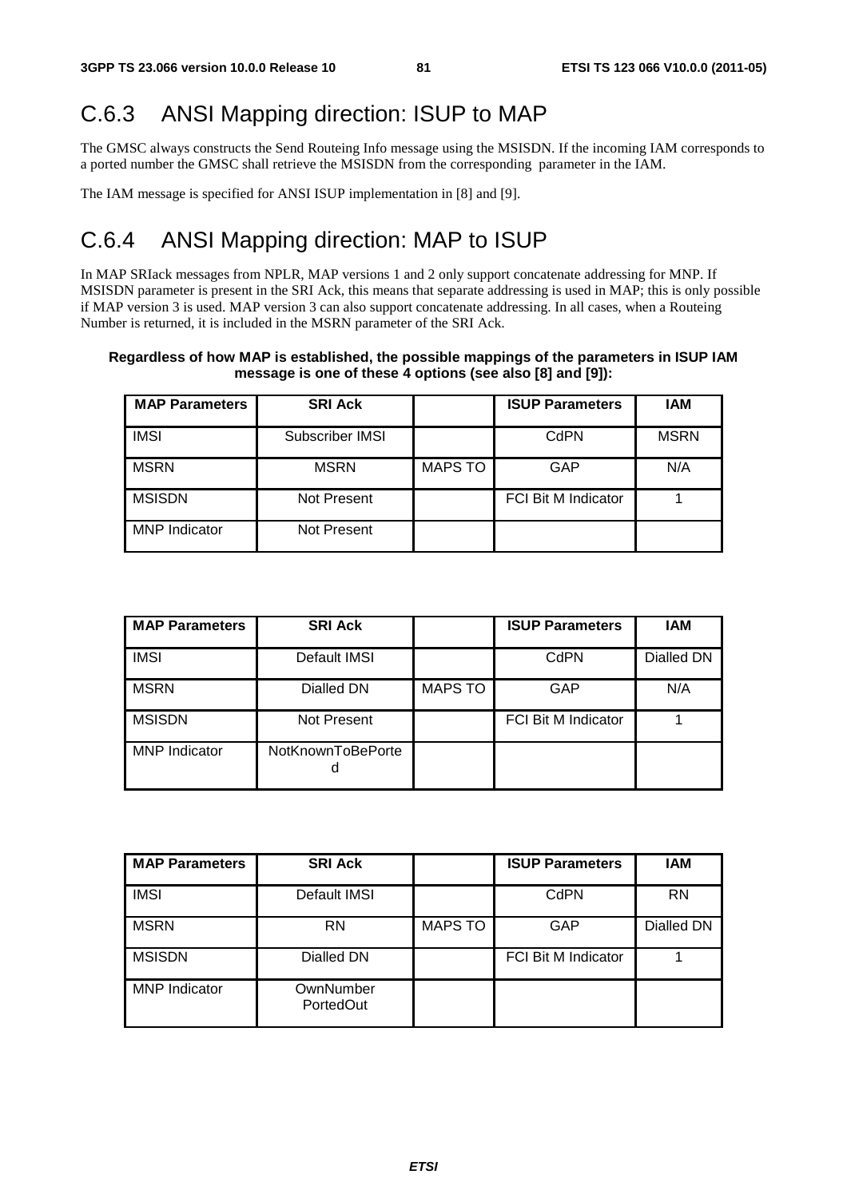## C.6.3 ANSI Mapping direction: ISUP to MAP

The GMSC always constructs the Send Routeing Info message using the MSISDN. If the incoming IAM corresponds to a ported number the GMSC shall retrieve the MSISDN from the corresponding parameter in the IAM.

The IAM message is specified for ANSI ISUP implementation in [8] and [9].

## C.6.4 ANSI Mapping direction: MAP to ISUP

In MAP SRIack messages from NPLR, MAP versions 1 and 2 only support concatenate addressing for MNP. If MSISDN parameter is present in the SRI Ack, this means that separate addressing is used in MAP; this is only possible if MAP version 3 is used. MAP version 3 can also support concatenate addressing. In all cases, when a Routeing Number is returned, it is included in the MSRN parameter of the SRI Ack.

**Regardless of how MAP is established, the possible mappings of the parameters in ISUP IAM message is one of these 4 options (see also [8] and [9]):**

| MAP Parameters | SRI Ack | | ISUP Parameters | IAM |
|---|---|---|---|---|
| IMSI | Subscriber IMSI | | CdPN | MSRN |
| MSRN | MSRN | MAPS TO | GAP | N/A |
| MSISDN | Not Present | | FCI Bit M Indicator | 1 |
| MNP Indicator | Not Present | | | |

| MAP Parameters | SRI Ack | | ISUP Parameters | IAM |
|---|---|---|---|---|
| IMSI | Default IMSI | | CdPN | Dialled DN |
| MSRN | Dialled DN | MAPS TO | GAP | N/A |
| MSISDN | Not Present | | FCI Bit M Indicator | 1 |
| MNP Indicator | NotKnownToBePorted | | | |

| MAP Parameters | SRI Ack | | ISUP Parameters | IAM |
|---|---|---|---|---|
| IMSI | Default IMSI | | CdPN | RN |
| MSRN | RN | MAPS TO | GAP | Dialled DN |
| MSISDN | Dialled DN | | FCI Bit M Indicator | 1 |
| MNP Indicator | OwnNumber PortedOut | | | |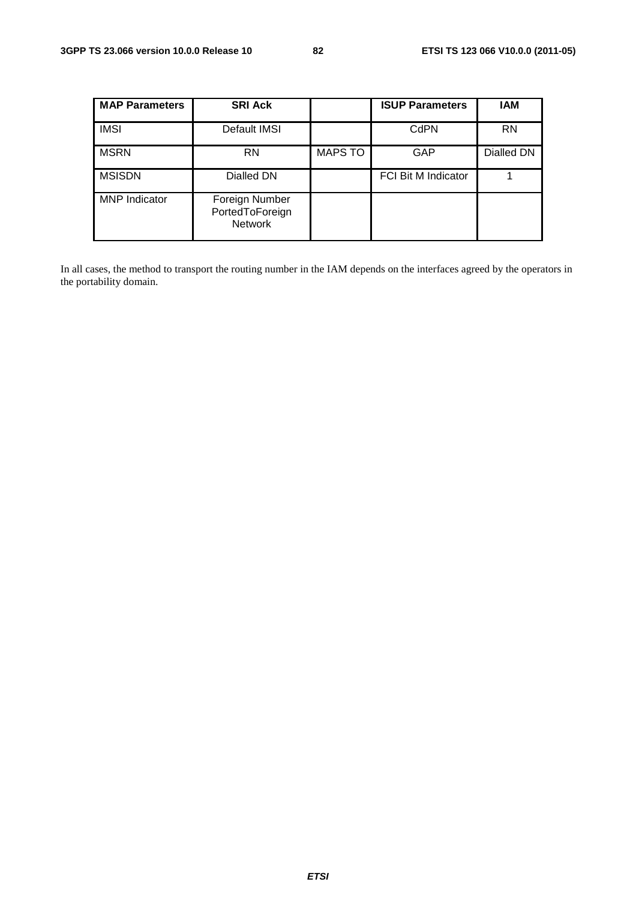| MAP Parameters | SRI Ack | | ISUP Parameters | IAM |
|---|---|---|---|---|
| IMSI | Default IMSI | | CdPN | RN |
| MSRN | RN | MAPS TO | GAP | Dialled DN |
| MSISDN | Dialled DN | | FCI Bit M Indicator | 1 |
| MNP Indicator | Foreign Number PortedToForeign Network | | | |

In all cases, the method to transport the routing number in the IAM depends on the interfaces agreed by the operators in the portability domain.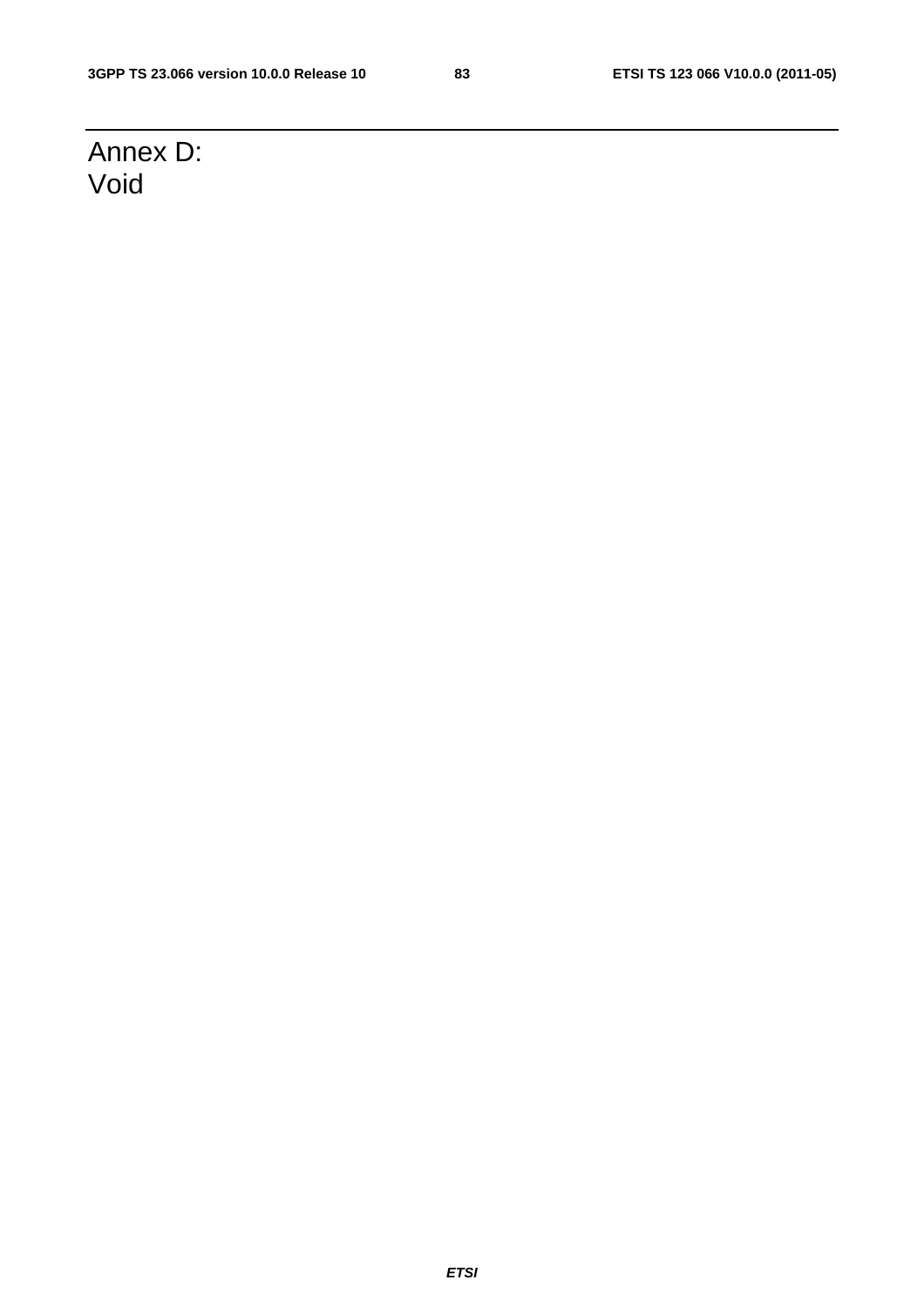# Annex D: Void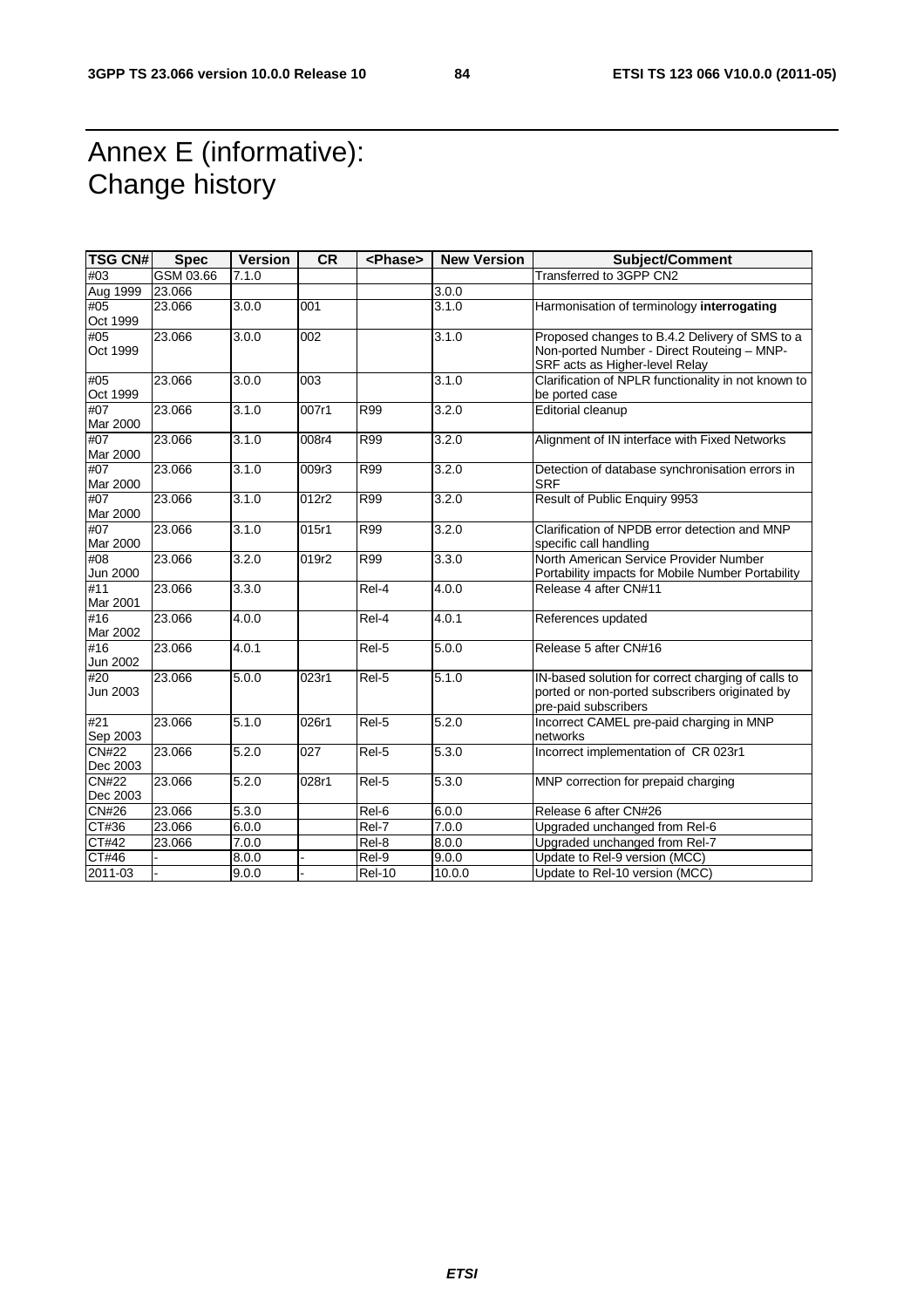# Annex E (informative): Change history

| TSG CN# | Spec | Version | CR | <Phase> | New Version | Subject/Comment |
|---|---|---|---|---|---|---|
| #03 | GSM 03.66 | 7.1.0 | | | | Transferred to 3GPP CN2 |
| Aug 1999 | 23.066 | | | | 3.0.0 | |
| #05 Oct 1999 | 23.066 | 3.0.0 | 001 | | 3.1.0 | Harmonisation of terminology **interrogating** |
| #05 Oct 1999 | 23.066 | 3.0.0 | 002 | | 3.1.0 | Proposed changes to B.4.2 Delivery of SMS to a Non-ported Number - Direct Routeing – MNP-SRF acts as Higher-level Relay |
| #05 Oct 1999 | 23.066 | 3.0.0 | 003 | | 3.1.0 | Clarification of NPLR functionality in not known to be ported case |
| #07 Mar 2000 | 23.066 | 3.1.0 | 007r1 | R99 | 3.2.0 | Editorial cleanup |
| #07 Mar 2000 | 23.066 | 3.1.0 | 008r4 | R99 | 3.2.0 | Alignment of IN interface with Fixed Networks |
| #07 Mar 2000 | 23.066 | 3.1.0 | 009r3 | R99 | 3.2.0 | Detection of database synchronisation errors in SRF |
| #07 Mar 2000 | 23.066 | 3.1.0 | 012r2 | R99 | 3.2.0 | Result of Public Enquiry 9953 |
| #07 Mar 2000 | 23.066 | 3.1.0 | 015r1 | R99 | 3.2.0 | Clarification of NPDB error detection and MNP specific call handling |
| #08 Jun 2000 | 23.066 | 3.2.0 | 019r2 | R99 | 3.3.0 | North American Service Provider Number Portability impacts for Mobile Number Portability |
| #11 Mar 2001 | 23.066 | 3.3.0 | | Rel-4 | 4.0.0 | Release 4 after CN#11 |
| #16 Mar 2002 | 23.066 | 4.0.0 | | Rel-4 | 4.0.1 | References updated |
| #16 Jun 2002 | 23.066 | 4.0.1 | | Rel-5 | 5.0.0 | Release 5 after CN#16 |
| #20 Jun 2003 | 23.066 | 5.0.0 | 023r1 | Rel-5 | 5.1.0 | IN-based solution for correct charging of calls to ported or non-ported subscribers originated by pre-paid subscribers |
| #21 Sep 2003 | 23.066 | 5.1.0 | 026r1 | Rel-5 | 5.2.0 | Incorrect CAMEL pre-paid charging in MNP networks |
| CN#22 Dec 2003 | 23.066 | 5.2.0 | 027 | Rel-5 | 5.3.0 | Incorrect implementation of CR 023r1 |
| CN#22 Dec 2003 | 23.066 | 5.2.0 | 028r1 | Rel-5 | 5.3.0 | MNP correction for prepaid charging |
| CN#26 | 23.066 | 5.3.0 | | Rel-6 | 6.0.0 | Release 6 after CN#26 |
| CT#36 | 23.066 | 6.0.0 | | Rel-7 | 7.0.0 | Upgraded unchanged from Rel-6 |
| CT#42 | 23.066 | 7.0.0 | | Rel-8 | 8.0.0 | Upgraded unchanged from Rel-7 |
| CT#46 | - | 8.0.0 | - | Rel-9 | 9.0.0 | Update to Rel-9 version (MCC) |
| 2011-03 | - | 9.0.0 | - | Rel-10 | 10.0.0 | Update to Rel-10 version (MCC) |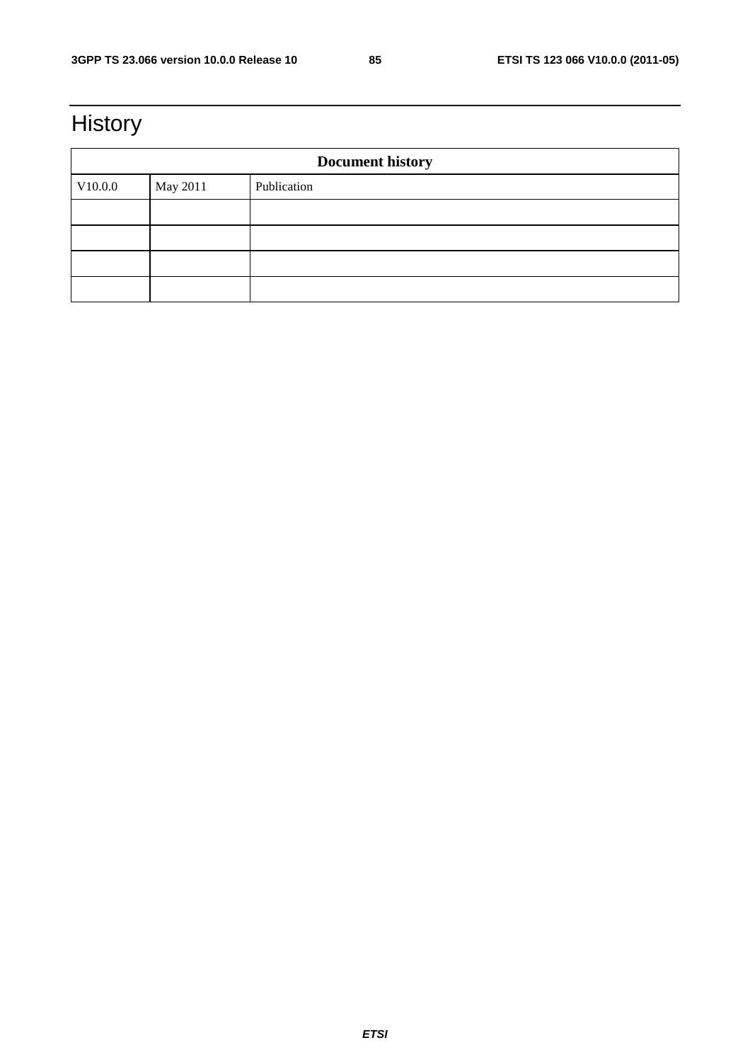# History

| Document history | | |
|---|---|---|
| V10.0.0 | May 2011 | Publication |
| | | |
| | | |
| | | |
| | | |